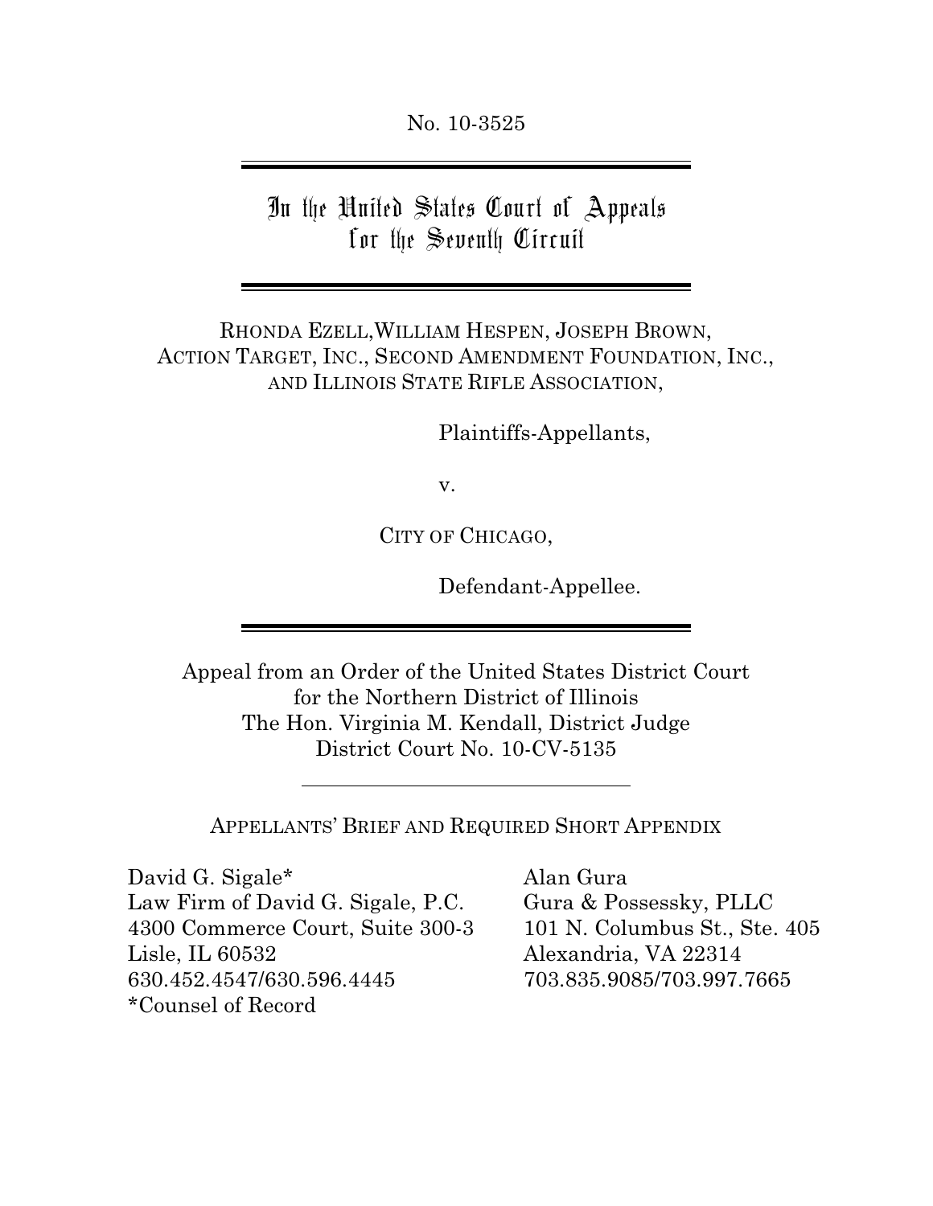No. 10-3525

---

# In the United States Court of Appeals for the Seventh Circuit

---

RHONDA EZELL,WILLIAM HESPEN, JOSEPH BROWN, ACTION TARGET, INC., SECOND AMENDMENT FOUNDATION, INC., AND ILLINOIS STATE RIFLE ASSOCIATION,

Plaintiffs-Appellants,

v.

CITY OF CHICAGO,

Defendant-Appellee.

---

Appeal from an Order of the United States District Court for the Northern District of Illinois
The Hon. Virginia M. Kendall, District Judge
District Court No. 10-CV-5135

---

APPELLANTS' BRIEF AND REQUIRED SHORT APPENDIX

David G. Sigale*
Law Firm of David G. Sigale, P.C.
4300 Commerce Court, Suite 300-3
Lisle, IL 60532
630.452.4547/630.596.4445
*Counsel of Record

Alan Gura
Gura & Possessky, PLLC
101 N. Columbus St., Ste. 405
Alexandria, VA 22314
703.835.9085/703.997.7665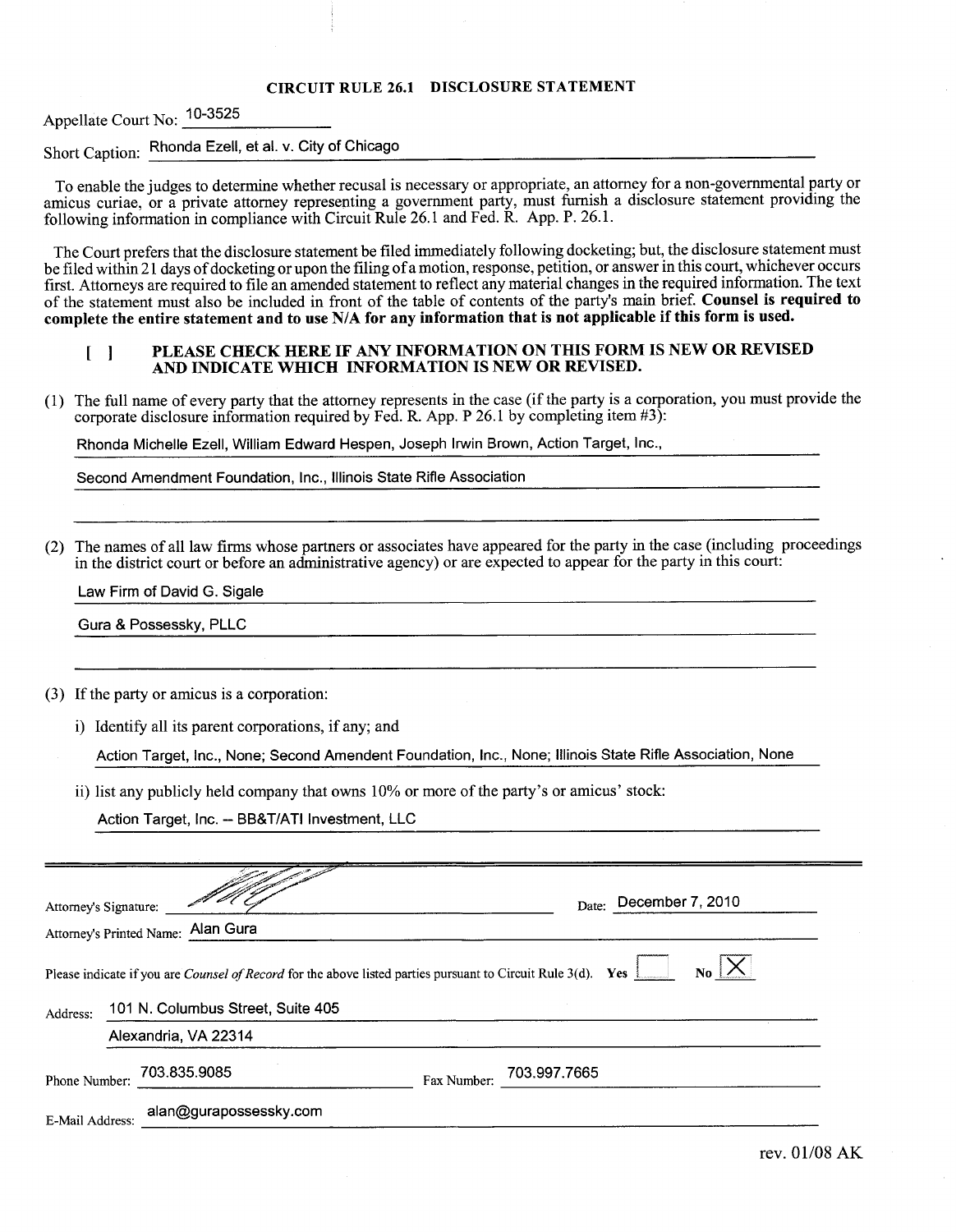## CIRCUIT RULE 26.1 DISCLOSURE STATEMENT

Appellate Court No: 10-3525

Short Caption: Rhonda Ezell, et al. v. City of Chicago

To enable the judges to determine whether recusal is necessary or appropriate, an attorney for a non-governmental party or amicus curiae, or a private attorney representing a government party, must furnish a disclosure statement providing the following information in compliance with Circuit Rule 26.1 and Fed. R. App. P. 26.1.

The Court prefers that the disclosure statement be filed immediately following docketing; but, the disclosure statement must be filed within 21 days of docketing or upon the filing of a motion, response, petition, or answer in this court, whichever occurs first. Attorneys are required to file an amended statement to reflect any material changes in the required information. The text of the statement must also be included in front of the table of contents of the party's main brief. **Counsel is required to complete the entire statement and to use N/A for any information that is not applicable if this form is used.**

[ ] **PLEASE CHECK HERE IF ANY INFORMATION ON THIS FORM IS NEW OR REVISED AND INDICATE WHICH INFORMATION IS NEW OR REVISED.**

(1) The full name of every party that the attorney represents in the case (if the party is a corporation, you must provide the corporate disclosure information required by Fed. R. App. P 26.1 by completing item #3):

Rhonda Michelle Ezell, William Edward Hespen, Joseph Irwin Brown, Action Target, Inc.,

Second Amendment Foundation, Inc., Illinois State Rifle Association

(2) The names of all law firms whose partners or associates have appeared for the party in the case (including proceedings in the district court or before an administrative agency) or are expected to appear for the party in this court:

Law Firm of David G. Sigale

Gura & Possessky, PLLC

(3) If the party or amicus is a corporation:

i) Identify all its parent corporations, if any; and

Action Target, Inc., None; Second Amendent Foundation, Inc., None; Illinois State Rifle Association, None

ii) list any publicly held company that owns 10% or more of the party's or amicus' stock:

Action Target, Inc. -- BB&T/ATI Investment, LLC

---

Attorney's Signature: [signature] Date: December 7, 2010

Attorney's Printed Name: Alan Gura

Please indicate if you are *Counsel of Record* for the above listed parties pursuant to Circuit Rule 3(d). Yes [ ] No [X]

Address: 101 N. Columbus Street, Suite 405

Alexandria, VA 22314

Phone Number: 703.835.9085 Fax Number: 703.997.7665

E-Mail Address: alan@gurapossessky.com

rev. 01/08 AK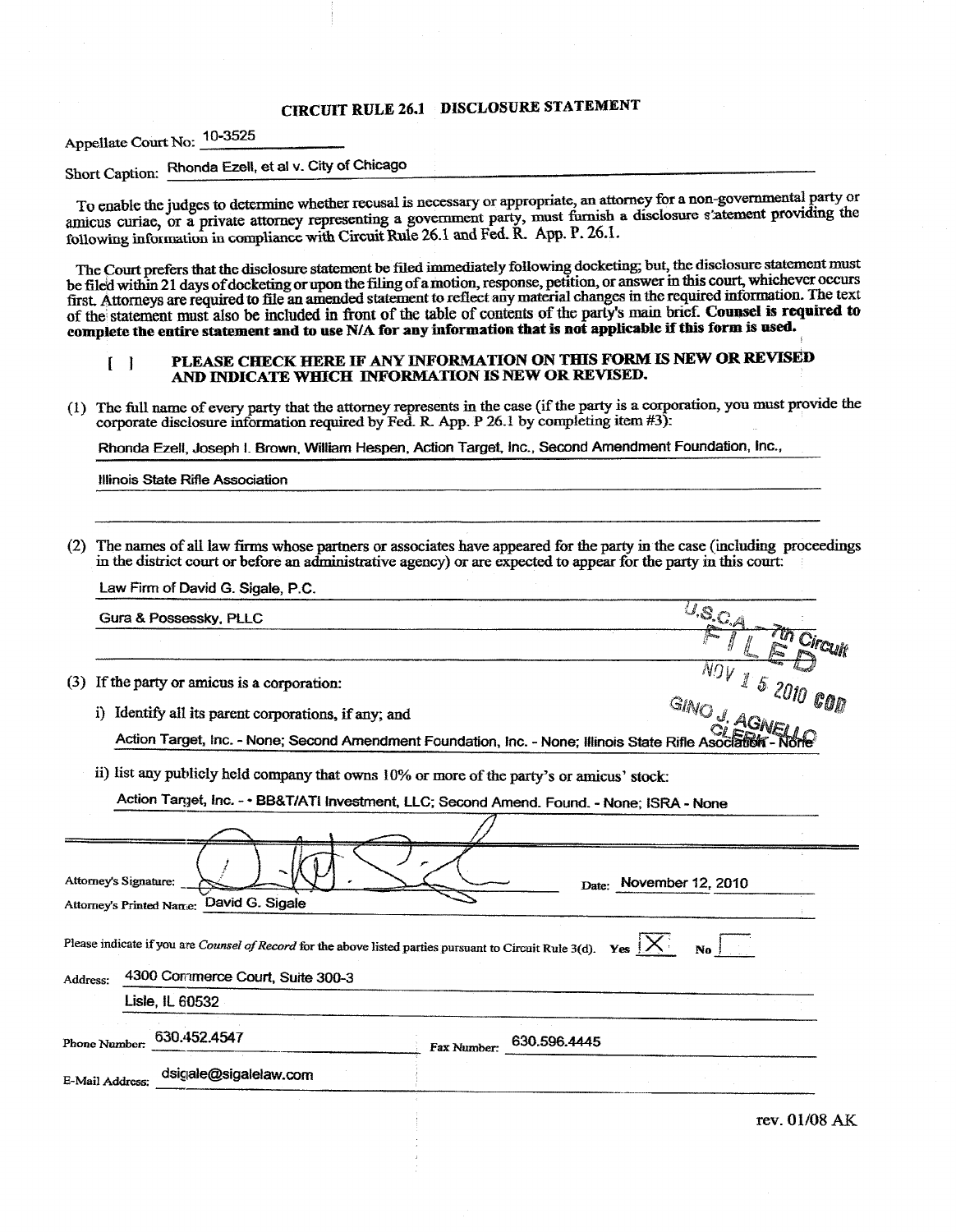## CIRCUIT RULE 26.1 DISCLOSURE STATEMENT

Appellate Court No: 10-3525

Short Caption: Rhonda Ezell, et al v. City of Chicago

To enable the judges to determine whether recusal is necessary or appropriate, an attorney for a non-governmental party or amicus curiae, or a private attorney representing a government party, must furnish a disclosure statement providing the following information in compliance with Circuit Rule 26.1 and Fed. R. App. P. 26.1.

The Court prefers that the disclosure statement be filed immediately following docketing; but, the disclosure statement must be filed within 21 days of docketing or upon the filing of a motion, response, petition, or answer in this court, whichever occurs first. Attorneys are required to file an amended statement to reflect any material changes in the required information. The text of the statement must also be included in front of the table of contents of the party's main brief. **Counsel is required to complete the entire statement and to use N/A for any information that is not applicable if this form is used.**

[ ] **PLEASE CHECK HERE IF ANY INFORMATION ON THIS FORM IS NEW OR REVISED AND INDICATE WHICH INFORMATION IS NEW OR REVISED.**

(1) The full name of every party that the attorney represents in the case (if the party is a corporation, you must provide the corporate disclosure information required by Fed. R. App. P 26.1 by completing item #3):

Rhonda Ezell, Joseph I. Brown, William Hespen, Action Target, Inc., Second Amendment Foundation, Inc., Illinois State Rifle Association

(2) The names of all law firms whose partners or associates have appeared for the party in the case (including proceedings in the district court or before an administrative agency) or are expected to appear for the party in this court:

Law Firm of David G. Sigale, P.C.

Gura & Possessky, PLLC

U.S.C.A. — 7th Circuit
FILED
NOV 15 2010 COD
GINO J. AGNELLO
CLERK

(3) If the party or amicus is a corporation:

i) Identify all its parent corporations, if any; and

Action Target, Inc. - None; Second Amendment Foundation, Inc. - None; Illinois State Rifle Association - None

ii) list any publicly held company that owns 10% or more of the party's or amicus' stock:

Action Target, Inc. - - BB&T/ATI Investment, LLC; Second Amend. Found. - None; ISRA - None

Attorney's Signature: [signature] Date: November 12, 2010

Attorney's Printed Name: David G. Sigale

Please indicate if you are *Counsel of Record* for the above listed parties pursuant to Circuit Rule 3(d). Yes [X] No [ ]

Address: 4300 Commerce Court, Suite 300-3
Lisle, IL 60532

Phone Number: 630.452.4547 Fax Number: 630.596.4445

E-Mail Address: dsigale@sigalelaw.com

rev. 01/08 AK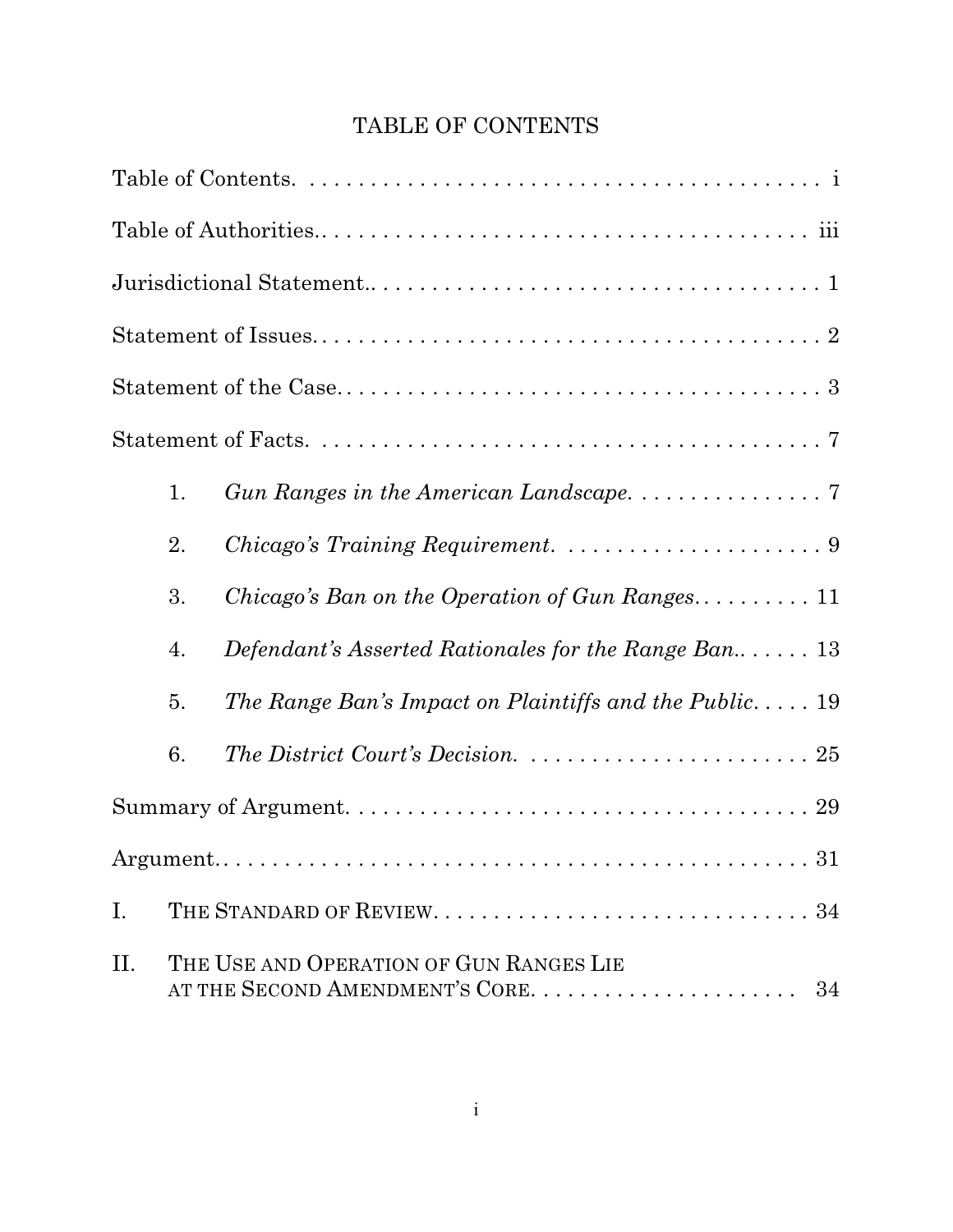# TABLE OF CONTENTS

Table of Contents. . . . . . . . . . . . . . . . . . . . . . . . . . . . . . . . . . . . . . . . . . . . i

Table of Authorities.. . . . . . . . . . . . . . . . . . . . . . . . . . . . . . . . . . . . . . . . . iii

Jurisdictional Statement.. . . . . . . . . . . . . . . . . . . . . . . . . . . . . . . . . . . . . 1

Statement of Issues. . . . . . . . . . . . . . . . . . . . . . . . . . . . . . . . . . . . . . . . . . 2

Statement of the Case. . . . . . . . . . . . . . . . . . . . . . . . . . . . . . . . . . . . . . . . 3

Statement of Facts. . . . . . . . . . . . . . . . . . . . . . . . . . . . . . . . . . . . . . . . . . . 7

1. *Gun Ranges in the American Landscape*. . . . . . . . . . . . . . . . 7

2. *Chicago's Training Requirement*. . . . . . . . . . . . . . . . . . . . . . 9

3. *Chicago's Ban on the Operation of Gun Ranges*. . . . . . . . . . 11

4. *Defendant's Asserted Rationales for the Range Ban*.. . . . . . 13

5. *The Range Ban's Impact on Plaintiffs and the Public*. . . . . 19

6. *The District Court's Decision*. . . . . . . . . . . . . . . . . . . . . . . . 25

Summary of Argument. . . . . . . . . . . . . . . . . . . . . . . . . . . . . . . . . . . . . . . 29

Argument.. . . . . . . . . . . . . . . . . . . . . . . . . . . . . . . . . . . . . . . . . . . . . . . . 31

I. THE STANDARD OF REVIEW. . . . . . . . . . . . . . . . . . . . . . . . . . . . . . . 34

II. THE USE AND OPERATION OF GUN RANGES LIE AT THE SECOND AMENDMENT'S CORE. . . . . . . . . . . . . . . . . . . . . . 34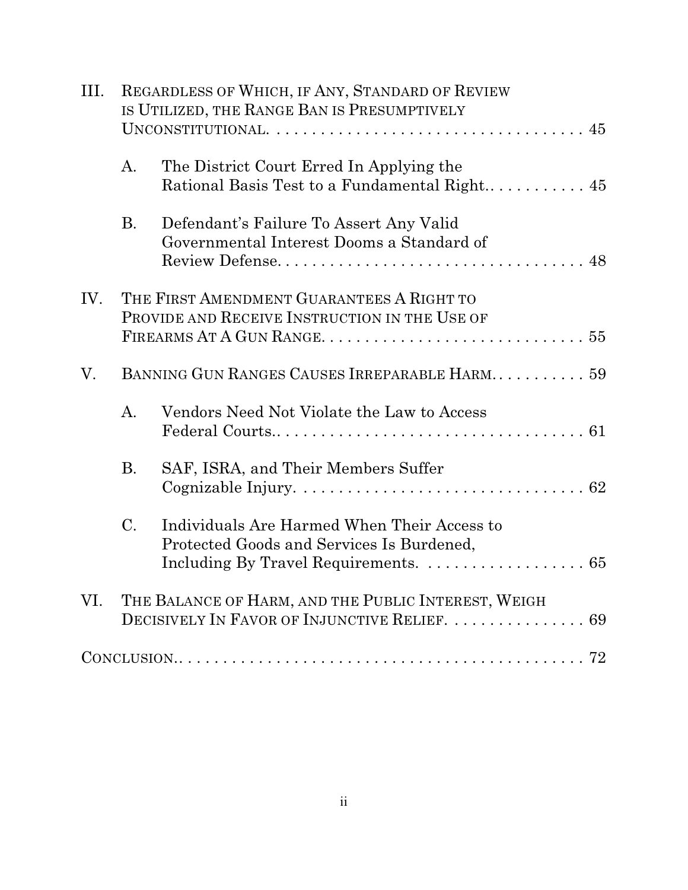III. REGARDLESS OF WHICH, IF ANY, STANDARD OF REVIEW IS UTILIZED, THE RANGE BAN IS PRESUMPTIVELY UNCONSTITUTIONAL. . . . . . . . . . . . . . . . . . . . . . . . . . . . . . . . . . . . 45

A. The District Court Erred In Applying the Rational Basis Test to a Fundamental Right. . . . . . . . . . . . 45

B. Defendant's Failure To Assert Any Valid Governmental Interest Dooms a Standard of Review Defense. . . . . . . . . . . . . . . . . . . . . . . . . . . . . . . . . . . 48

IV. THE FIRST AMENDMENT GUARANTEES A RIGHT TO PROVIDE AND RECEIVE INSTRUCTION IN THE USE OF FIREARMS AT A GUN RANGE. . . . . . . . . . . . . . . . . . . . . . . . . . . . . . 55

V. BANNING GUN RANGES CAUSES IRREPARABLE HARM. . . . . . . . . . . 59

A. Vendors Need Not Violate the Law to Access Federal Courts.. . . . . . . . . . . . . . . . . . . . . . . . . . . . . . . . . . 61

B. SAF, ISRA, and Their Members Suffer Cognizable Injury. . . . . . . . . . . . . . . . . . . . . . . . . . . . . . . . 62

C. Individuals Are Harmed When Their Access to Protected Goods and Services Is Burdened, Including By Travel Requirements. . . . . . . . . . . . . . . . . . . 65

VI. THE BALANCE OF HARM, AND THE PUBLIC INTEREST, WEIGH DECISIVELY IN FAVOR OF INJUNCTIVE RELIEF. . . . . . . . . . . . . . . . 69

CONCLUSION.. . . . . . . . . . . . . . . . . . . . . . . . . . . . . . . . . . . . . . . . . . . . . . 72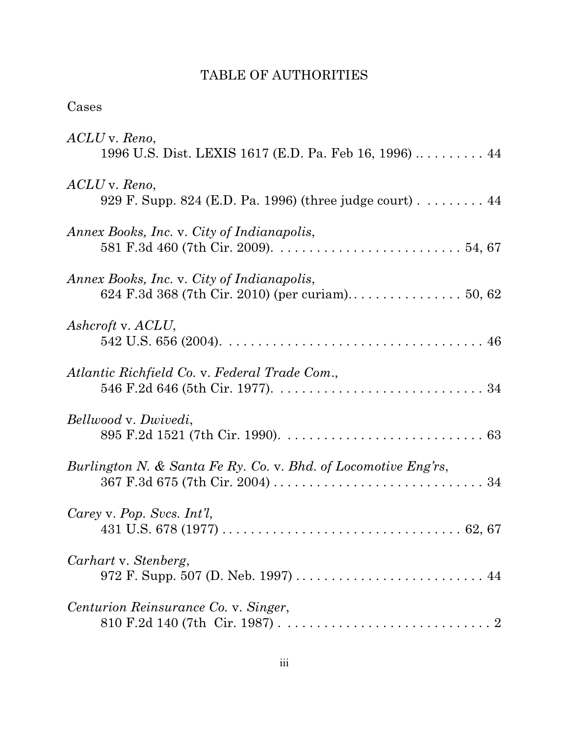# TABLE OF AUTHORITIES

Cases

*ACLU* v. *Reno*,
1996 U.S. Dist. LEXIS 1617 (E.D. Pa. Feb 16, 1996) .......... 44

*ACLU* v. *Reno*,
929 F. Supp. 824 (E.D. Pa. 1996) (three judge court) ......... 44

*Annex Books, Inc.* v. *City of Indianapolis*,
581 F.3d 460 (7th Cir. 2009). ......................... 54, 67

*Annex Books, Inc.* v. *City of Indianapolis*,
624 F.3d 368 (7th Cir. 2010) (per curiam)................ 50, 62

*Ashcroft* v. *ACLU*,
542 U.S. 656 (2004). ................................... 46

*Atlantic Richfield Co.* v. *Federal Trade Com.*,
546 F.2d 646 (5th Cir. 1977). ............................ 34

*Bellwood* v. *Dwivedi*,
895 F.2d 1521 (7th Cir. 1990). ........................... 63

*Burlington N. & Santa Fe Ry. Co.* v. *Bhd. of Locomotive Eng'rs*,
367 F.3d 675 (7th Cir. 2004) ............................ 34

*Carey* v. *Pop. Svcs. Int'l*,
431 U.S. 678 (1977) ............................... 62, 67

*Carhart* v. *Stenberg*,
972 F. Supp. 507 (D. Neb. 1997) ......................... 44

*Centurion Reinsurance Co.* v. *Singer*,
810 F.2d 140 (7th Cir. 1987) ............................ 2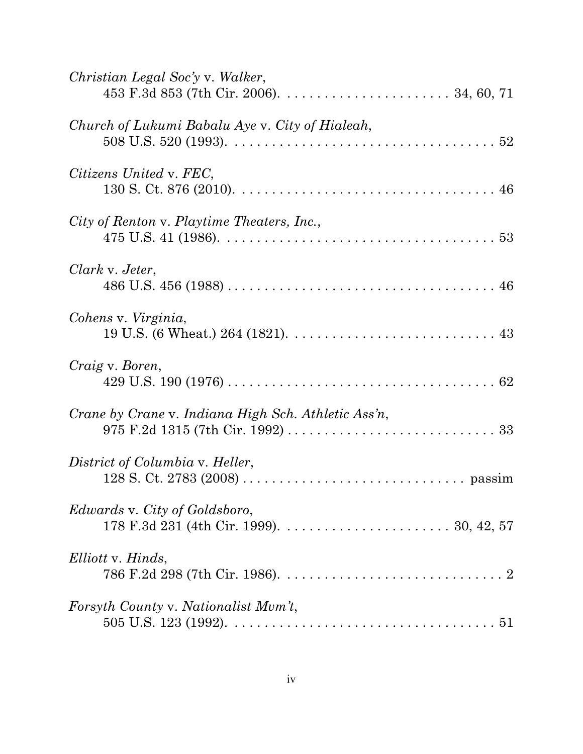*Christian Legal Soc'y* v. *Walker*,
453 F.3d 853 (7th Cir. 2006). . . . . . . . . . . . . . . . . . . . . . . 34, 60, 71

*Church of Lukumi Babalu Aye* v. *City of Hialeah*,
508 U.S. 520 (1993). . . . . . . . . . . . . . . . . . . . . . . . . . . . . . . . . . . 52

*Citizens United* v. *FEC*,
130 S. Ct. 876 (2010). . . . . . . . . . . . . . . . . . . . . . . . . . . . . . . . . . 46

*City of Renton* v. *Playtime Theaters, Inc.*,
475 U.S. 41 (1986). . . . . . . . . . . . . . . . . . . . . . . . . . . . . . . . . . . . 53

*Clark* v. *Jeter*,
486 U.S. 456 (1988) . . . . . . . . . . . . . . . . . . . . . . . . . . . . . . . . . . . 46

*Cohens* v. *Virginia*,
19 U.S. (6 Wheat.) 264 (1821). . . . . . . . . . . . . . . . . . . . . . . . . . . . 43

*Craig* v. *Boren*,
429 U.S. 190 (1976) . . . . . . . . . . . . . . . . . . . . . . . . . . . . . . . . . . . 62

*Crane by Crane* v. *Indiana High Sch. Athletic Ass'n*,
975 F.2d 1315 (7th Cir. 1992) . . . . . . . . . . . . . . . . . . . . . . . . . . . 33

*District of Columbia* v. *Heller*,
128 S. Ct. 2783 (2008) . . . . . . . . . . . . . . . . . . . . . . . . . . . . . passim

*Edwards* v. *City of Goldsboro*,
178 F.3d 231 (4th Cir. 1999). . . . . . . . . . . . . . . . . . . . . . . 30, 42, 57

*Elliott* v. *Hinds*,
786 F.2d 298 (7th Cir. 1986). . . . . . . . . . . . . . . . . . . . . . . . . . . . . . 2

*Forsyth County* v. *Nationalist Mvm't*,
505 U.S. 123 (1992). . . . . . . . . . . . . . . . . . . . . . . . . . . . . . . . . . . 51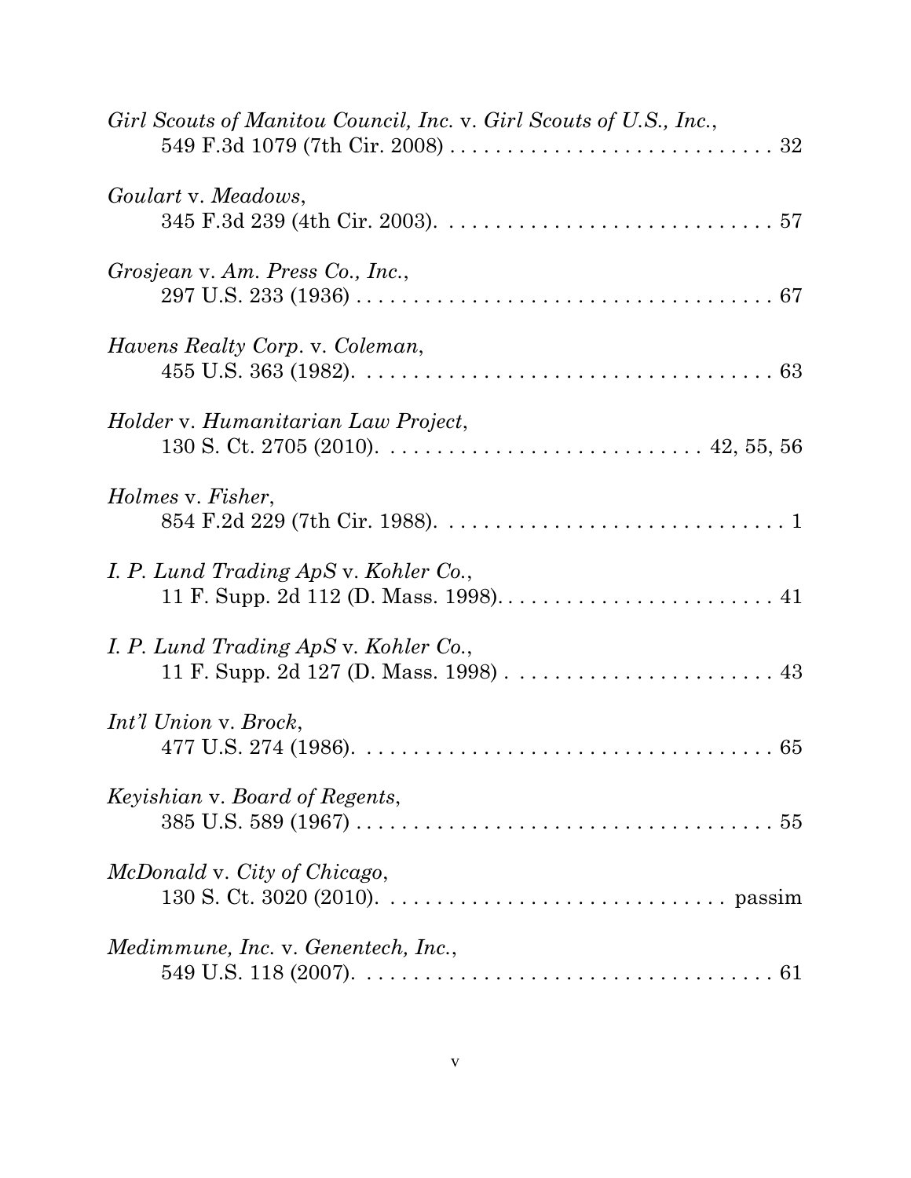*Girl Scouts of Manitou Council, Inc.* v. *Girl Scouts of U.S., Inc.*,
549 F.3d 1079 (7th Cir. 2008) . . . . . . . . . . . . . . . . . . . . . . . . . . . . 32

*Goulart* v. *Meadows*,
345 F.3d 239 (4th Cir. 2003). . . . . . . . . . . . . . . . . . . . . . . . . . . . . 57

*Grosjean* v. *Am. Press Co., Inc.*,
297 U.S. 233 (1936) . . . . . . . . . . . . . . . . . . . . . . . . . . . . . . . . . . . 67

*Havens Realty Corp*. v. *Coleman*,
455 U.S. 363 (1982). . . . . . . . . . . . . . . . . . . . . . . . . . . . . . . . . . . 63

*Holder* v. *Humanitarian Law Project*,
130 S. Ct. 2705 (2010). . . . . . . . . . . . . . . . . . . . . . . . . . . 42, 55, 56

*Holmes* v. *Fisher*,
854 F.2d 229 (7th Cir. 1988). . . . . . . . . . . . . . . . . . . . . . . . . . . . . . 1

*I. P. Lund Trading ApS* v. *Kohler Co.*,
11 F. Supp. 2d 112 (D. Mass. 1998). . . . . . . . . . . . . . . . . . . . . . . . 41

*I. P. Lund Trading ApS* v. *Kohler Co.*,
11 F. Supp. 2d 127 (D. Mass. 1998) . . . . . . . . . . . . . . . . . . . . . . . 43

*Int'l Union* v. *Brock*,
477 U.S. 274 (1986). . . . . . . . . . . . . . . . . . . . . . . . . . . . . . . . . . . 65

*Keyishian* v. *Board of Regents*,
385 U.S. 589 (1967) . . . . . . . . . . . . . . . . . . . . . . . . . . . . . . . . . . . 55

*McDonald* v. *City of Chicago*,
130 S. Ct. 3020 (2010). . . . . . . . . . . . . . . . . . . . . . . . . . . . . . passim

*Medimmune, Inc.* v. *Genentech, Inc.*,
549 U.S. 118 (2007). . . . . . . . . . . . . . . . . . . . . . . . . . . . . . . . . . . 61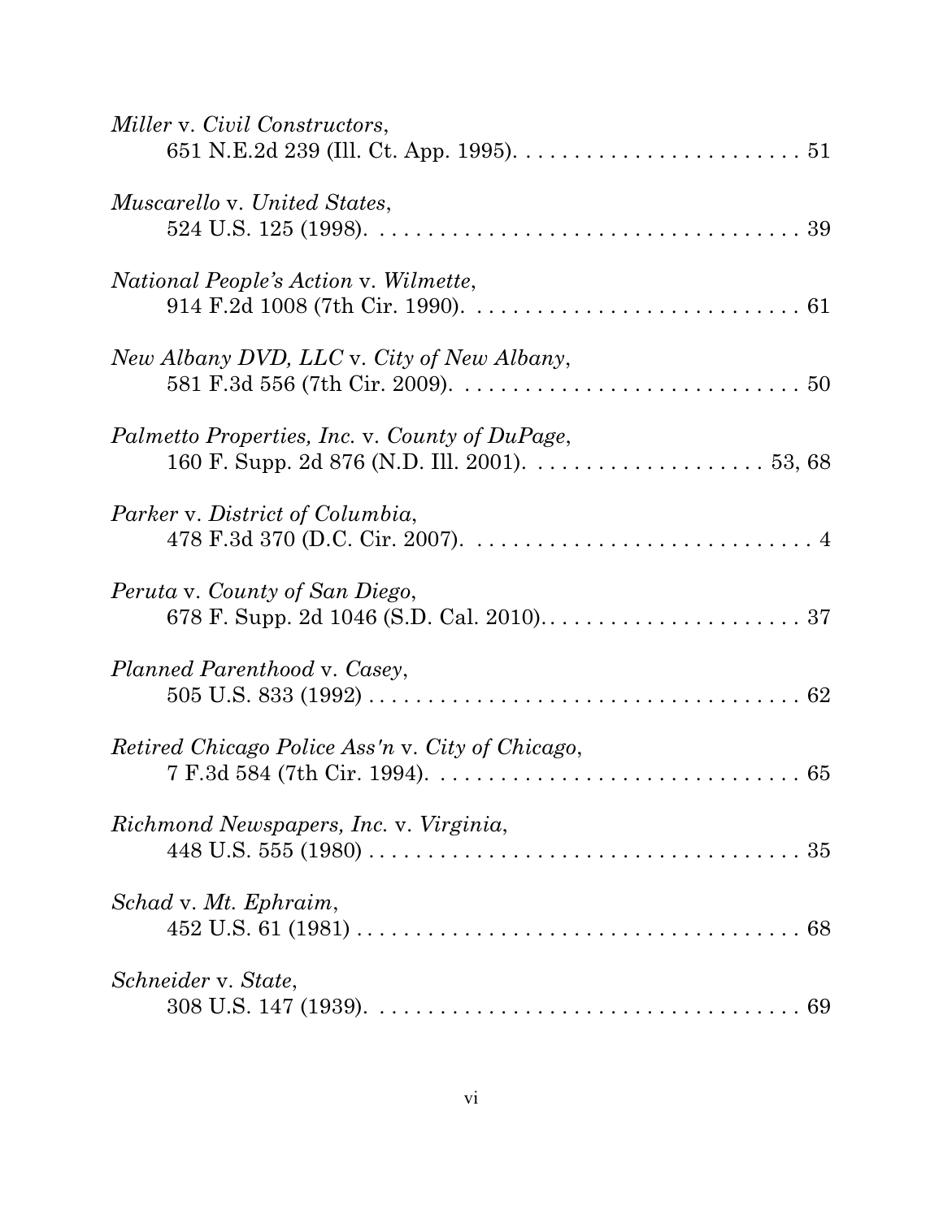*Miller* v. *Civil Constructors*,
651 N.E.2d 239 (Ill. Ct. App. 1995). . . . . . . . . . . . . . . . . . . . . . . . 51

*Muscarello* v. *United States*,
524 U.S. 125 (1998). . . . . . . . . . . . . . . . . . . . . . . . . . . . . . . . . . . 39

*National People's Action* v. *Wilmette*,
914 F.2d 1008 (7th Cir. 1990). . . . . . . . . . . . . . . . . . . . . . . . . . . 61

*New Albany DVD, LLC* v. *City of New Albany*,
581 F.3d 556 (7th Cir. 2009). . . . . . . . . . . . . . . . . . . . . . . . . . . . 50

*Palmetto Properties, Inc.* v. *County of DuPage*,
160 F. Supp. 2d 876 (N.D. Ill. 2001). . . . . . . . . . . . . . . . . . . . 53, 68

*Parker* v. *District of Columbia*,
478 F.3d 370 (D.C. Cir. 2007). . . . . . . . . . . . . . . . . . . . . . . . . . . . 4

*Peruta* v. *County of San Diego*,
678 F. Supp. 2d 1046 (S.D. Cal. 2010). . . . . . . . . . . . . . . . . . . . . . 37

*Planned Parenthood* v. *Casey*,
505 U.S. 833 (1992) . . . . . . . . . . . . . . . . . . . . . . . . . . . . . . . . . . 62

*Retired Chicago Police Ass'n* v. *City of Chicago*,
7 F.3d 584 (7th Cir. 1994). . . . . . . . . . . . . . . . . . . . . . . . . . . . . . 65

*Richmond Newspapers, Inc.* v. *Virginia*,
448 U.S. 555 (1980) . . . . . . . . . . . . . . . . . . . . . . . . . . . . . . . . . . 35

*Schad* v. *Mt. Ephraim*,
452 U.S. 61 (1981) . . . . . . . . . . . . . . . . . . . . . . . . . . . . . . . . . . . 68

*Schneider* v. *State*,
308 U.S. 147 (1939). . . . . . . . . . . . . . . . . . . . . . . . . . . . . . . . . . . 69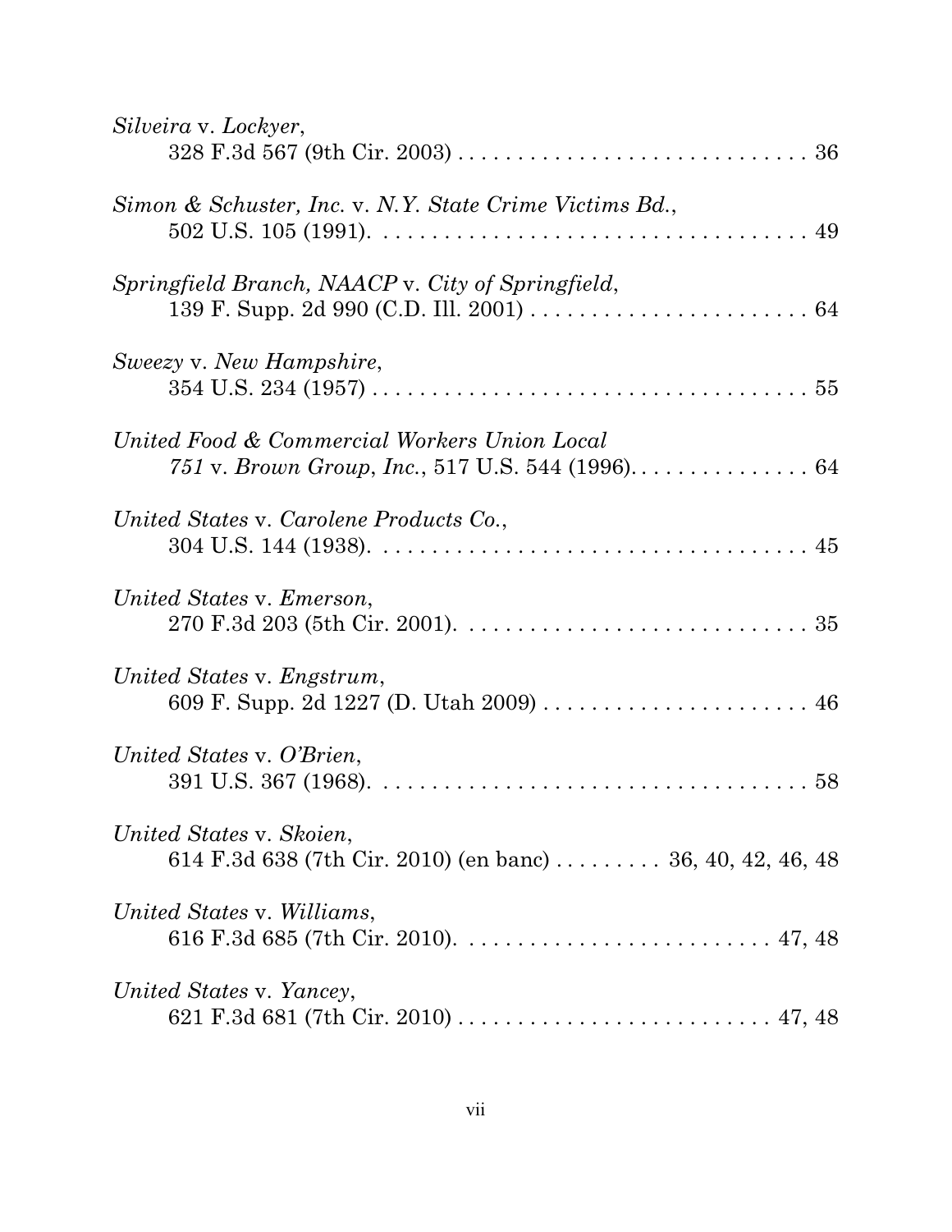*Silveira* v. *Lockyer*,
328 F.3d 567 (9th Cir. 2003) . . . . . . . . . . . . . . . . . . . . . . . . . . . . . 36

*Simon & Schuster, Inc.* v. *N.Y. State Crime Victims Bd.*,
502 U.S. 105 (1991). . . . . . . . . . . . . . . . . . . . . . . . . . . . . . . . . . . 49

*Springfield Branch, NAACP* v. *City of Springfield*,
139 F. Supp. 2d 990 (C.D. Ill. 2001) . . . . . . . . . . . . . . . . . . . . . . . 64

*Sweezy* v. *New Hampshire*,
354 U.S. 234 (1957) . . . . . . . . . . . . . . . . . . . . . . . . . . . . . . . . . . . 55

*United Food & Commercial Workers Union Local 751* v. *Brown Group, Inc.*, 517 U.S. 544 (1996). . . . . . . . . . . . . . . 64

*United States* v. *Carolene Products Co.*,
304 U.S. 144 (1938). . . . . . . . . . . . . . . . . . . . . . . . . . . . . . . . . . . 45

*United States* v. *Emerson*,
270 F.3d 203 (5th Cir. 2001). . . . . . . . . . . . . . . . . . . . . . . . . . . . . 35

*United States* v. *Engstrum*,
609 F. Supp. 2d 1227 (D. Utah 2009) . . . . . . . . . . . . . . . . . . . . . . 46

*United States* v. *O'Brien*,
391 U.S. 367 (1968). . . . . . . . . . . . . . . . . . . . . . . . . . . . . . . . . . . 58

*United States* v. *Skoien*,
614 F.3d 638 (7th Cir. 2010) (en banc) . . . . . . . . . 36, 40, 42, 46, 48

*United States* v. *Williams*,
616 F.3d 685 (7th Cir. 2010). . . . . . . . . . . . . . . . . . . . . . . . . . 47, 48

*United States* v. *Yancey*,
621 F.3d 681 (7th Cir. 2010) . . . . . . . . . . . . . . . . . . . . . . . . . . 47, 48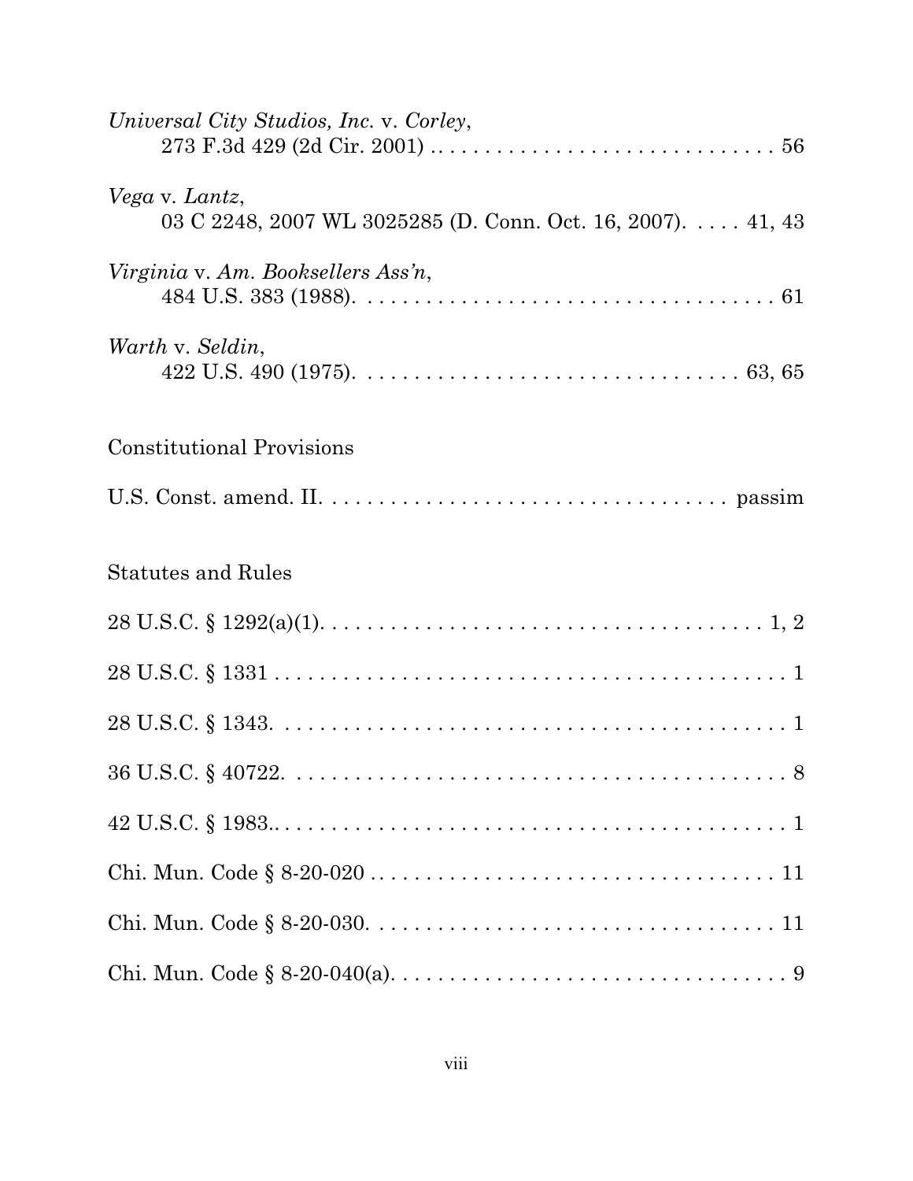*Universal City Studios, Inc.* v. *Corley*,
273 F.3d 429 (2d Cir. 2001) . . . . . . . . . . . . . . . . . . . . . . . . . . . . . 56

*Vega* v. *Lantz*,
03 C 2248, 2007 WL 3025285 (D. Conn. Oct. 16, 2007). . . . . 41, 43

*Virginia* v. *Am. Booksellers Ass'n*,
484 U.S. 383 (1988). . . . . . . . . . . . . . . . . . . . . . . . . . . . . . . . . . 61

*Warth* v. *Seldin*,
422 U.S. 490 (1975). . . . . . . . . . . . . . . . . . . . . . . . . . . . . . . . 63, 65

Constitutional Provisions

U.S. Const. amend. II. . . . . . . . . . . . . . . . . . . . . . . . . . . . . . . . . . passim

Statutes and Rules

28 U.S.C. § 1292(a)(1). . . . . . . . . . . . . . . . . . . . . . . . . . . . . . . . . . . . . . 1, 2

28 U.S.C. § 1331 . . . . . . . . . . . . . . . . . . . . . . . . . . . . . . . . . . . . . . . . . . 1

28 U.S.C. § 1343. . . . . . . . . . . . . . . . . . . . . . . . . . . . . . . . . . . . . . . . . . 1

36 U.S.C. § 40722. . . . . . . . . . . . . . . . . . . . . . . . . . . . . . . . . . . . . . . . . 8

42 U.S.C. § 1983.. . . . . . . . . . . . . . . . . . . . . . . . . . . . . . . . . . . . . . . . . 1

Chi. Mun. Code § 8-20-020 . . . . . . . . . . . . . . . . . . . . . . . . . . . . . . . . . 11

Chi. Mun. Code § 8-20-030. . . . . . . . . . . . . . . . . . . . . . . . . . . . . . . . . . 11

Chi. Mun. Code § 8-20-040(a). . . . . . . . . . . . . . . . . . . . . . . . . . . . . . . . 9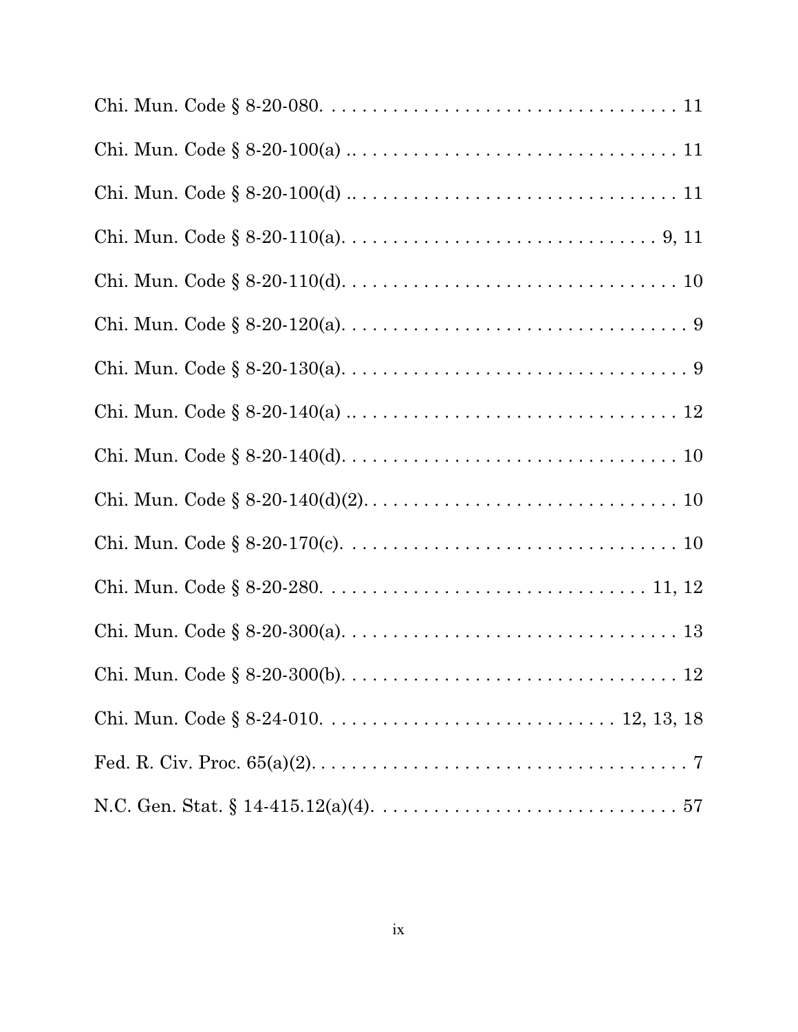Chi. Mun. Code § 8-20-080. . . . . . . . . . . . . . . . . . . . . . . . . . . . . . . . . . . 11

Chi. Mun. Code § 8-20-100(a) .. . . . . . . . . . . . . . . . . . . . . . . . . . . . . . . . 11

Chi. Mun. Code § 8-20-100(d) .. . . . . . . . . . . . . . . . . . . . . . . . . . . . . . . . 11

Chi. Mun. Code § 8-20-110(a). . . . . . . . . . . . . . . . . . . . . . . . . . . . . . 9, 11

Chi. Mun. Code § 8-20-110(d). . . . . . . . . . . . . . . . . . . . . . . . . . . . . . . . 10

Chi. Mun. Code § 8-20-120(a). . . . . . . . . . . . . . . . . . . . . . . . . . . . . . . . . 9

Chi. Mun. Code § 8-20-130(a). . . . . . . . . . . . . . . . . . . . . . . . . . . . . . . . . 9

Chi. Mun. Code § 8-20-140(a) .. . . . . . . . . . . . . . . . . . . . . . . . . . . . . . . 12

Chi. Mun. Code § 8-20-140(d). . . . . . . . . . . . . . . . . . . . . . . . . . . . . . . . 10

Chi. Mun. Code § 8-20-140(d)(2). . . . . . . . . . . . . . . . . . . . . . . . . . . . . . 10

Chi. Mun. Code § 8-20-170(c). . . . . . . . . . . . . . . . . . . . . . . . . . . . . . . . 10

Chi. Mun. Code § 8-20-280. . . . . . . . . . . . . . . . . . . . . . . . . . . . . . . 11, 12

Chi. Mun. Code § 8-20-300(a). . . . . . . . . . . . . . . . . . . . . . . . . . . . . . . . 13

Chi. Mun. Code § 8-20-300(b). . . . . . . . . . . . . . . . . . . . . . . . . . . . . . . . 12

Chi. Mun. Code § 8-24-010. . . . . . . . . . . . . . . . . . . . . . . . . . . . . 12, 13, 18

Fed. R. Civ. Proc. 65(a)(2). . . . . . . . . . . . . . . . . . . . . . . . . . . . . . . . . . . 7

N.C. Gen. Stat. § 14-415.12(a)(4). . . . . . . . . . . . . . . . . . . . . . . . . . . . . 57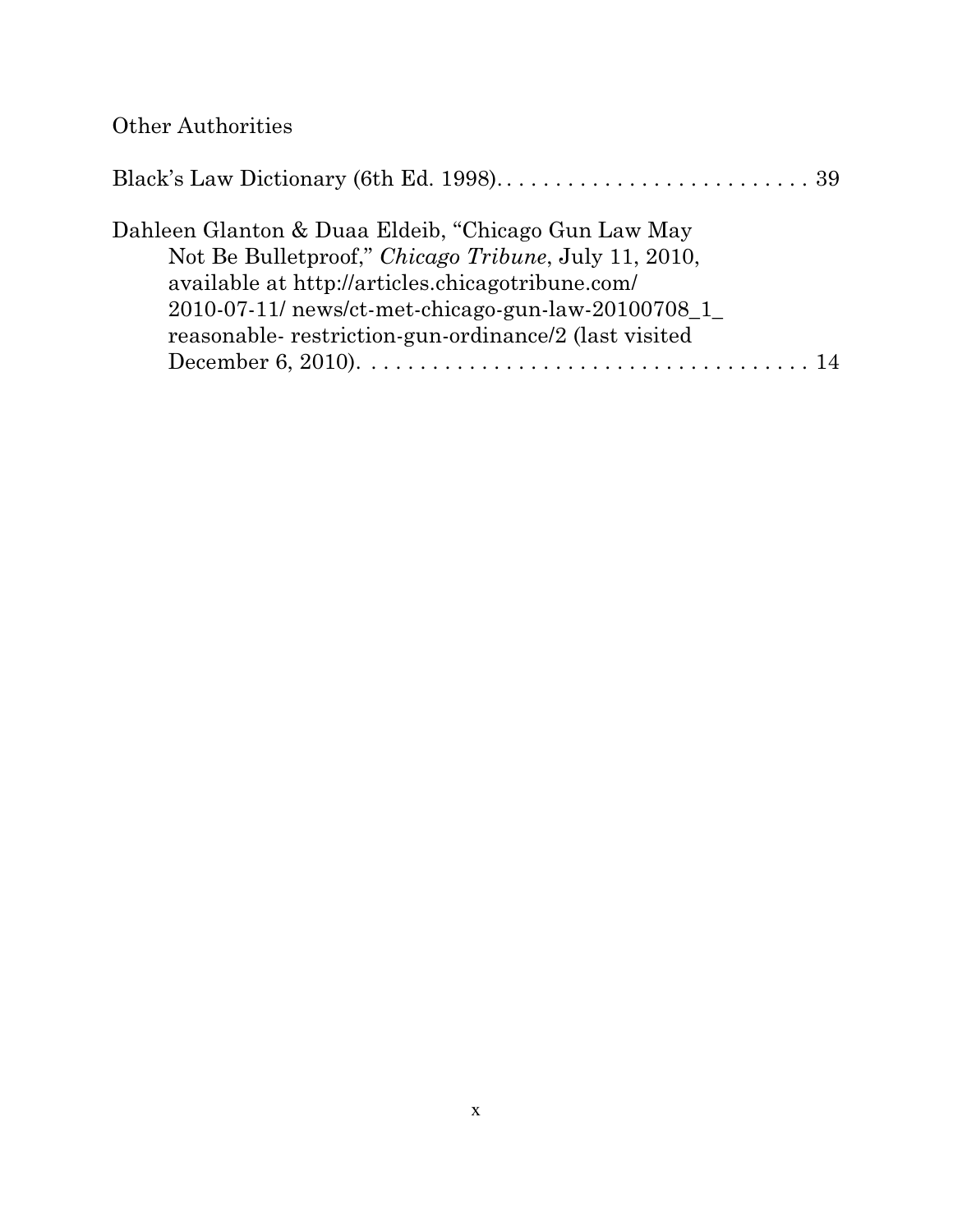Other Authorities

Black's Law Dictionary (6th Ed. 1998). . . . . . . . . . . . . . . . . . . . . . . . . . . 39

Dahleen Glanton & Duaa Eldeib, "Chicago Gun Law May Not Be Bulletproof," *Chicago Tribune*, July 11, 2010, available at http://articles.chicagotribune.com/ 2010-07-11/ news/ct-met-chicago-gun-law-20100708_1_ reasonable- restriction-gun-ordinance/2 (last visited December 6, 2010). . . . . . . . . . . . . . . . . . . . . . . . . . . . . . . . . . . . 14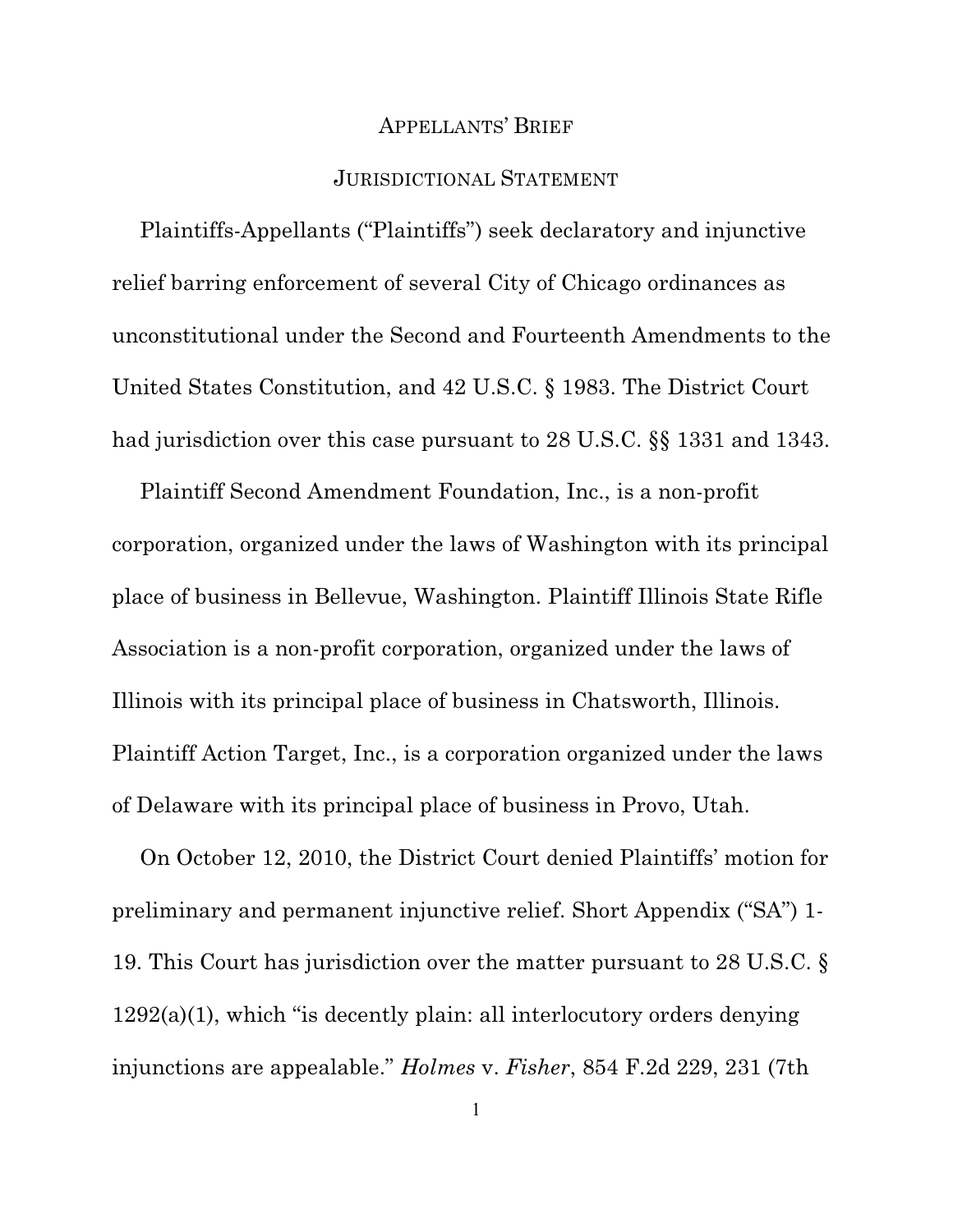## Appellants' Brief

### Jurisdictional Statement

Plaintiffs-Appellants ("Plaintiffs") seek declaratory and injunctive relief barring enforcement of several City of Chicago ordinances as unconstitutional under the Second and Fourteenth Amendments to the United States Constitution, and 42 U.S.C. § 1983. The District Court had jurisdiction over this case pursuant to 28 U.S.C. §§ 1331 and 1343.

Plaintiff Second Amendment Foundation, Inc., is a non-profit corporation, organized under the laws of Washington with its principal place of business in Bellevue, Washington. Plaintiff Illinois State Rifle Association is a non-profit corporation, organized under the laws of Illinois with its principal place of business in Chatsworth, Illinois. Plaintiff Action Target, Inc., is a corporation organized under the laws of Delaware with its principal place of business in Provo, Utah.

On October 12, 2010, the District Court denied Plaintiffs' motion for preliminary and permanent injunctive relief. Short Appendix ("SA") 1-19. This Court has jurisdiction over the matter pursuant to 28 U.S.C. § 1292(a)(1), which "is decently plain: all interlocutory orders denying injunctions are appealable." *Holmes* v. *Fisher*, 854 F.2d 229, 231 (7th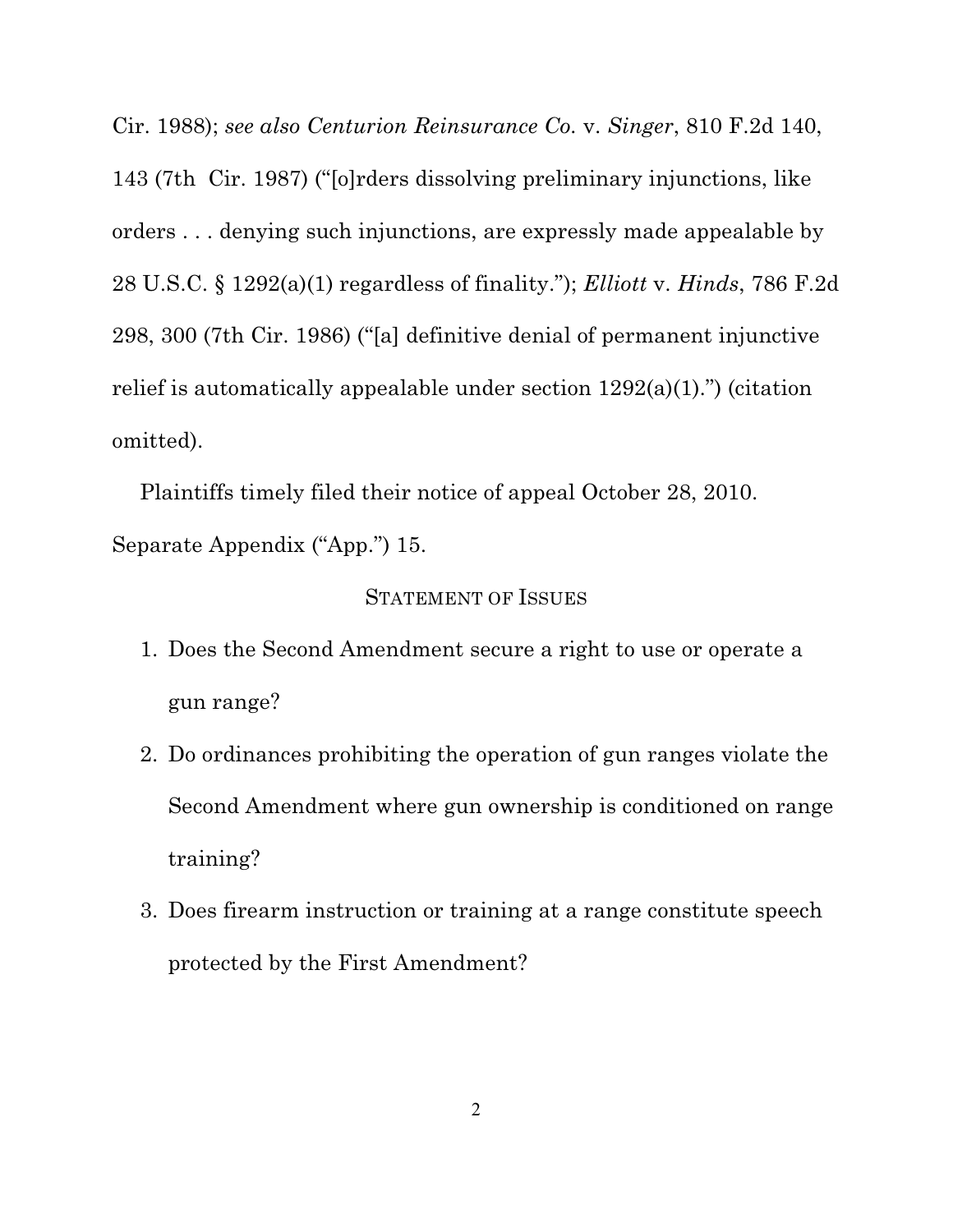Cir. 1988); *see also Centurion Reinsurance Co.* v. *Singer*, 810 F.2d 140, 143 (7th Cir. 1987) ("[o]rders dissolving preliminary injunctions, like orders . . . denying such injunctions, are expressly made appealable by 28 U.S.C. § 1292(a)(1) regardless of finality."); *Elliott* v. *Hinds*, 786 F.2d 298, 300 (7th Cir. 1986) ("[a] definitive denial of permanent injunctive relief is automatically appealable under section 1292(a)(1).") (citation omitted).

Plaintiffs timely filed their notice of appeal October 28, 2010. Separate Appendix ("App.") 15.

## Statement of Issues

1. Does the Second Amendment secure a right to use or operate a gun range?
2. Do ordinances prohibiting the operation of gun ranges violate the Second Amendment where gun ownership is conditioned on range training?
3. Does firearm instruction or training at a range constitute speech protected by the First Amendment?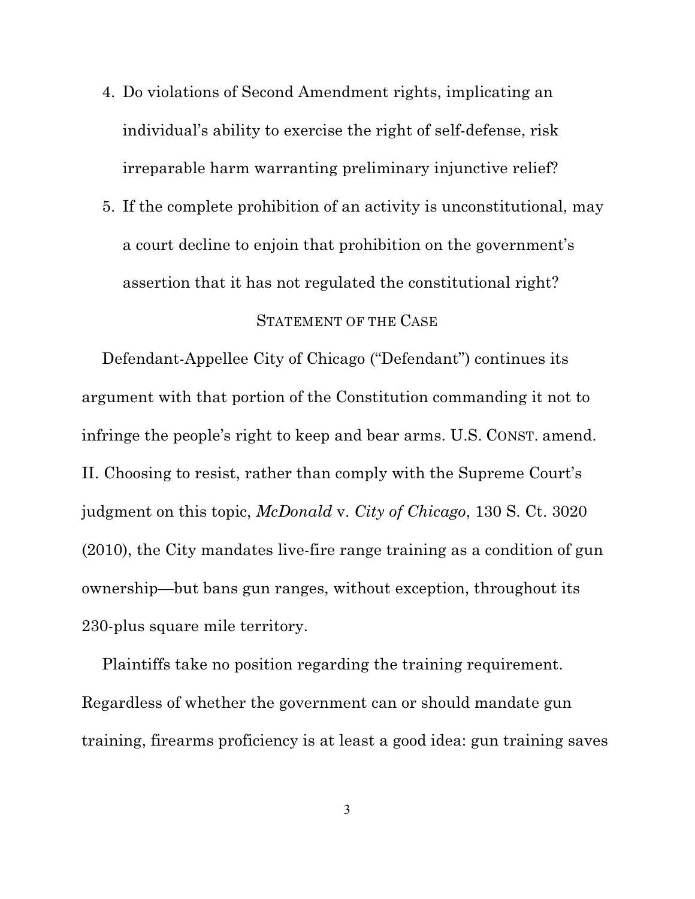4. Do violations of Second Amendment rights, implicating an individual's ability to exercise the right of self-defense, risk irreparable harm warranting preliminary injunctive relief?
5. If the complete prohibition of an activity is unconstitutional, may a court decline to enjoin that prohibition on the government's assertion that it has not regulated the constitutional right?

## STATEMENT OF THE CASE

Defendant-Appellee City of Chicago ("Defendant") continues its argument with that portion of the Constitution commanding it not to infringe the people's right to keep and bear arms. U.S. CONST. amend. II. Choosing to resist, rather than comply with the Supreme Court's judgment on this topic, *McDonald* v. *City of Chicago*, 130 S. Ct. 3020 (2010), the City mandates live-fire range training as a condition of gun ownership—but bans gun ranges, without exception, throughout its 230-plus square mile territory.

Plaintiffs take no position regarding the training requirement. Regardless of whether the government can or should mandate gun training, firearms proficiency is at least a good idea: gun training saves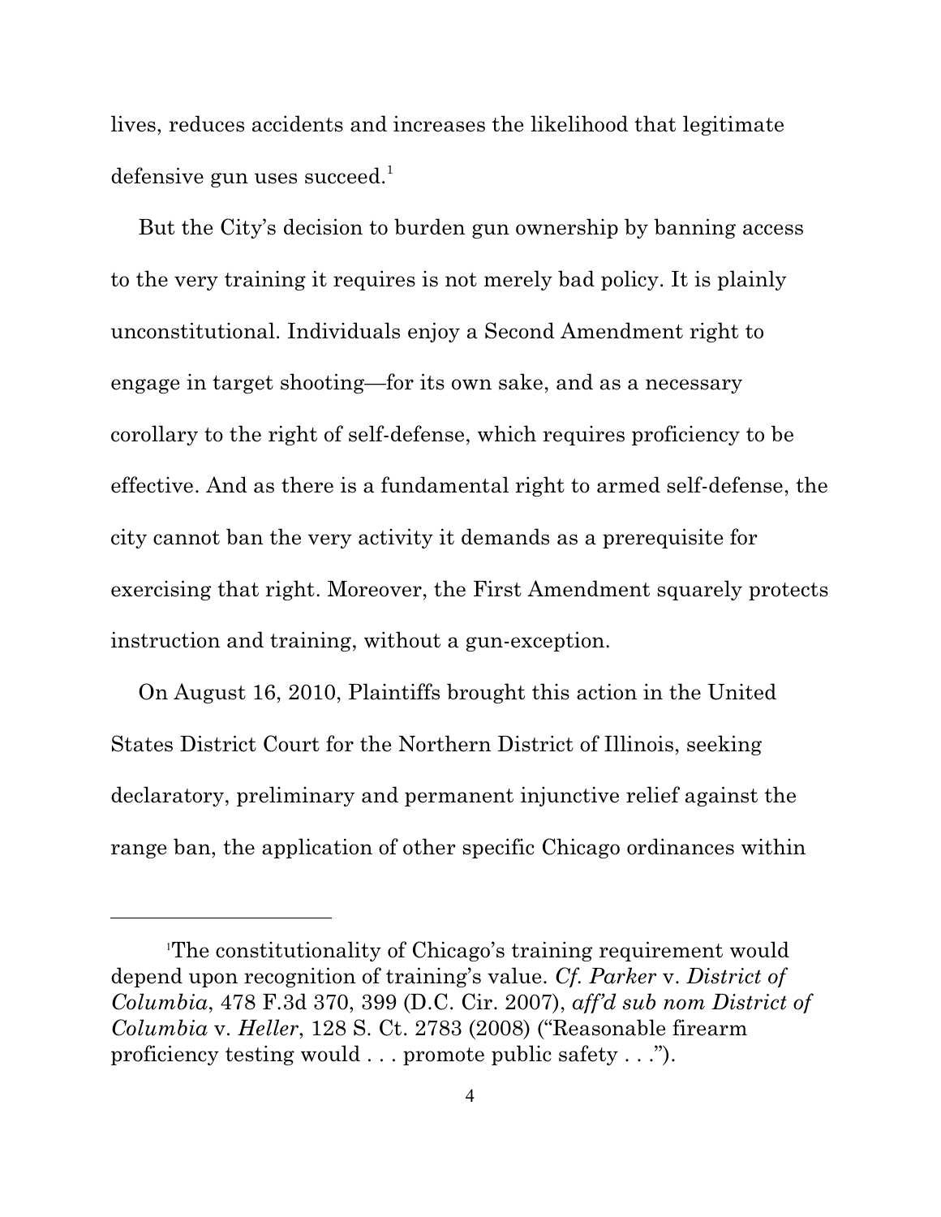lives, reduces accidents and increases the likelihood that legitimate defensive gun uses succeed.[1]

But the City's decision to burden gun ownership by banning access to the very training it requires is not merely bad policy. It is plainly unconstitutional. Individuals enjoy a Second Amendment right to engage in target shooting—for its own sake, and as a necessary corollary to the right of self-defense, which requires proficiency to be effective. And as there is a fundamental right to armed self-defense, the city cannot ban the very activity it demands as a prerequisite for exercising that right. Moreover, the First Amendment squarely protects instruction and training, without a gun-exception.

On August 16, 2010, Plaintiffs brought this action in the United States District Court for the Northern District of Illinois, seeking declaratory, preliminary and permanent injunctive relief against the range ban, the application of other specific Chicago ordinances within

---

[1] The constitutionality of Chicago's training requirement would depend upon recognition of training's value. *Cf. Parker* v. *District of Columbia*, 478 F.3d 370, 399 (D.C. Cir. 2007), *aff'd sub nom District of Columbia* v. *Heller*, 128 S. Ct. 2783 (2008) ("Reasonable firearm proficiency testing would . . . promote public safety . . .").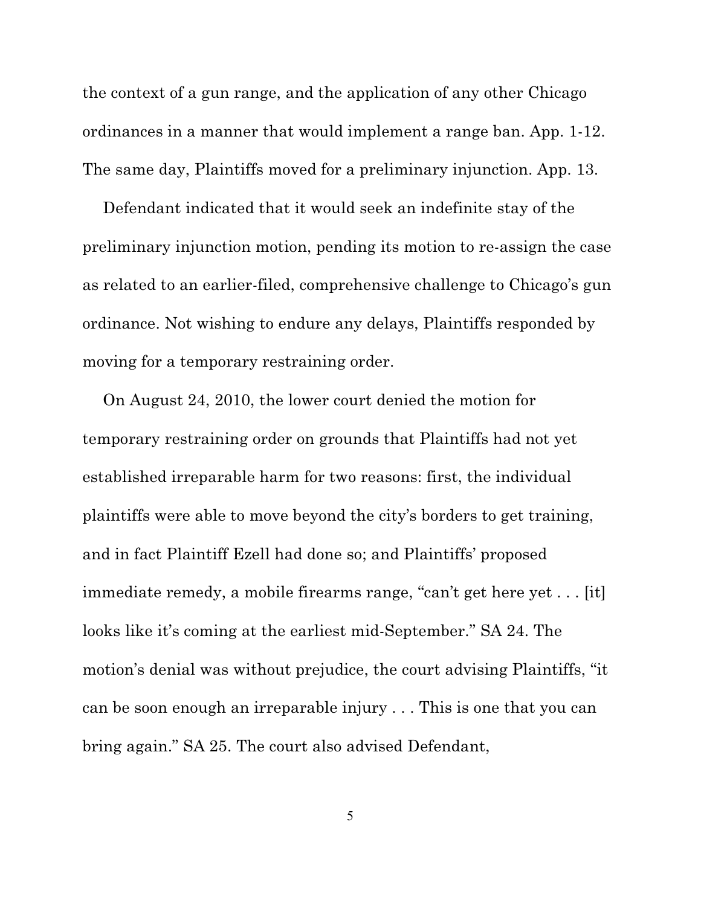the context of a gun range, and the application of any other Chicago ordinances in a manner that would implement a range ban. App. 1-12. The same day, Plaintiffs moved for a preliminary injunction. App. 13.

Defendant indicated that it would seek an indefinite stay of the preliminary injunction motion, pending its motion to re-assign the case as related to an earlier-filed, comprehensive challenge to Chicago's gun ordinance. Not wishing to endure any delays, Plaintiffs responded by moving for a temporary restraining order.

On August 24, 2010, the lower court denied the motion for temporary restraining order on grounds that Plaintiffs had not yet established irreparable harm for two reasons: first, the individual plaintiffs were able to move beyond the city's borders to get training, and in fact Plaintiff Ezell had done so; and Plaintiffs' proposed immediate remedy, a mobile firearms range, "can't get here yet . . . [it] looks like it's coming at the earliest mid-September." SA 24. The motion's denial was without prejudice, the court advising Plaintiffs, "it can be soon enough an irreparable injury . . . This is one that you can bring again." SA 25. The court also advised Defendant,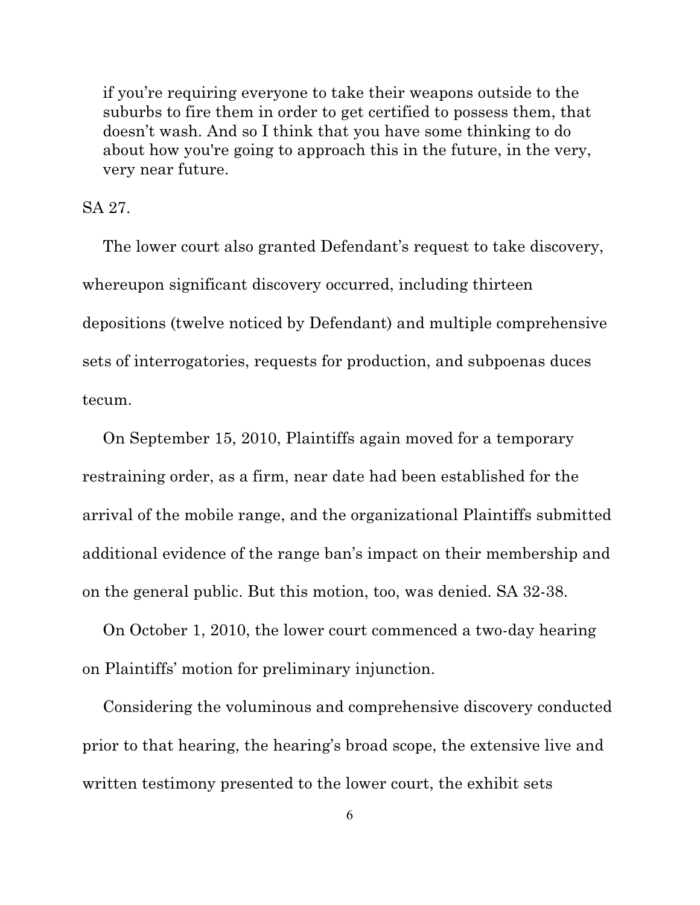> if you're requiring everyone to take their weapons outside to the suburbs to fire them in order to get certified to possess them, that doesn't wash. And so I think that you have some thinking to do about how you're going to approach this in the future, in the very, very near future.

SA 27.

The lower court also granted Defendant's request to take discovery, whereupon significant discovery occurred, including thirteen depositions (twelve noticed by Defendant) and multiple comprehensive sets of interrogatories, requests for production, and subpoenas duces tecum.

On September 15, 2010, Plaintiffs again moved for a temporary restraining order, as a firm, near date had been established for the arrival of the mobile range, and the organizational Plaintiffs submitted additional evidence of the range ban's impact on their membership and on the general public. But this motion, too, was denied. SA 32-38.

On October 1, 2010, the lower court commenced a two-day hearing on Plaintiffs' motion for preliminary injunction.

Considering the voluminous and comprehensive discovery conducted prior to that hearing, the hearing's broad scope, the extensive live and written testimony presented to the lower court, the exhibit sets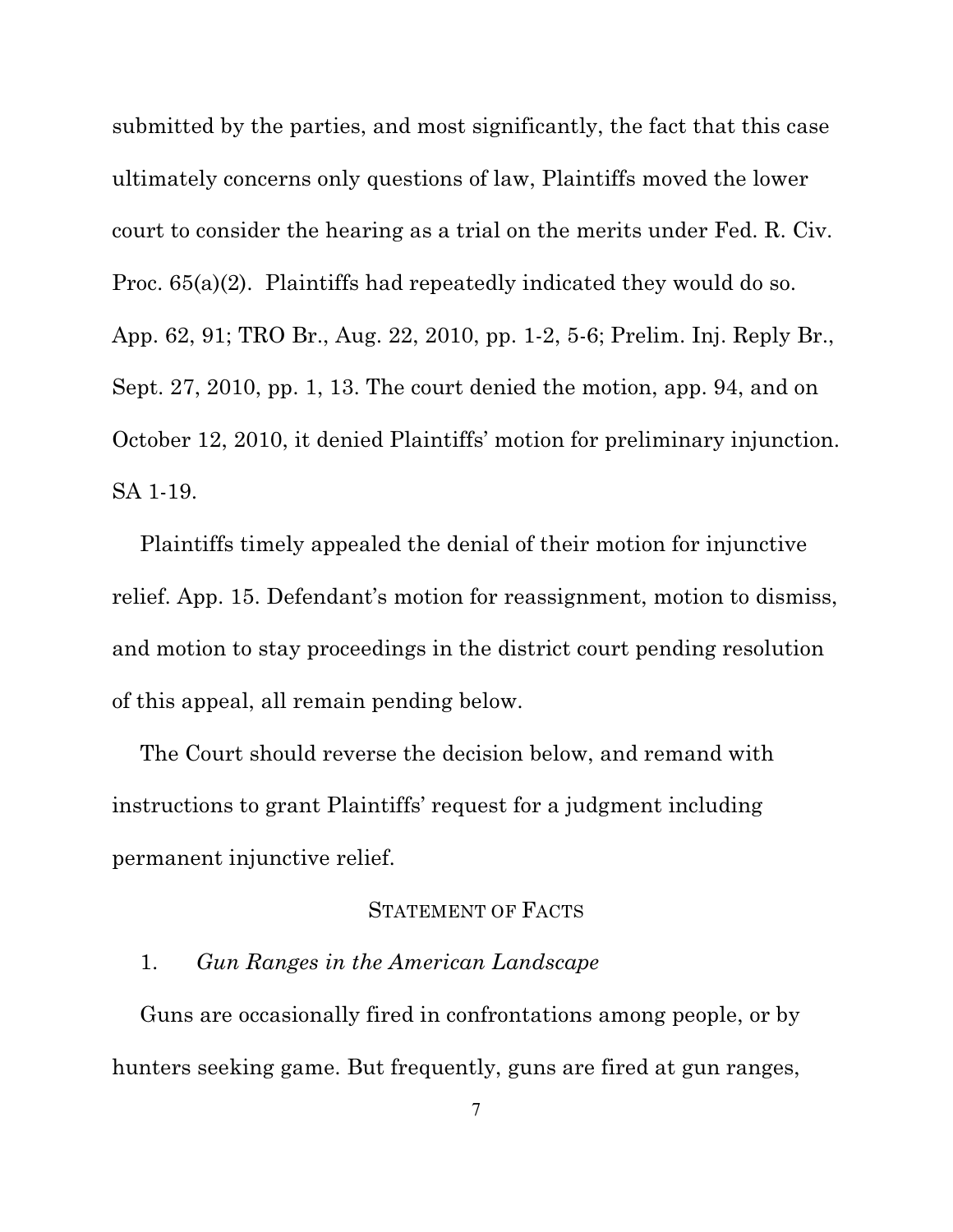submitted by the parties, and most significantly, the fact that this case ultimately concerns only questions of law, Plaintiffs moved the lower court to consider the hearing as a trial on the merits under Fed. R. Civ. Proc. 65(a)(2). Plaintiffs had repeatedly indicated they would do so. App. 62, 91; TRO Br., Aug. 22, 2010, pp. 1-2, 5-6; Prelim. Inj. Reply Br., Sept. 27, 2010, pp. 1, 13. The court denied the motion, app. 94, and on October 12, 2010, it denied Plaintiffs' motion for preliminary injunction. SA 1-19.

Plaintiffs timely appealed the denial of their motion for injunctive relief. App. 15. Defendant's motion for reassignment, motion to dismiss, and motion to stay proceedings in the district court pending resolution of this appeal, all remain pending below.

The Court should reverse the decision below, and remand with instructions to grant Plaintiffs' request for a judgment including permanent injunctive relief.

## STATEMENT OF FACTS

### 1. *Gun Ranges in the American Landscape*

Guns are occasionally fired in confrontations among people, or by hunters seeking game. But frequently, guns are fired at gun ranges,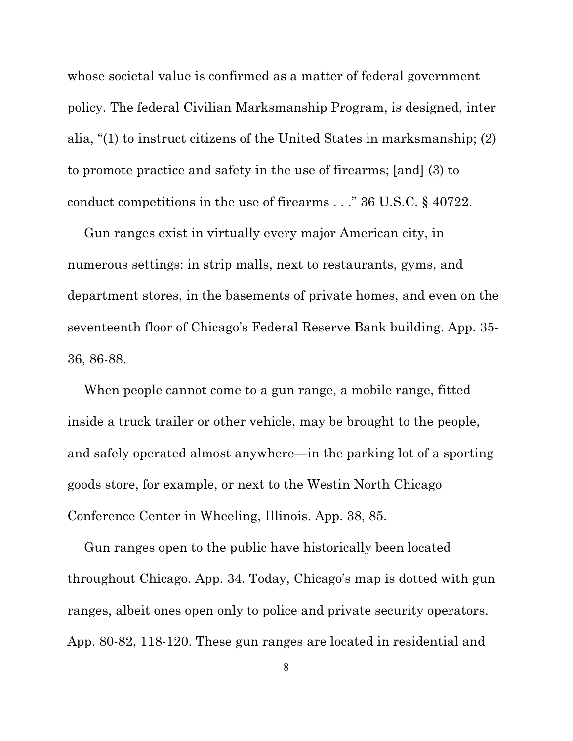whose societal value is confirmed as a matter of federal government policy. The federal Civilian Marksmanship Program, is designed, inter alia, "(1) to instruct citizens of the United States in marksmanship; (2) to promote practice and safety in the use of firearms; [and] (3) to conduct competitions in the use of firearms . . ." 36 U.S.C. § 40722.

Gun ranges exist in virtually every major American city, in numerous settings: in strip malls, next to restaurants, gyms, and department stores, in the basements of private homes, and even on the seventeenth floor of Chicago's Federal Reserve Bank building. App. 35-36, 86-88.

When people cannot come to a gun range, a mobile range, fitted inside a truck trailer or other vehicle, may be brought to the people, and safely operated almost anywhere—in the parking lot of a sporting goods store, for example, or next to the Westin North Chicago Conference Center in Wheeling, Illinois. App. 38, 85.

Gun ranges open to the public have historically been located throughout Chicago. App. 34. Today, Chicago's map is dotted with gun ranges, albeit ones open only to police and private security operators. App. 80-82, 118-120. These gun ranges are located in residential and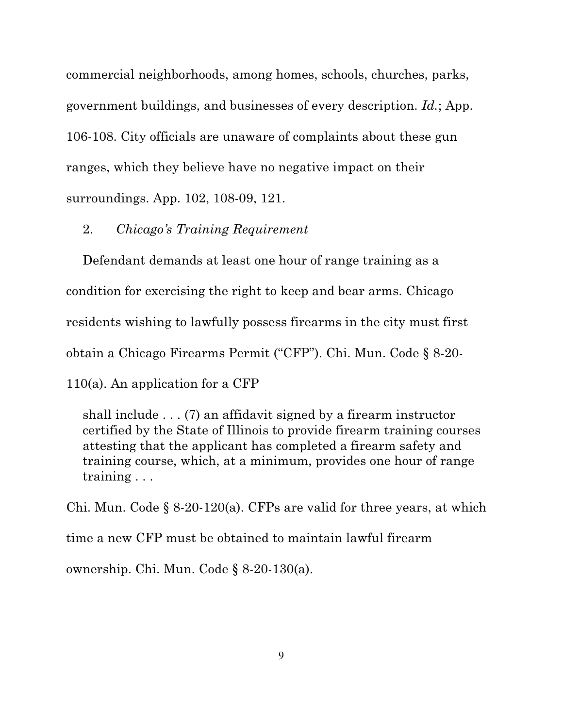commercial neighborhoods, among homes, schools, churches, parks, government buildings, and businesses of every description. *Id.*; App. 106-108. City officials are unaware of complaints about these gun ranges, which they believe have no negative impact on their surroundings. App. 102, 108-09, 121.

2. *Chicago's Training Requirement*

Defendant demands at least one hour of range training as a condition for exercising the right to keep and bear arms. Chicago residents wishing to lawfully possess firearms in the city must first obtain a Chicago Firearms Permit ("CFP"). Chi. Mun. Code § 8-20-110(a). An application for a CFP

> shall include . . . (7) an affidavit signed by a firearm instructor certified by the State of Illinois to provide firearm training courses attesting that the applicant has completed a firearm safety and training course, which, at a minimum, provides one hour of range training . . .

Chi. Mun. Code § 8-20-120(a). CFPs are valid for three years, at which time a new CFP must be obtained to maintain lawful firearm ownership. Chi. Mun. Code § 8-20-130(a).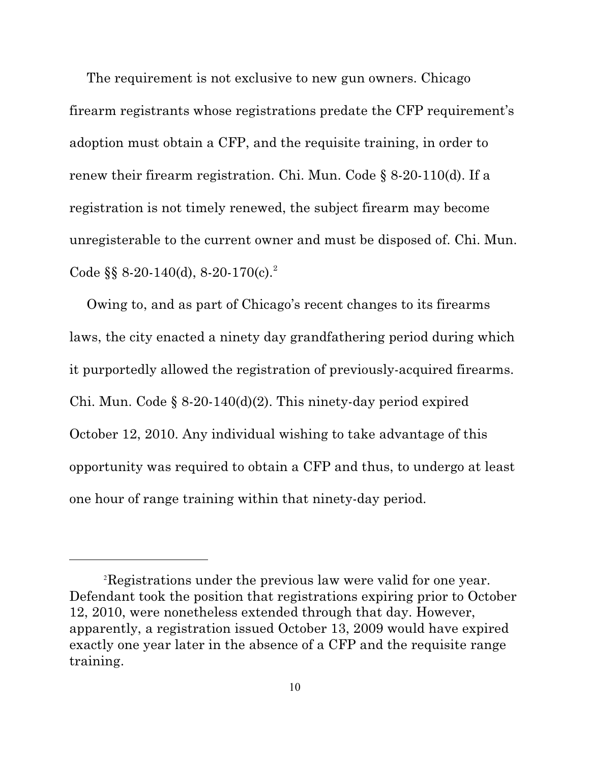The requirement is not exclusive to new gun owners. Chicago firearm registrants whose registrations predate the CFP requirement's adoption must obtain a CFP, and the requisite training, in order to renew their firearm registration. Chi. Mun. Code § 8-20-110(d). If a registration is not timely renewed, the subject firearm may become unregisterable to the current owner and must be disposed of. Chi. Mun. Code §§ 8-20-140(d), 8-20-170(c).[2]

Owing to, and as part of Chicago's recent changes to its firearms laws, the city enacted a ninety day grandfathering period during which it purportedly allowed the registration of previously-acquired firearms. Chi. Mun. Code § 8-20-140(d)(2). This ninety-day period expired October 12, 2010. Any individual wishing to take advantage of this opportunity was required to obtain a CFP and thus, to undergo at least one hour of range training within that ninety-day period.

---

[2]Registrations under the previous law were valid for one year. Defendant took the position that registrations expiring prior to October 12, 2010, were nonetheless extended through that day. However, apparently, a registration issued October 13, 2009 would have expired exactly one year later in the absence of a CFP and the requisite range training.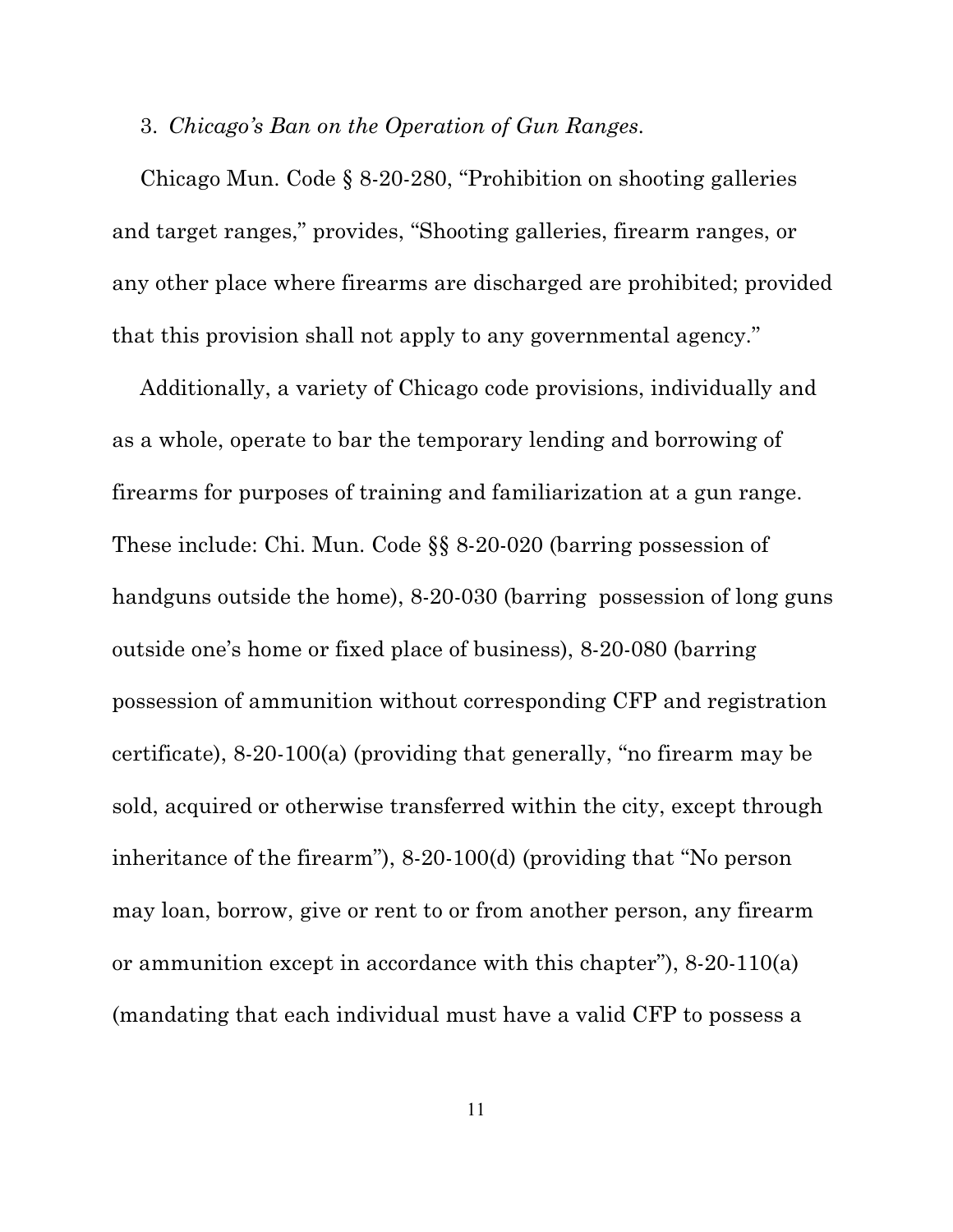3. *Chicago's Ban on the Operation of Gun Ranges.*

Chicago Mun. Code § 8-20-280, "Prohibition on shooting galleries and target ranges," provides, "Shooting galleries, firearm ranges, or any other place where firearms are discharged are prohibited; provided that this provision shall not apply to any governmental agency."

Additionally, a variety of Chicago code provisions, individually and as a whole, operate to bar the temporary lending and borrowing of firearms for purposes of training and familiarization at a gun range. These include: Chi. Mun. Code §§ 8-20-020 (barring possession of handguns outside the home), 8-20-030 (barring possession of long guns outside one's home or fixed place of business), 8-20-080 (barring possession of ammunition without corresponding CFP and registration certificate), 8-20-100(a) (providing that generally, "no firearm may be sold, acquired or otherwise transferred within the city, except through inheritance of the firearm"), 8-20-100(d) (providing that "No person may loan, borrow, give or rent to or from another person, any firearm or ammunition except in accordance with this chapter"), 8-20-110(a) (mandating that each individual must have a valid CFP to possess a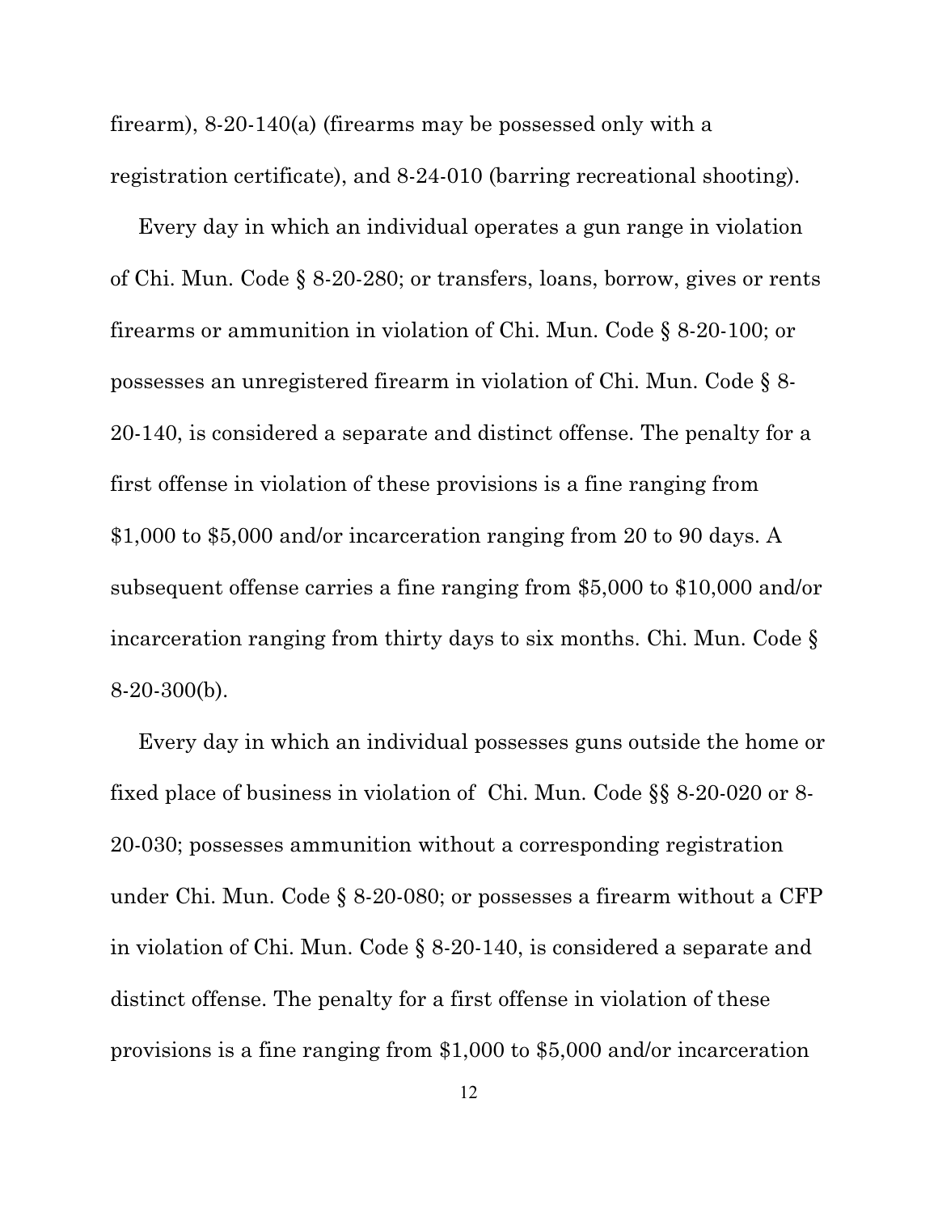firearm), 8-20-140(a) (firearms may be possessed only with a registration certificate), and 8-24-010 (barring recreational shooting).

Every day in which an individual operates a gun range in violation of Chi. Mun. Code § 8-20-280; or transfers, loans, borrow, gives or rents firearms or ammunition in violation of Chi. Mun. Code § 8-20-100; or possesses an unregistered firearm in violation of Chi. Mun. Code § 8-20-140, is considered a separate and distinct offense. The penalty for a first offense in violation of these provisions is a fine ranging from $1,000 to $5,000 and/or incarceration ranging from 20 to 90 days. A subsequent offense carries a fine ranging from $5,000 to $10,000 and/or incarceration ranging from thirty days to six months. Chi. Mun. Code § 8-20-300(b).

Every day in which an individual possesses guns outside the home or fixed place of business in violation of Chi. Mun. Code §§ 8-20-020 or 8-20-030; possesses ammunition without a corresponding registration under Chi. Mun. Code § 8-20-080; or possesses a firearm without a CFP in violation of Chi. Mun. Code § 8-20-140, is considered a separate and distinct offense. The penalty for a first offense in violation of these provisions is a fine ranging from $1,000 to $5,000 and/or incarceration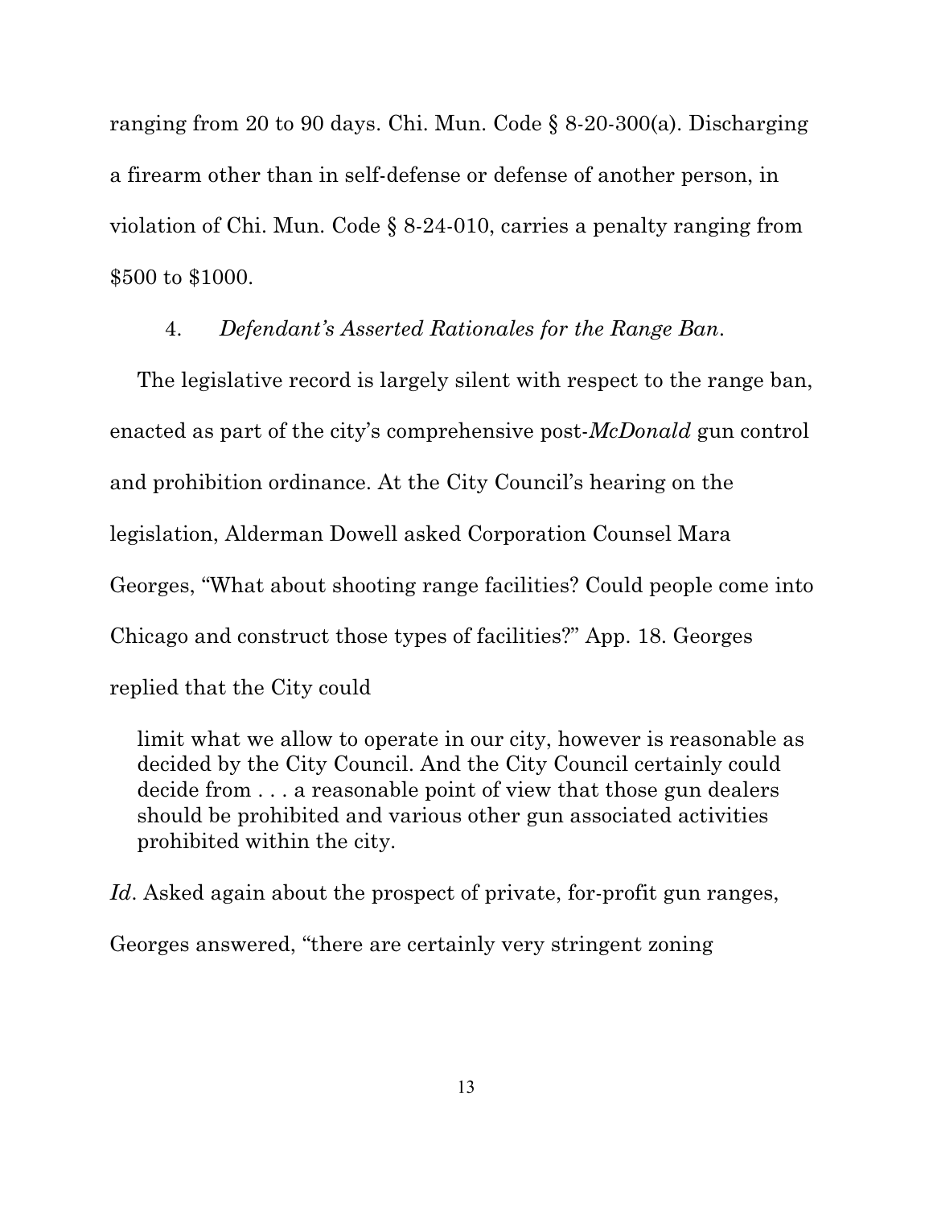ranging from 20 to 90 days. Chi. Mun. Code § 8-20-300(a). Discharging a firearm other than in self-defense or defense of another person, in violation of Chi. Mun. Code § 8-24-010, carries a penalty ranging from $500 to $1000.

4. *Defendant's Asserted Rationales for the Range Ban*.

The legislative record is largely silent with respect to the range ban, enacted as part of the city's comprehensive post-*McDonald* gun control and prohibition ordinance. At the City Council's hearing on the legislation, Alderman Dowell asked Corporation Counsel Mara Georges, "What about shooting range facilities? Could people come into Chicago and construct those types of facilities?" App. 18. Georges replied that the City could

> limit what we allow to operate in our city, however is reasonable as decided by the City Council. And the City Council certainly could decide from . . . a reasonable point of view that those gun dealers should be prohibited and various other gun associated activities prohibited within the city.

*Id*. Asked again about the prospect of private, for-profit gun ranges, Georges answered, "there are certainly very stringent zoning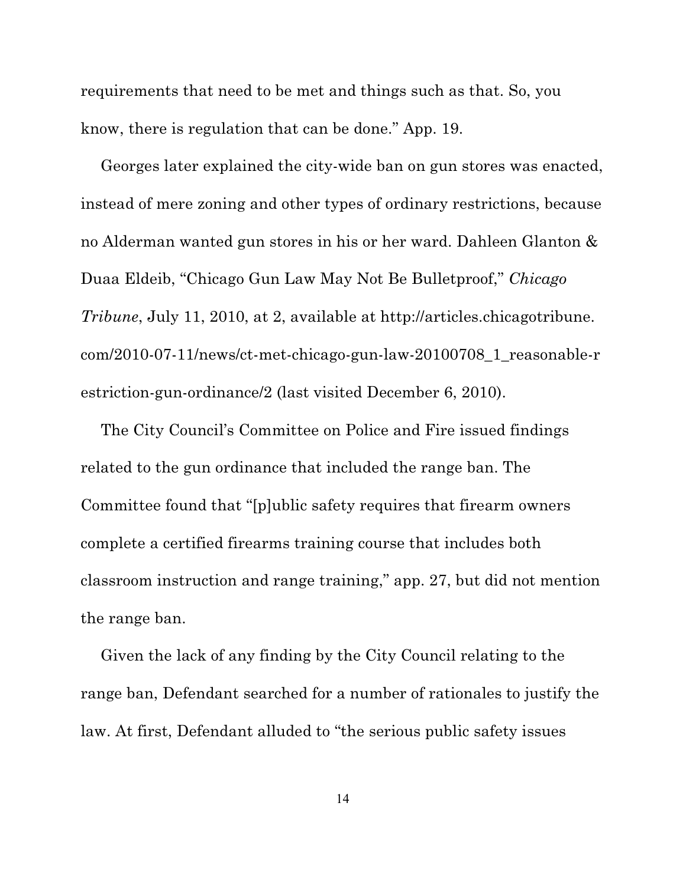requirements that need to be met and things such as that. So, you know, there is regulation that can be done." App. 19.

Georges later explained the city-wide ban on gun stores was enacted, instead of mere zoning and other types of ordinary restrictions, because no Alderman wanted gun stores in his or her ward. Dahleen Glanton & Duaa Eldeib, "Chicago Gun Law May Not Be Bulletproof," *Chicago Tribune*, July 11, 2010, at 2, available at http://articles.chicagotribune.com/2010-07-11/news/ct-met-chicago-gun-law-20100708_1_reasonable-restriction-gun-ordinance/2 (last visited December 6, 2010).

The City Council's Committee on Police and Fire issued findings related to the gun ordinance that included the range ban. The Committee found that "[p]ublic safety requires that firearm owners complete a certified firearms training course that includes both classroom instruction and range training," app. 27, but did not mention the range ban.

Given the lack of any finding by the City Council relating to the range ban, Defendant searched for a number of rationales to justify the law. At first, Defendant alluded to "the serious public safety issues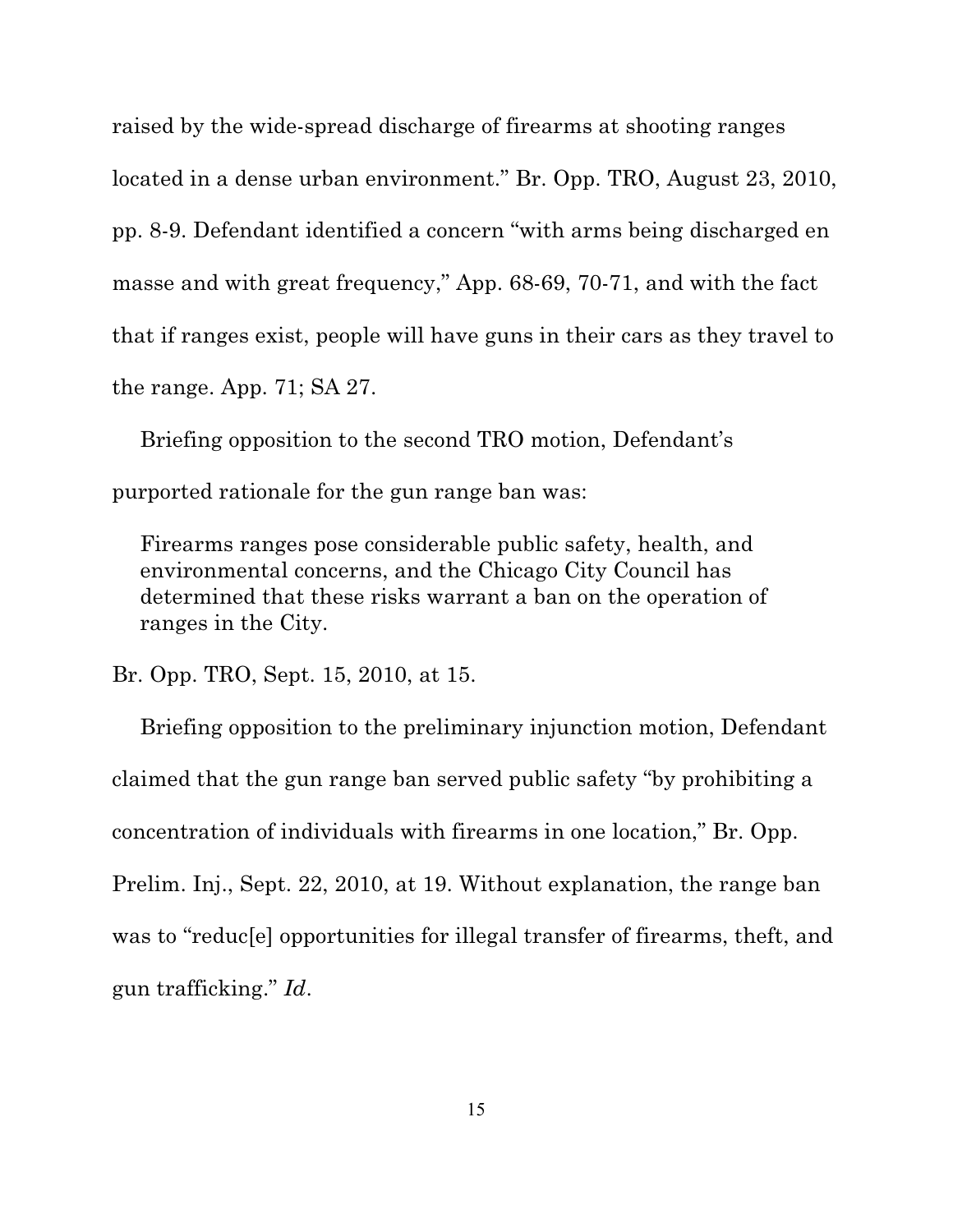raised by the wide-spread discharge of firearms at shooting ranges located in a dense urban environment." Br. Opp. TRO, August 23, 2010, pp. 8-9. Defendant identified a concern "with arms being discharged en masse and with great frequency," App. 68-69, 70-71, and with the fact that if ranges exist, people will have guns in their cars as they travel to the range. App. 71; SA 27.

Briefing opposition to the second TRO motion, Defendant's purported rationale for the gun range ban was:

> Firearms ranges pose considerable public safety, health, and environmental concerns, and the Chicago City Council has determined that these risks warrant a ban on the operation of ranges in the City.

Br. Opp. TRO, Sept. 15, 2010, at 15.

Briefing opposition to the preliminary injunction motion, Defendant claimed that the gun range ban served public safety "by prohibiting a concentration of individuals with firearms in one location," Br. Opp. Prelim. Inj., Sept. 22, 2010, at 19. Without explanation, the range ban was to "reduc[e] opportunities for illegal transfer of firearms, theft, and gun trafficking." *Id*.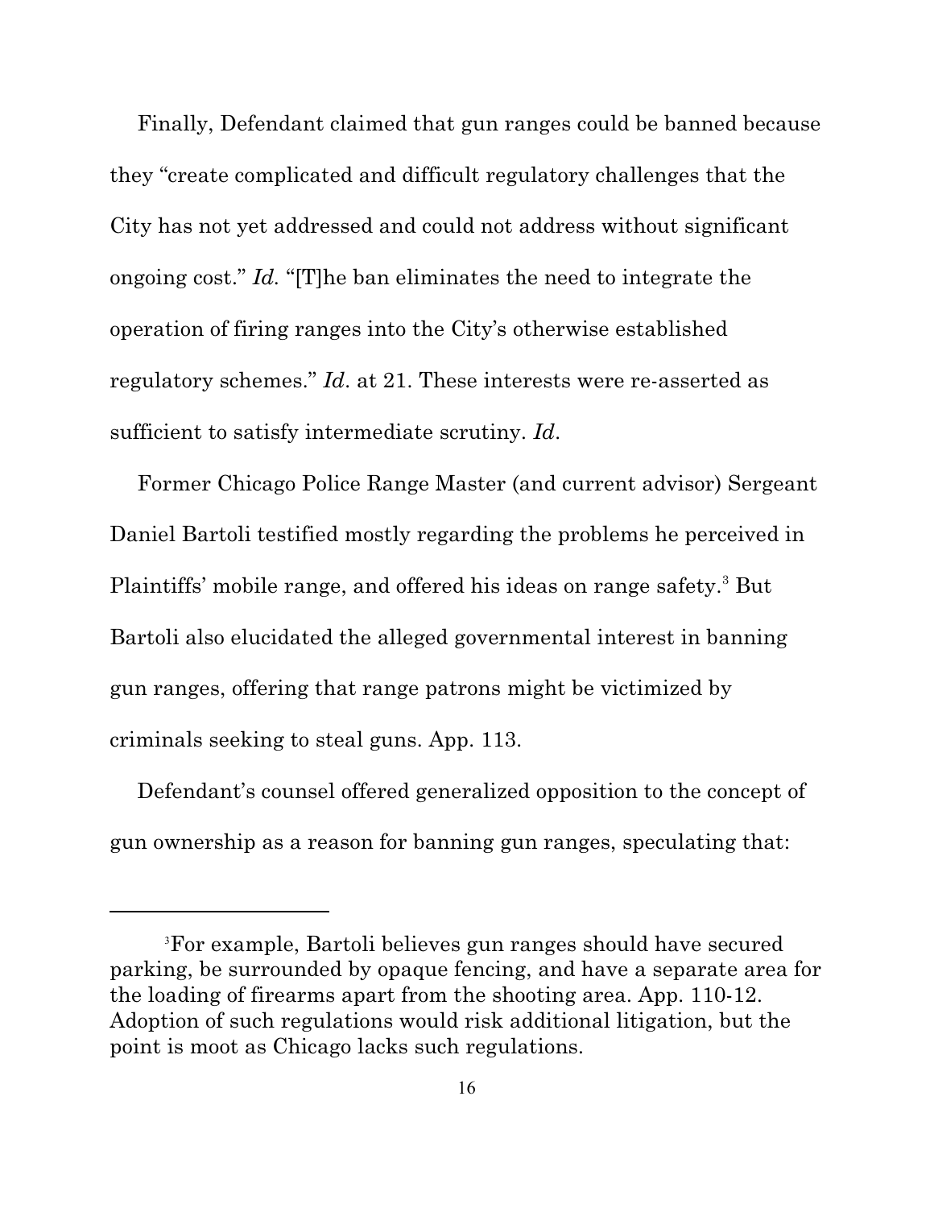Finally, Defendant claimed that gun ranges could be banned because they "create complicated and difficult regulatory challenges that the City has not yet addressed and could not address without significant ongoing cost." *Id.* "[T]he ban eliminates the need to integrate the operation of firing ranges into the City's otherwise established regulatory schemes." *Id*. at 21. These interests were re-asserted as sufficient to satisfy intermediate scrutiny. *Id*.

Former Chicago Police Range Master (and current advisor) Sergeant Daniel Bartoli testified mostly regarding the problems he perceived in Plaintiffs' mobile range, and offered his ideas on range safety.[3] But Bartoli also elucidated the alleged governmental interest in banning gun ranges, offering that range patrons might be victimized by criminals seeking to steal guns. App. 113.

Defendant's counsel offered generalized opposition to the concept of gun ownership as a reason for banning gun ranges, speculating that:

---

[3]For example, Bartoli believes gun ranges should have secured parking, be surrounded by opaque fencing, and have a separate area for the loading of firearms apart from the shooting area. App. 110-12. Adoption of such regulations would risk additional litigation, but the point is moot as Chicago lacks such regulations.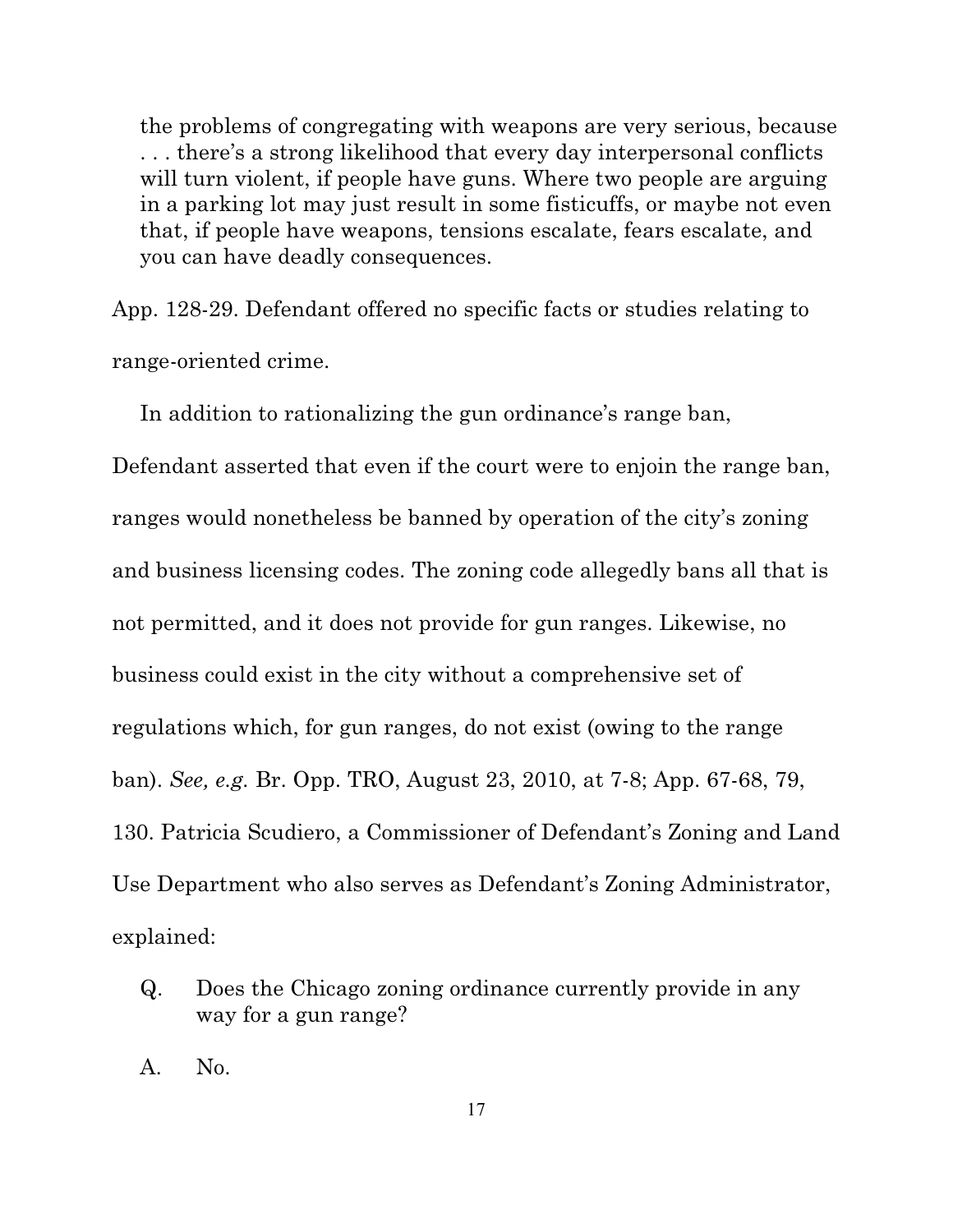> the problems of congregating with weapons are very serious, because . . . there's a strong likelihood that every day interpersonal conflicts will turn violent, if people have guns. Where two people are arguing in a parking lot may just result in some fisticuffs, or maybe not even that, if people have weapons, tensions escalate, fears escalate, and you can have deadly consequences.

App. 128-29. Defendant offered no specific facts or studies relating to range-oriented crime.

In addition to rationalizing the gun ordinance's range ban, Defendant asserted that even if the court were to enjoin the range ban, ranges would nonetheless be banned by operation of the city's zoning and business licensing codes. The zoning code allegedly bans all that is not permitted, and it does not provide for gun ranges. Likewise, no business could exist in the city without a comprehensive set of regulations which, for gun ranges, do not exist (owing to the range ban). *See, e.g.* Br. Opp. TRO, August 23, 2010, at 7-8; App. 67-68, 79, 130. Patricia Scudiero, a Commissioner of Defendant's Zoning and Land Use Department who also serves as Defendant's Zoning Administrator, explained:

> Q. Does the Chicago zoning ordinance currently provide in any way for a gun range?
>
> A. No.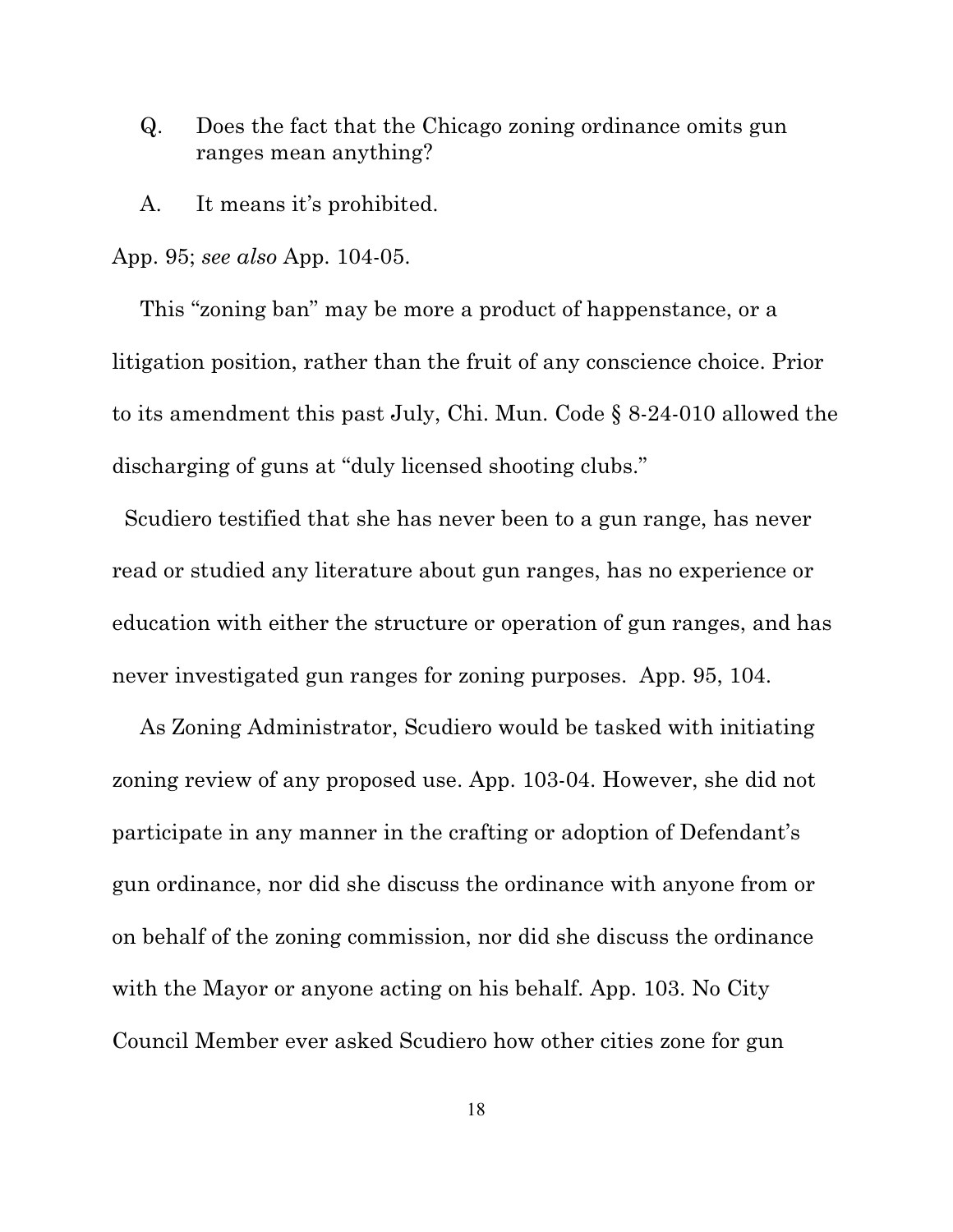Q. Does the fact that the Chicago zoning ordinance omits gun ranges mean anything?

A. It means it's prohibited.

App. 95; *see also* App. 104-05.

This "zoning ban" may be more a product of happenstance, or a litigation position, rather than the fruit of any conscience choice. Prior to its amendment this past July, Chi. Mun. Code § 8-24-010 allowed the discharging of guns at "duly licensed shooting clubs."

Scudiero testified that she has never been to a gun range, has never read or studied any literature about gun ranges, has no experience or education with either the structure or operation of gun ranges, and has never investigated gun ranges for zoning purposes. App. 95, 104.

As Zoning Administrator, Scudiero would be tasked with initiating zoning review of any proposed use. App. 103-04. However, she did not participate in any manner in the crafting or adoption of Defendant's gun ordinance, nor did she discuss the ordinance with anyone from or on behalf of the zoning commission, nor did she discuss the ordinance with the Mayor or anyone acting on his behalf. App. 103. No City Council Member ever asked Scudiero how other cities zone for gun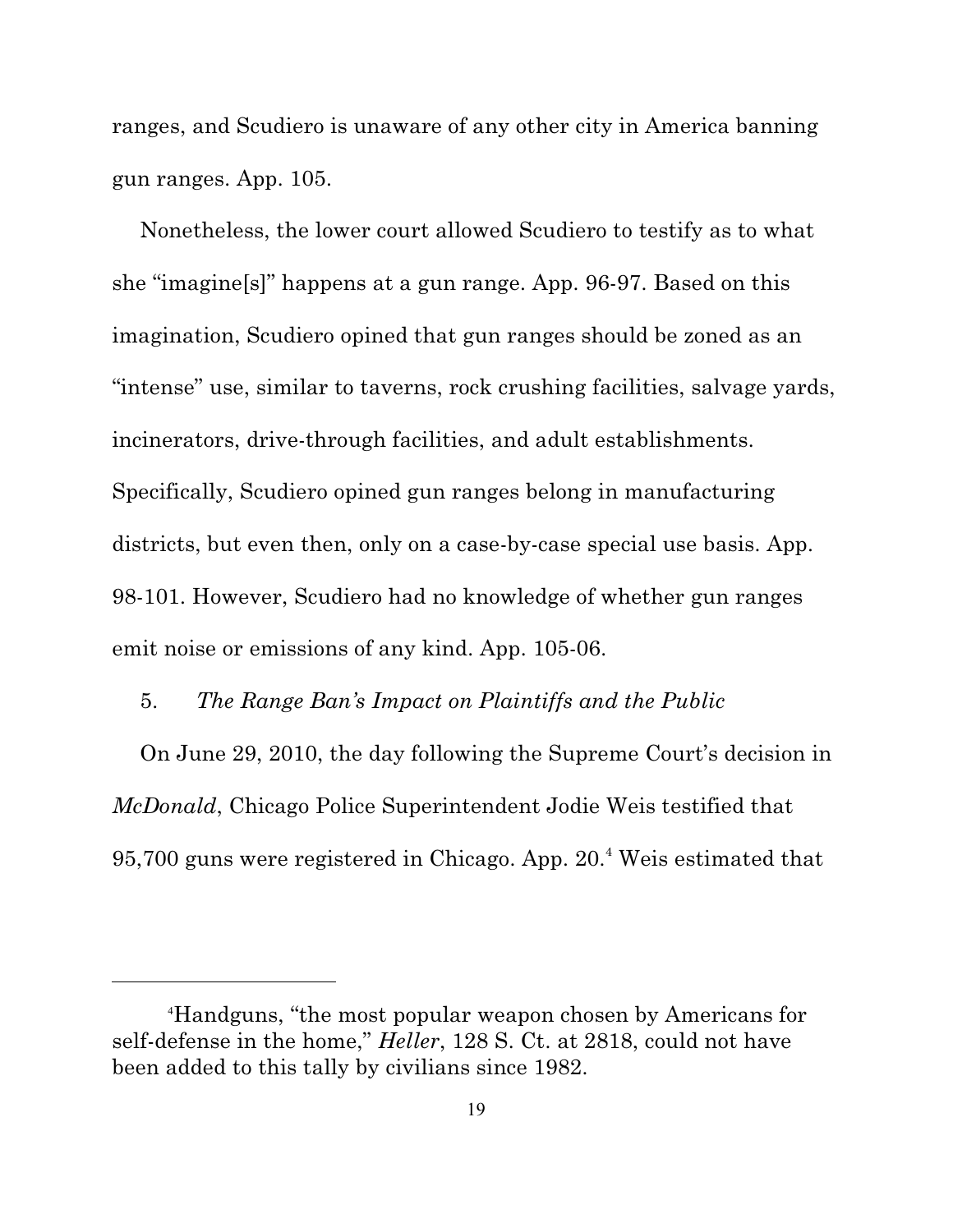ranges, and Scudiero is unaware of any other city in America banning gun ranges. App. 105.

Nonetheless, the lower court allowed Scudiero to testify as to what she "imagine[s]" happens at a gun range. App. 96-97. Based on this imagination, Scudiero opined that gun ranges should be zoned as an "intense" use, similar to taverns, rock crushing facilities, salvage yards, incinerators, drive-through facilities, and adult establishments. Specifically, Scudiero opined gun ranges belong in manufacturing districts, but even then, only on a case-by-case special use basis. App. 98-101. However, Scudiero had no knowledge of whether gun ranges emit noise or emissions of any kind. App. 105-06.

5. *The Range Ban's Impact on Plaintiffs and the Public*

On June 29, 2010, the day following the Supreme Court's decision in *McDonald*, Chicago Police Superintendent Jodie Weis testified that 95,700 guns were registered in Chicago. App. 20.[4] Weis estimated that

---

[4]Handguns, "the most popular weapon chosen by Americans for self-defense in the home," *Heller*, 128 S. Ct. at 2818, could not have been added to this tally by civilians since 1982.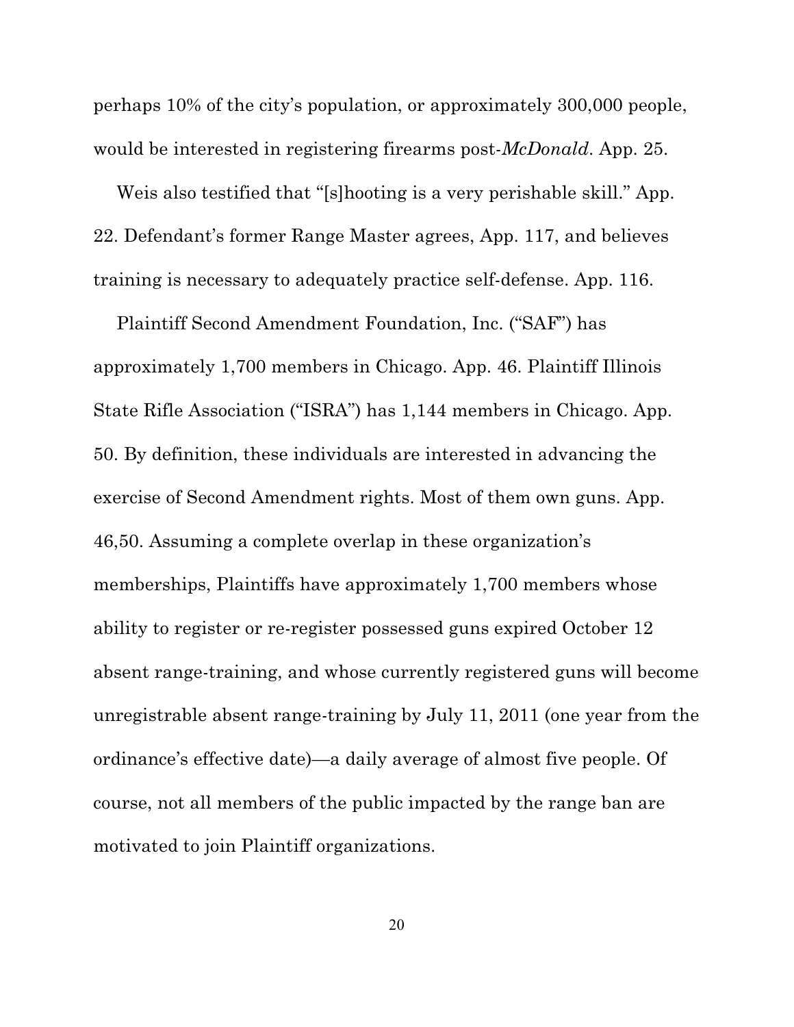perhaps 10% of the city's population, or approximately 300,000 people, would be interested in registering firearms post-*McDonald*. App. 25.

Weis also testified that "[s]hooting is a very perishable skill." App. 22. Defendant's former Range Master agrees, App. 117, and believes training is necessary to adequately practice self-defense. App. 116.

Plaintiff Second Amendment Foundation, Inc. ("SAF") has approximately 1,700 members in Chicago. App. 46. Plaintiff Illinois State Rifle Association ("ISRA") has 1,144 members in Chicago. App. 50. By definition, these individuals are interested in advancing the exercise of Second Amendment rights. Most of them own guns. App. 46,50. Assuming a complete overlap in these organization's memberships, Plaintiffs have approximately 1,700 members whose ability to register or re-register possessed guns expired October 12 absent range-training, and whose currently registered guns will become unregistrable absent range-training by July 11, 2011 (one year from the ordinance's effective date)—a daily average of almost five people. Of course, not all members of the public impacted by the range ban are motivated to join Plaintiff organizations.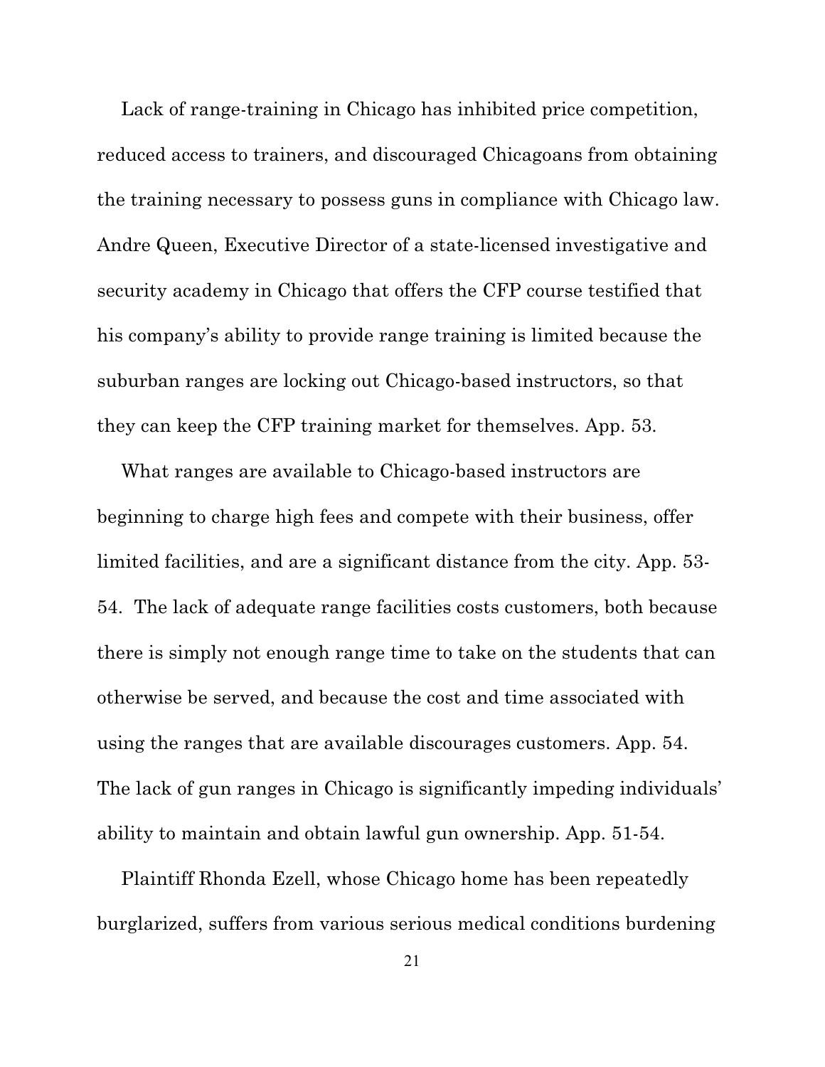Lack of range-training in Chicago has inhibited price competition, reduced access to trainers, and discouraged Chicagoans from obtaining the training necessary to possess guns in compliance with Chicago law. Andre Queen, Executive Director of a state-licensed investigative and security academy in Chicago that offers the CFP course testified that his company's ability to provide range training is limited because the suburban ranges are locking out Chicago-based instructors, so that they can keep the CFP training market for themselves. App. 53.

What ranges are available to Chicago-based instructors are beginning to charge high fees and compete with their business, offer limited facilities, and are a significant distance from the city. App. 53-54. The lack of adequate range facilities costs customers, both because there is simply not enough range time to take on the students that can otherwise be served, and because the cost and time associated with using the ranges that are available discourages customers. App. 54. The lack of gun ranges in Chicago is significantly impeding individuals' ability to maintain and obtain lawful gun ownership. App. 51-54.

Plaintiff Rhonda Ezell, whose Chicago home has been repeatedly burglarized, suffers from various serious medical conditions burdening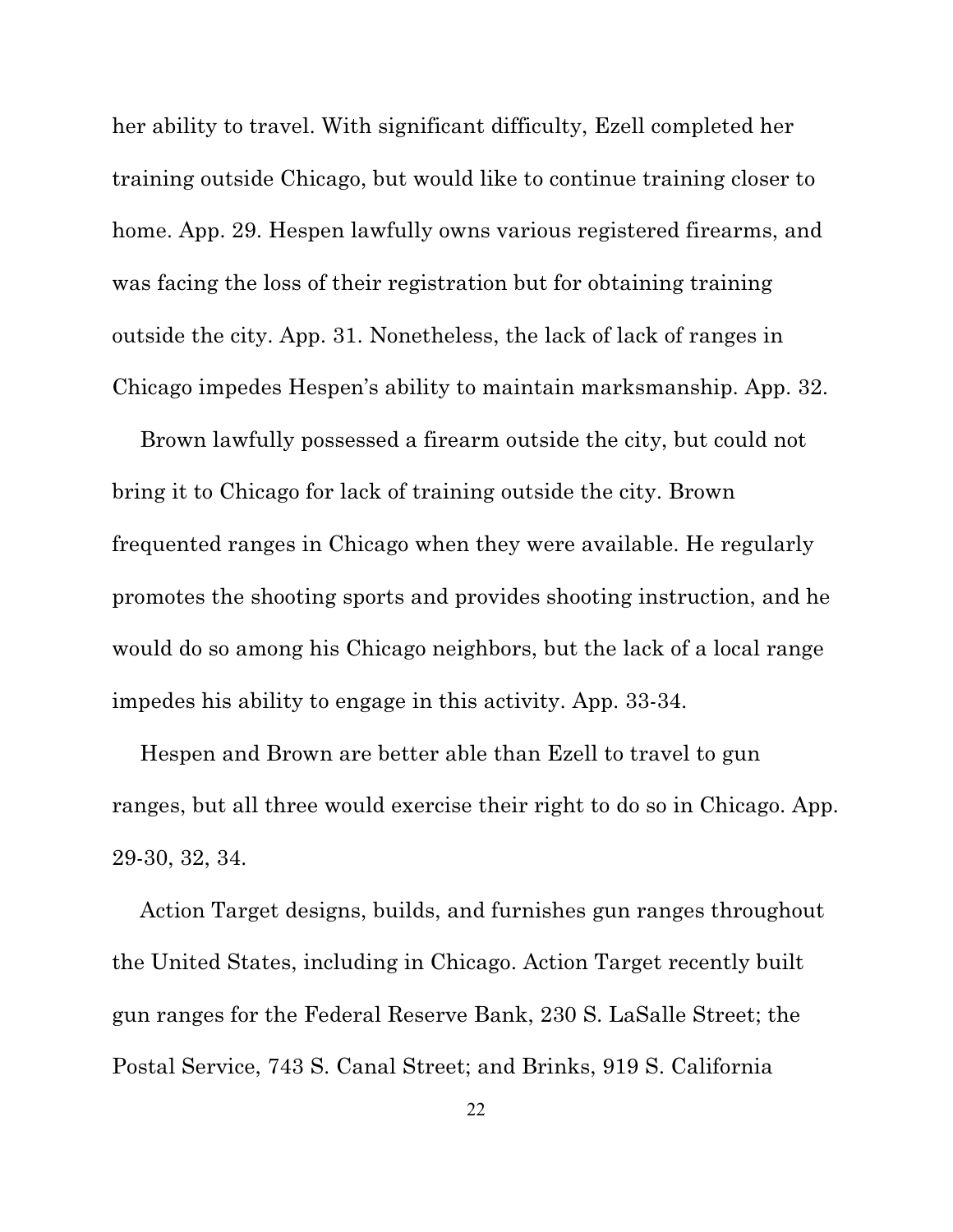her ability to travel. With significant difficulty, Ezell completed her training outside Chicago, but would like to continue training closer to home. App. 29. Hespen lawfully owns various registered firearms, and was facing the loss of their registration but for obtaining training outside the city. App. 31. Nonetheless, the lack of lack of ranges in Chicago impedes Hespen's ability to maintain marksmanship. App. 32.

Brown lawfully possessed a firearm outside the city, but could not bring it to Chicago for lack of training outside the city. Brown frequented ranges in Chicago when they were available. He regularly promotes the shooting sports and provides shooting instruction, and he would do so among his Chicago neighbors, but the lack of a local range impedes his ability to engage in this activity. App. 33-34.

Hespen and Brown are better able than Ezell to travel to gun ranges, but all three would exercise their right to do so in Chicago. App. 29-30, 32, 34.

Action Target designs, builds, and furnishes gun ranges throughout the United States, including in Chicago. Action Target recently built gun ranges for the Federal Reserve Bank, 230 S. LaSalle Street; the Postal Service, 743 S. Canal Street; and Brinks, 919 S. California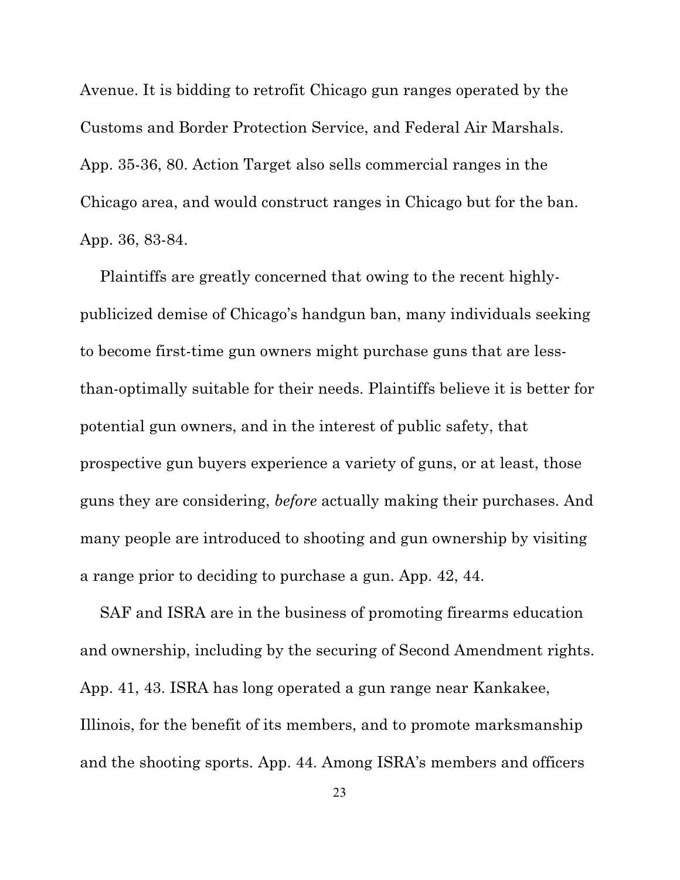Avenue. It is bidding to retrofit Chicago gun ranges operated by the Customs and Border Protection Service, and Federal Air Marshals. App. 35-36, 80. Action Target also sells commercial ranges in the Chicago area, and would construct ranges in Chicago but for the ban. App. 36, 83-84.

Plaintiffs are greatly concerned that owing to the recent highly-publicized demise of Chicago's handgun ban, many individuals seeking to become first-time gun owners might purchase guns that are less-than-optimally suitable for their needs. Plaintiffs believe it is better for potential gun owners, and in the interest of public safety, that prospective gun buyers experience a variety of guns, or at least, those guns they are considering, *before* actually making their purchases. And many people are introduced to shooting and gun ownership by visiting a range prior to deciding to purchase a gun. App. 42, 44.

SAF and ISRA are in the business of promoting firearms education and ownership, including by the securing of Second Amendment rights. App. 41, 43. ISRA has long operated a gun range near Kankakee, Illinois, for the benefit of its members, and to promote marksmanship and the shooting sports. App. 44. Among ISRA's members and officers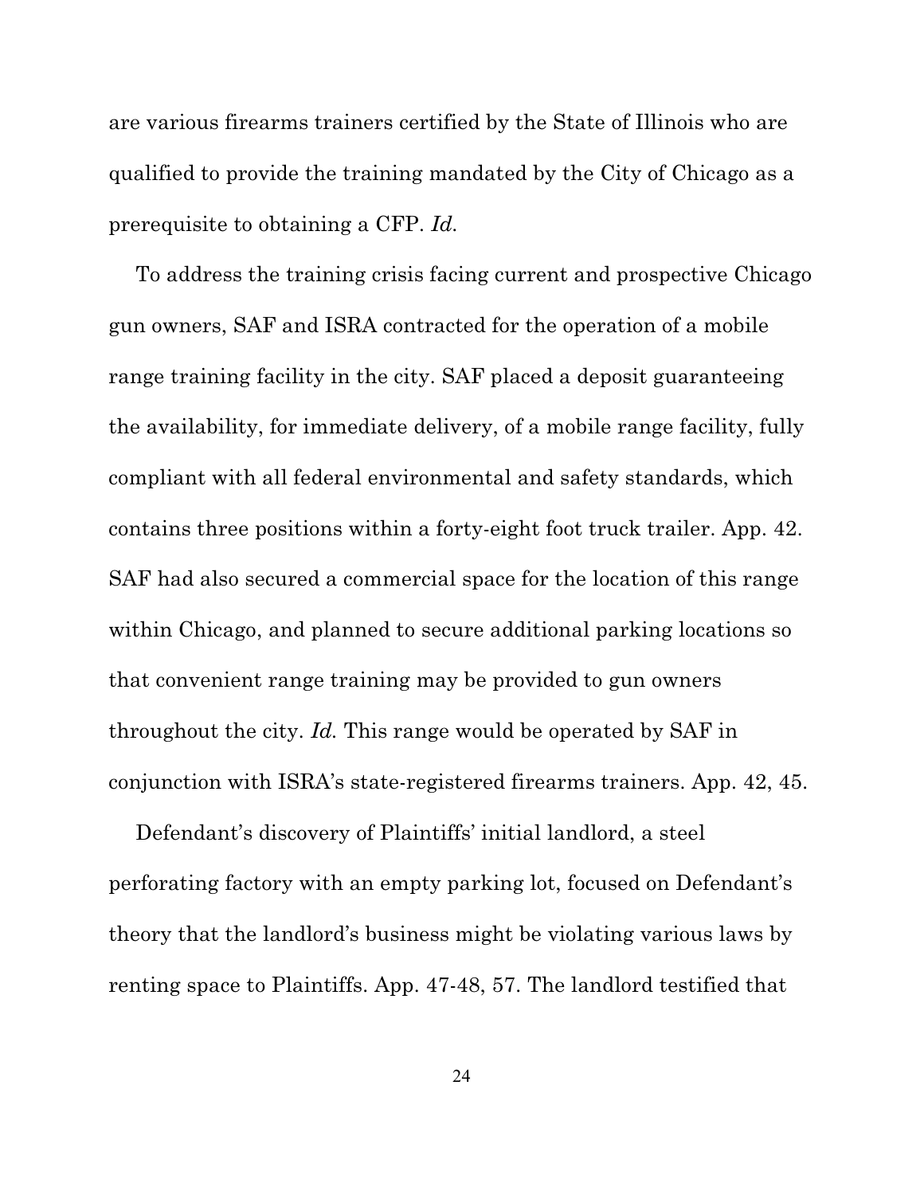are various firearms trainers certified by the State of Illinois who are qualified to provide the training mandated by the City of Chicago as a prerequisite to obtaining a CFP. *Id.*

To address the training crisis facing current and prospective Chicago gun owners, SAF and ISRA contracted for the operation of a mobile range training facility in the city. SAF placed a deposit guaranteeing the availability, for immediate delivery, of a mobile range facility, fully compliant with all federal environmental and safety standards, which contains three positions within a forty-eight foot truck trailer. App. 42. SAF had also secured a commercial space for the location of this range within Chicago, and planned to secure additional parking locations so that convenient range training may be provided to gun owners throughout the city. *Id.* This range would be operated by SAF in conjunction with ISRA's state-registered firearms trainers. App. 42, 45.

Defendant's discovery of Plaintiffs' initial landlord, a steel perforating factory with an empty parking lot, focused on Defendant's theory that the landlord's business might be violating various laws by renting space to Plaintiffs. App. 47-48, 57. The landlord testified that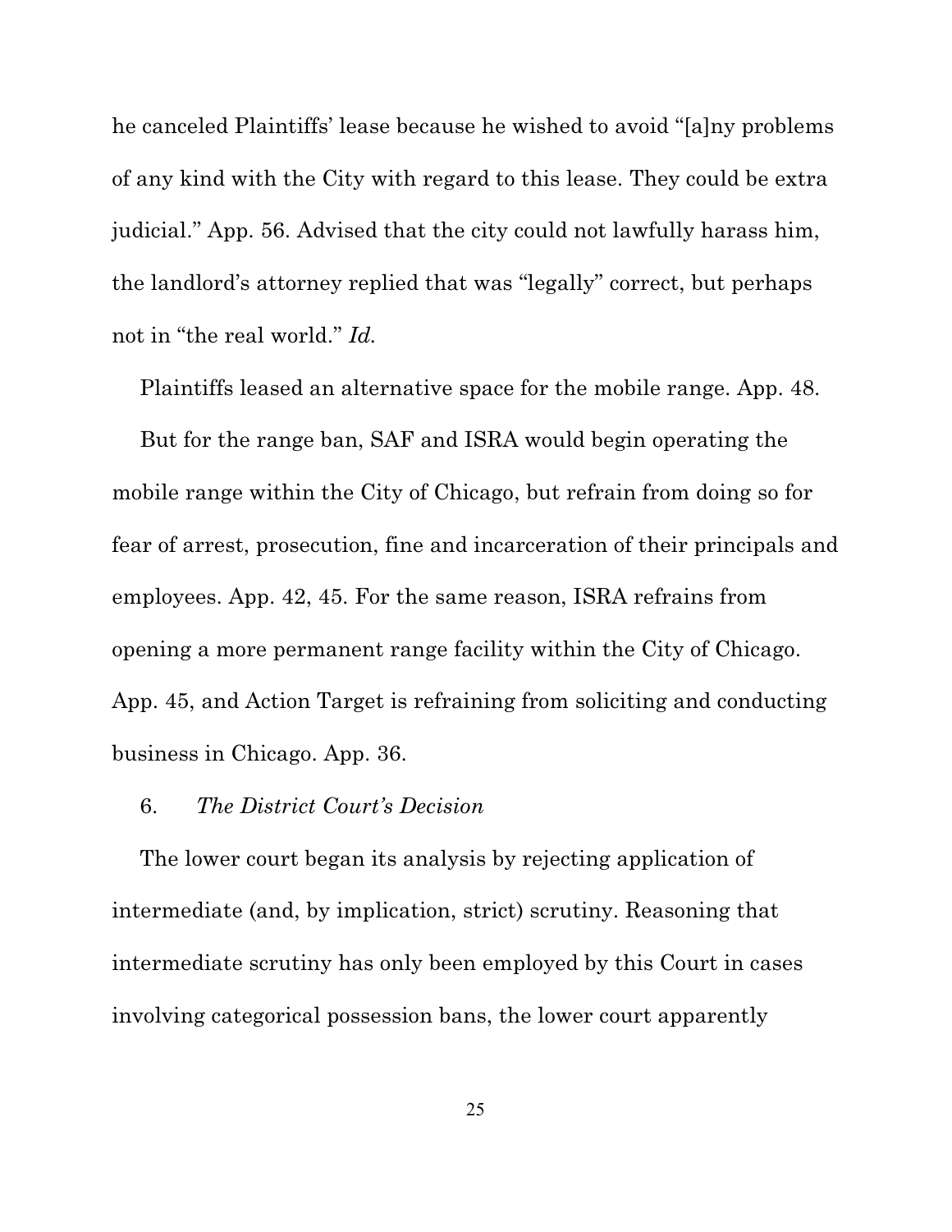he canceled Plaintiffs' lease because he wished to avoid "[a]ny problems of any kind with the City with regard to this lease. They could be extra judicial." App. 56. Advised that the city could not lawfully harass him, the landlord's attorney replied that was "legally" correct, but perhaps not in "the real world." *Id.*

Plaintiffs leased an alternative space for the mobile range. App. 48.

But for the range ban, SAF and ISRA would begin operating the mobile range within the City of Chicago, but refrain from doing so for fear of arrest, prosecution, fine and incarceration of their principals and employees. App. 42, 45. For the same reason, ISRA refrains from opening a more permanent range facility within the City of Chicago. App. 45, and Action Target is refraining from soliciting and conducting business in Chicago. App. 36.

6. *The District Court's Decision*

The lower court began its analysis by rejecting application of intermediate (and, by implication, strict) scrutiny. Reasoning that intermediate scrutiny has only been employed by this Court in cases involving categorical possession bans, the lower court apparently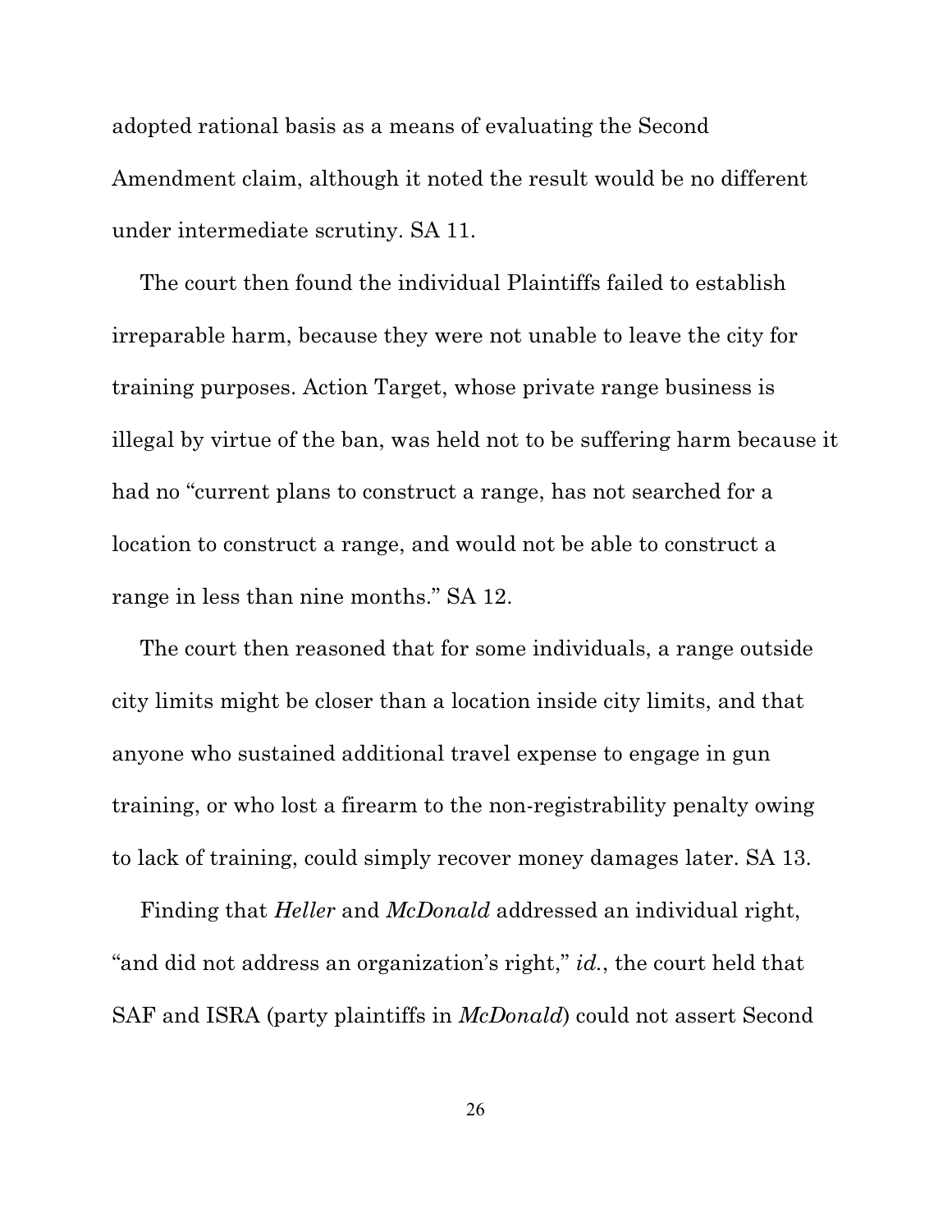adopted rational basis as a means of evaluating the Second Amendment claim, although it noted the result would be no different under intermediate scrutiny. SA 11.

The court then found the individual Plaintiffs failed to establish irreparable harm, because they were not unable to leave the city for training purposes. Action Target, whose private range business is illegal by virtue of the ban, was held not to be suffering harm because it had no "current plans to construct a range, has not searched for a location to construct a range, and would not be able to construct a range in less than nine months." SA 12.

The court then reasoned that for some individuals, a range outside city limits might be closer than a location inside city limits, and that anyone who sustained additional travel expense to engage in gun training, or who lost a firearm to the non-registrability penalty owing to lack of training, could simply recover money damages later. SA 13.

Finding that *Heller* and *McDonald* addressed an individual right, "and did not address an organization's right," *id.*, the court held that SAF and ISRA (party plaintiffs in *McDonald*) could not assert Second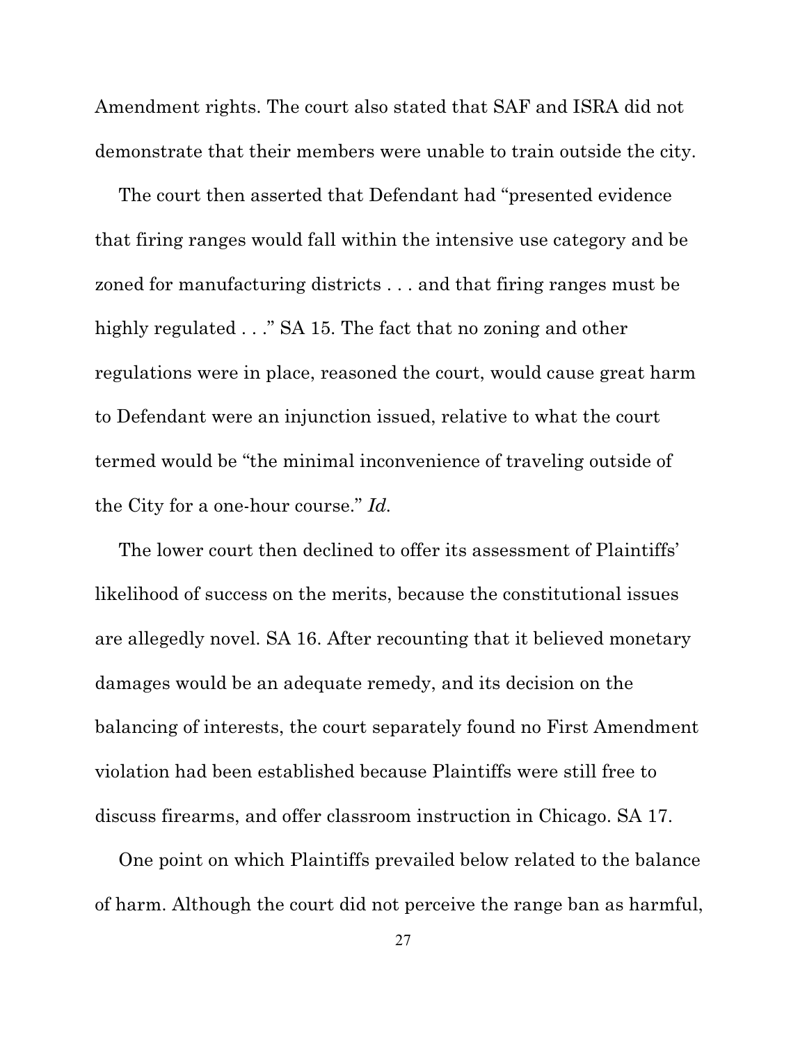Amendment rights. The court also stated that SAF and ISRA did not demonstrate that their members were unable to train outside the city.

The court then asserted that Defendant had "presented evidence that firing ranges would fall within the intensive use category and be zoned for manufacturing districts . . . and that firing ranges must be highly regulated . . ." SA 15. The fact that no zoning and other regulations were in place, reasoned the court, would cause great harm to Defendant were an injunction issued, relative to what the court termed would be "the minimal inconvenience of traveling outside of the City for a one-hour course." *Id.*

The lower court then declined to offer its assessment of Plaintiffs' likelihood of success on the merits, because the constitutional issues are allegedly novel. SA 16. After recounting that it believed monetary damages would be an adequate remedy, and its decision on the balancing of interests, the court separately found no First Amendment violation had been established because Plaintiffs were still free to discuss firearms, and offer classroom instruction in Chicago. SA 17.

One point on which Plaintiffs prevailed below related to the balance of harm. Although the court did not perceive the range ban as harmful,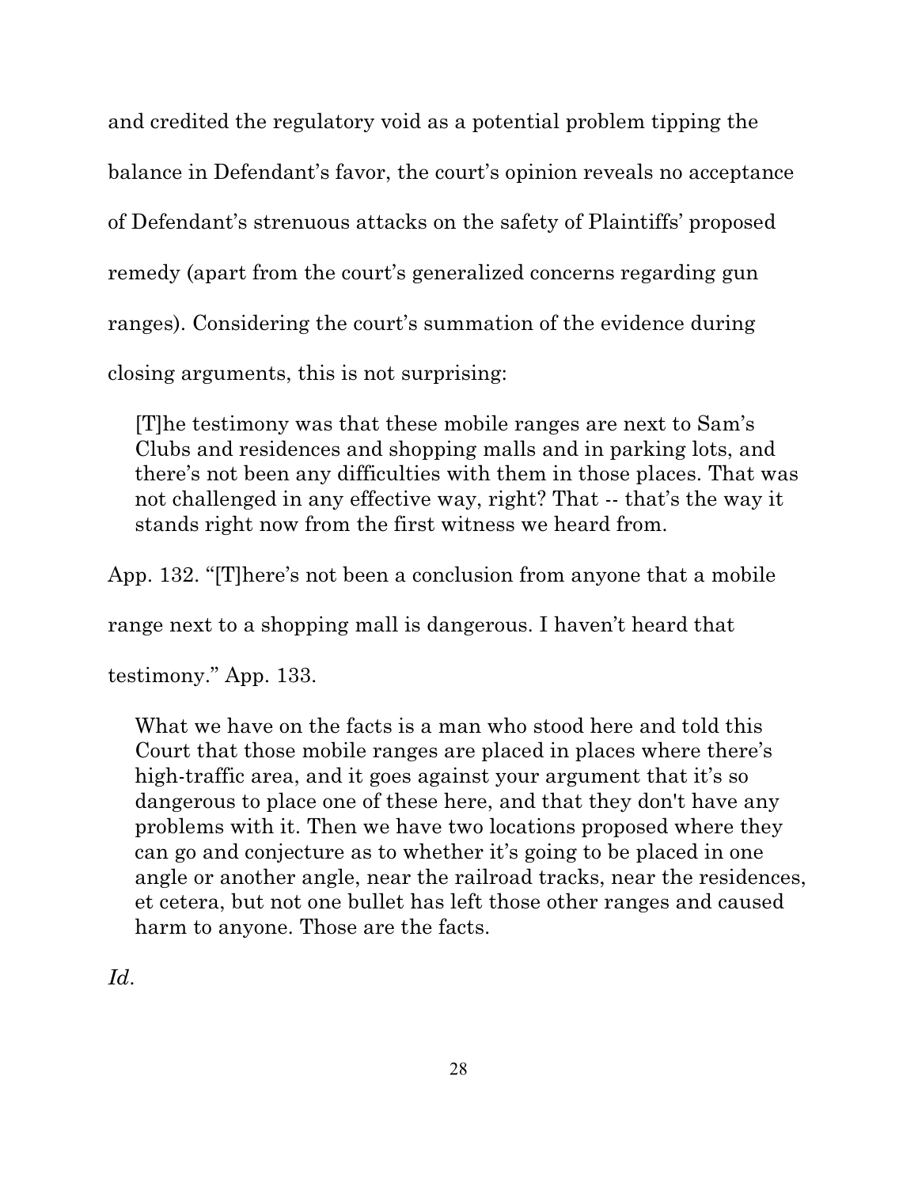and credited the regulatory void as a potential problem tipping the balance in Defendant's favor, the court's opinion reveals no acceptance of Defendant's strenuous attacks on the safety of Plaintiffs' proposed remedy (apart from the court's generalized concerns regarding gun ranges). Considering the court's summation of the evidence during closing arguments, this is not surprising:

> [T]he testimony was that these mobile ranges are next to Sam's Clubs and residences and shopping malls and in parking lots, and there's not been any difficulties with them in those places. That was not challenged in any effective way, right? That -- that's the way it stands right now from the first witness we heard from.

App. 132. "[T]here's not been a conclusion from anyone that a mobile range next to a shopping mall is dangerous. I haven't heard that testimony." App. 133.

> What we have on the facts is a man who stood here and told this Court that those mobile ranges are placed in places where there's high-traffic area, and it goes against your argument that it's so dangerous to place one of these here, and that they don't have any problems with it. Then we have two locations proposed where they can go and conjecture as to whether it's going to be placed in one angle or another angle, near the railroad tracks, near the residences, et cetera, but not one bullet has left those other ranges and caused harm to anyone. Those are the facts.

*Id*.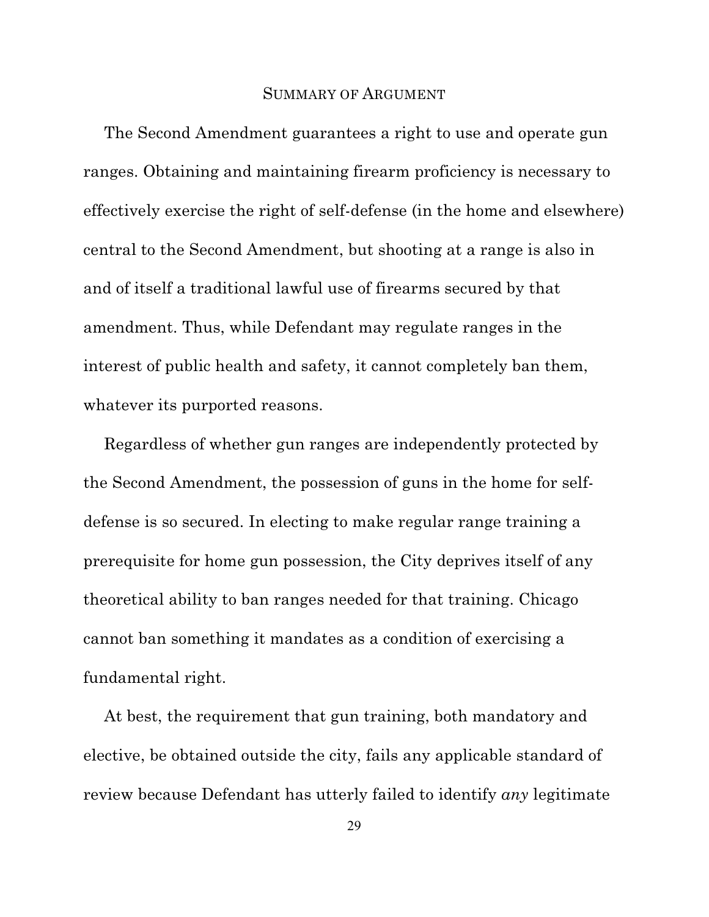## Summary of Argument

The Second Amendment guarantees a right to use and operate gun ranges. Obtaining and maintaining firearm proficiency is necessary to effectively exercise the right of self-defense (in the home and elsewhere) central to the Second Amendment, but shooting at a range is also in and of itself a traditional lawful use of firearms secured by that amendment. Thus, while Defendant may regulate ranges in the interest of public health and safety, it cannot completely ban them, whatever its purported reasons.

Regardless of whether gun ranges are independently protected by the Second Amendment, the possession of guns in the home for self-defense is so secured. In electing to make regular range training a prerequisite for home gun possession, the City deprives itself of any theoretical ability to ban ranges needed for that training. Chicago cannot ban something it mandates as a condition of exercising a fundamental right.

At best, the requirement that gun training, both mandatory and elective, be obtained outside the city, fails any applicable standard of review because Defendant has utterly failed to identify *any* legitimate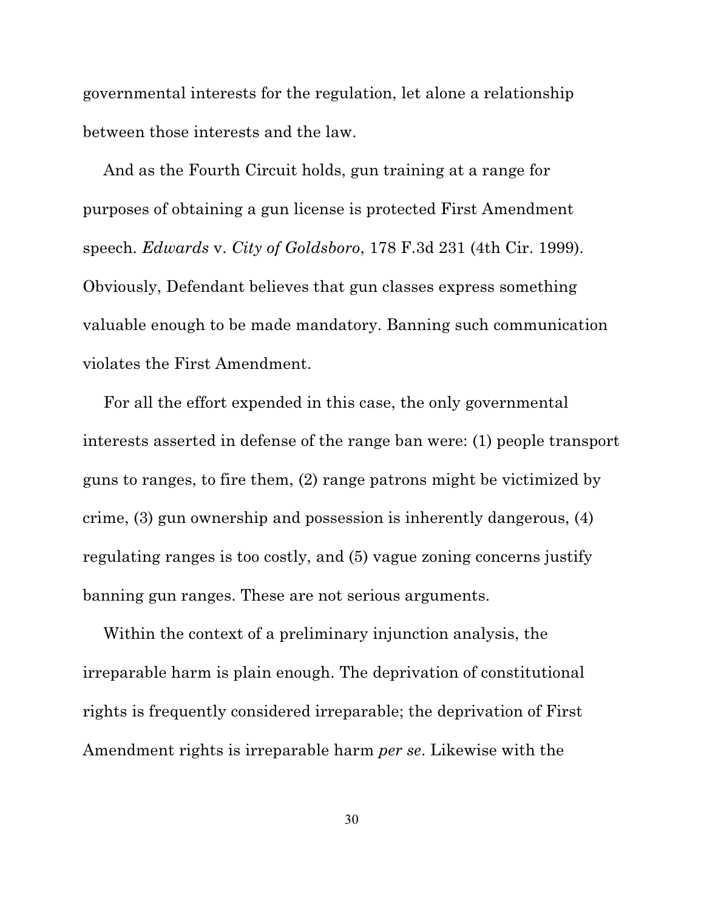governmental interests for the regulation, let alone a relationship between those interests and the law.

And as the Fourth Circuit holds, gun training at a range for purposes of obtaining a gun license is protected First Amendment speech. *Edwards* v. *City of Goldsboro*, 178 F.3d 231 (4th Cir. 1999). Obviously, Defendant believes that gun classes express something valuable enough to be made mandatory. Banning such communication violates the First Amendment.

For all the effort expended in this case, the only governmental interests asserted in defense of the range ban were: (1) people transport guns to ranges, to fire them, (2) range patrons might be victimized by crime, (3) gun ownership and possession is inherently dangerous, (4) regulating ranges is too costly, and (5) vague zoning concerns justify banning gun ranges. These are not serious arguments.

Within the context of a preliminary injunction analysis, the irreparable harm is plain enough. The deprivation of constitutional rights is frequently considered irreparable; the deprivation of First Amendment rights is irreparable harm *per se*. Likewise with the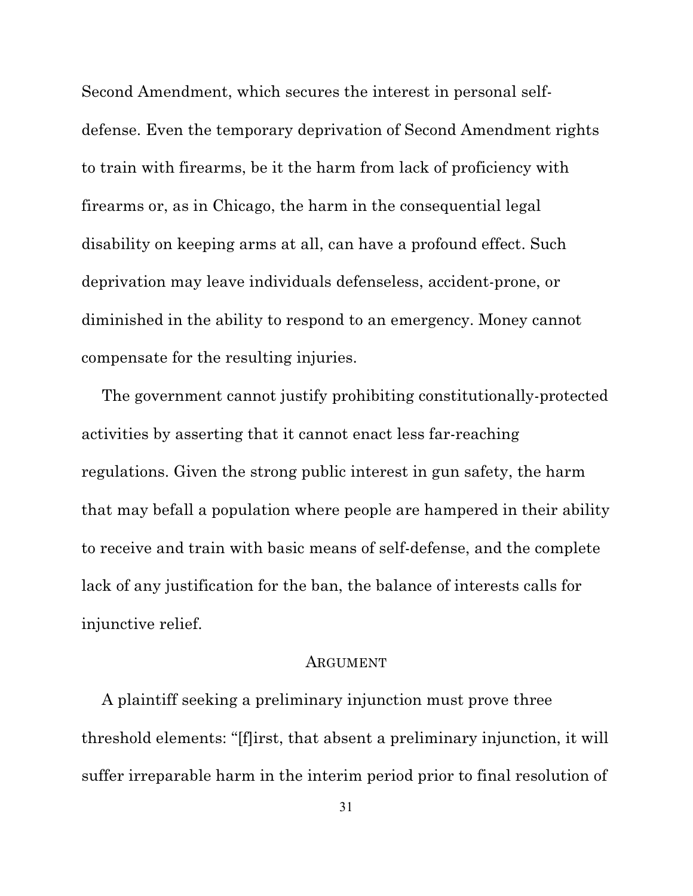Second Amendment, which secures the interest in personal self-defense. Even the temporary deprivation of Second Amendment rights to train with firearms, be it the harm from lack of proficiency with firearms or, as in Chicago, the harm in the consequential legal disability on keeping arms at all, can have a profound effect. Such deprivation may leave individuals defenseless, accident-prone, or diminished in the ability to respond to an emergency. Money cannot compensate for the resulting injuries.

The government cannot justify prohibiting constitutionally-protected activities by asserting that it cannot enact less far-reaching regulations. Given the strong public interest in gun safety, the harm that may befall a population where people are hampered in their ability to receive and train with basic means of self-defense, and the complete lack of any justification for the ban, the balance of interests calls for injunctive relief.

## Argument

A plaintiff seeking a preliminary injunction must prove three threshold elements: "[f]irst, that absent a preliminary injunction, it will suffer irreparable harm in the interim period prior to final resolution of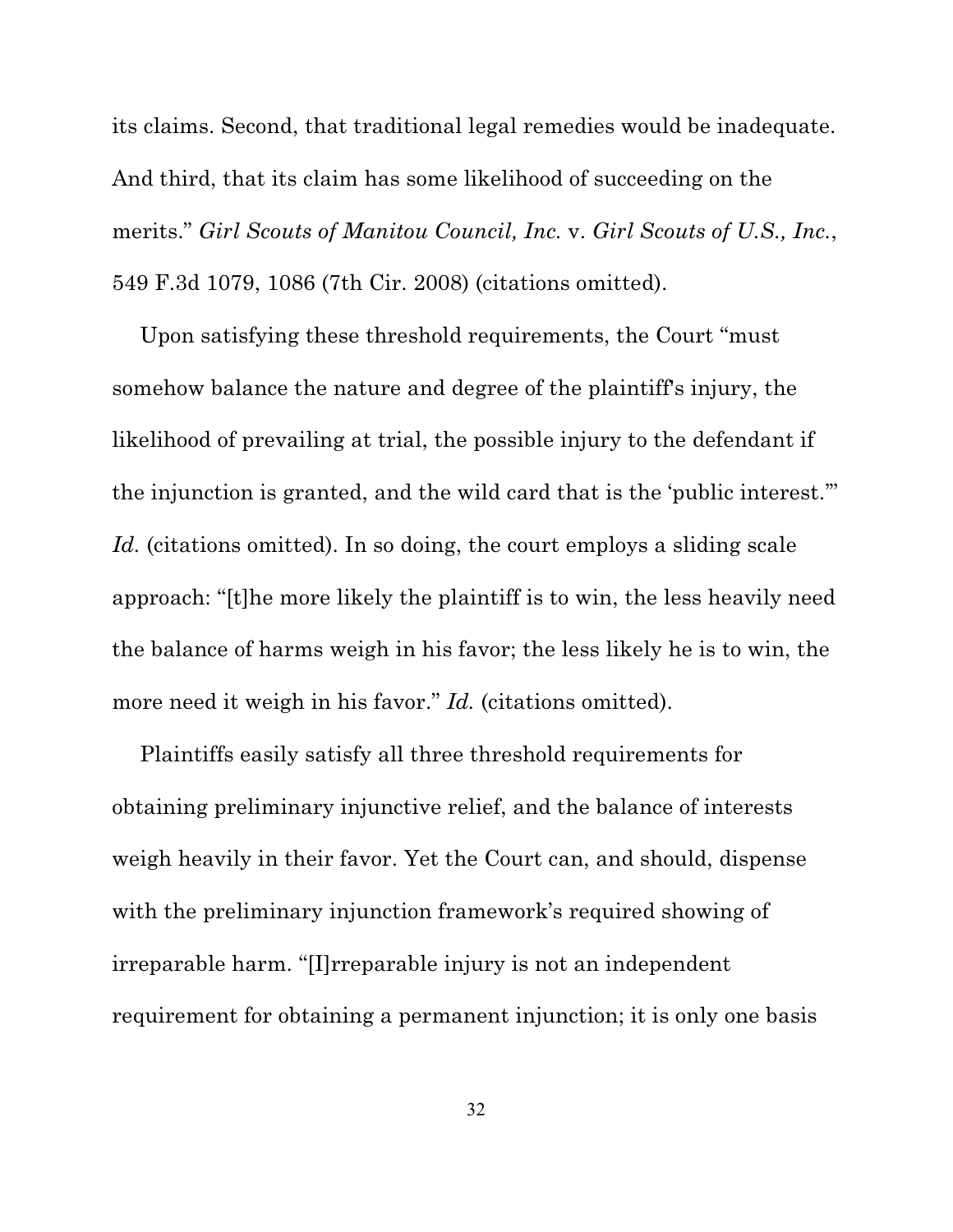its claims. Second, that traditional legal remedies would be inadequate. And third, that its claim has some likelihood of succeeding on the merits." *Girl Scouts of Manitou Council, Inc.* v. *Girl Scouts of U.S., Inc.*, 549 F.3d 1079, 1086 (7th Cir. 2008) (citations omitted).

Upon satisfying these threshold requirements, the Court "must somehow balance the nature and degree of the plaintiff's injury, the likelihood of prevailing at trial, the possible injury to the defendant if the injunction is granted, and the wild card that is the 'public interest.'" *Id.* (citations omitted). In so doing, the court employs a sliding scale approach: "[t]he more likely the plaintiff is to win, the less heavily need the balance of harms weigh in his favor; the less likely he is to win, the more need it weigh in his favor." *Id.* (citations omitted).

Plaintiffs easily satisfy all three threshold requirements for obtaining preliminary injunctive relief, and the balance of interests weigh heavily in their favor. Yet the Court can, and should, dispense with the preliminary injunction framework's required showing of irreparable harm. "[I]rreparable injury is not an independent requirement for obtaining a permanent injunction; it is only one basis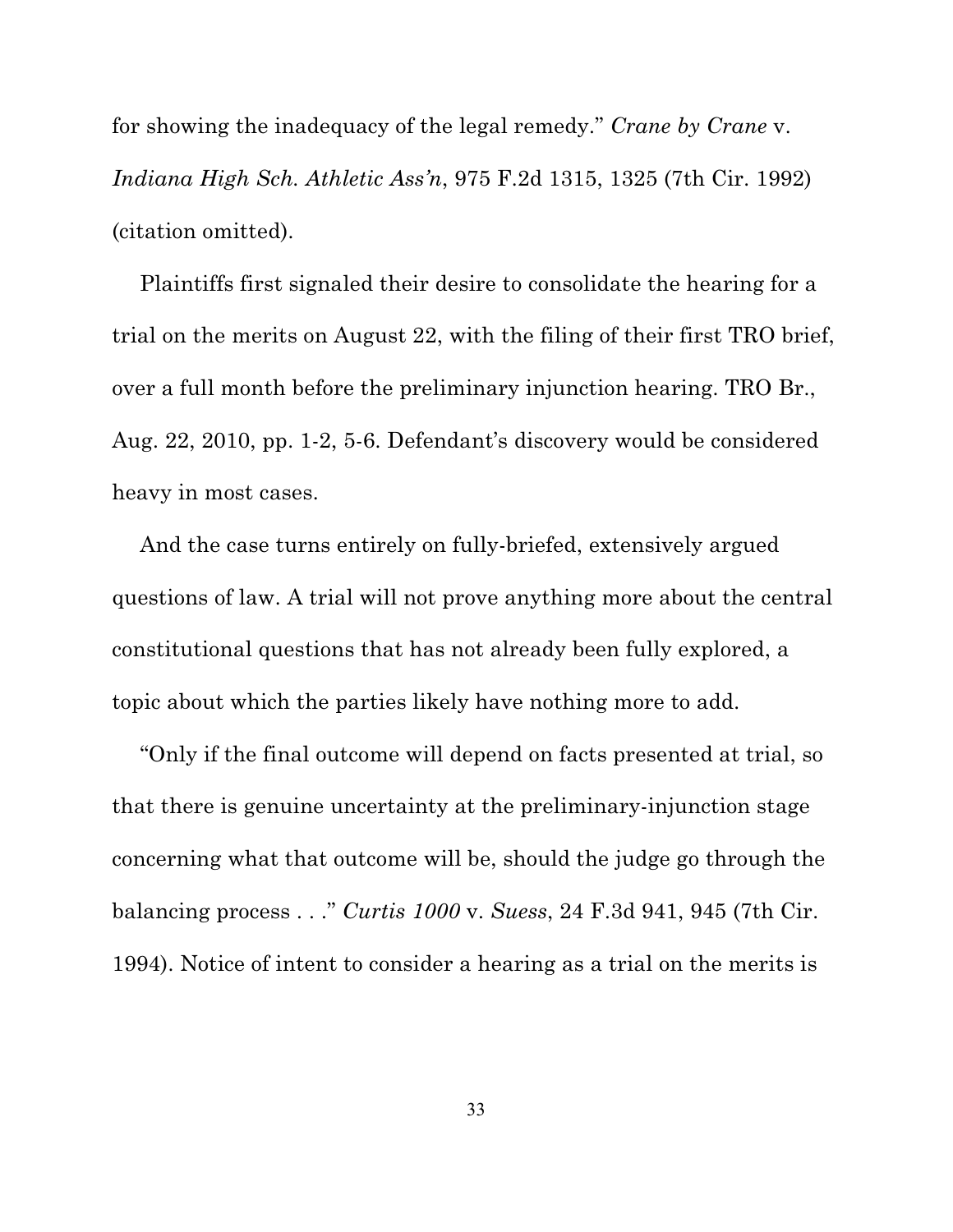for showing the inadequacy of the legal remedy." *Crane by Crane* v. *Indiana High Sch. Athletic Ass'n*, 975 F.2d 1315, 1325 (7th Cir. 1992) (citation omitted).

Plaintiffs first signaled their desire to consolidate the hearing for a trial on the merits on August 22, with the filing of their first TRO brief, over a full month before the preliminary injunction hearing. TRO Br., Aug. 22, 2010, pp. 1-2, 5-6. Defendant's discovery would be considered heavy in most cases.

And the case turns entirely on fully-briefed, extensively argued questions of law. A trial will not prove anything more about the central constitutional questions that has not already been fully explored, a topic about which the parties likely have nothing more to add.

"Only if the final outcome will depend on facts presented at trial, so that there is genuine uncertainty at the preliminary-injunction stage concerning what that outcome will be, should the judge go through the balancing process . . ." *Curtis 1000* v. *Suess*, 24 F.3d 941, 945 (7th Cir. 1994). Notice of intent to consider a hearing as a trial on the merits is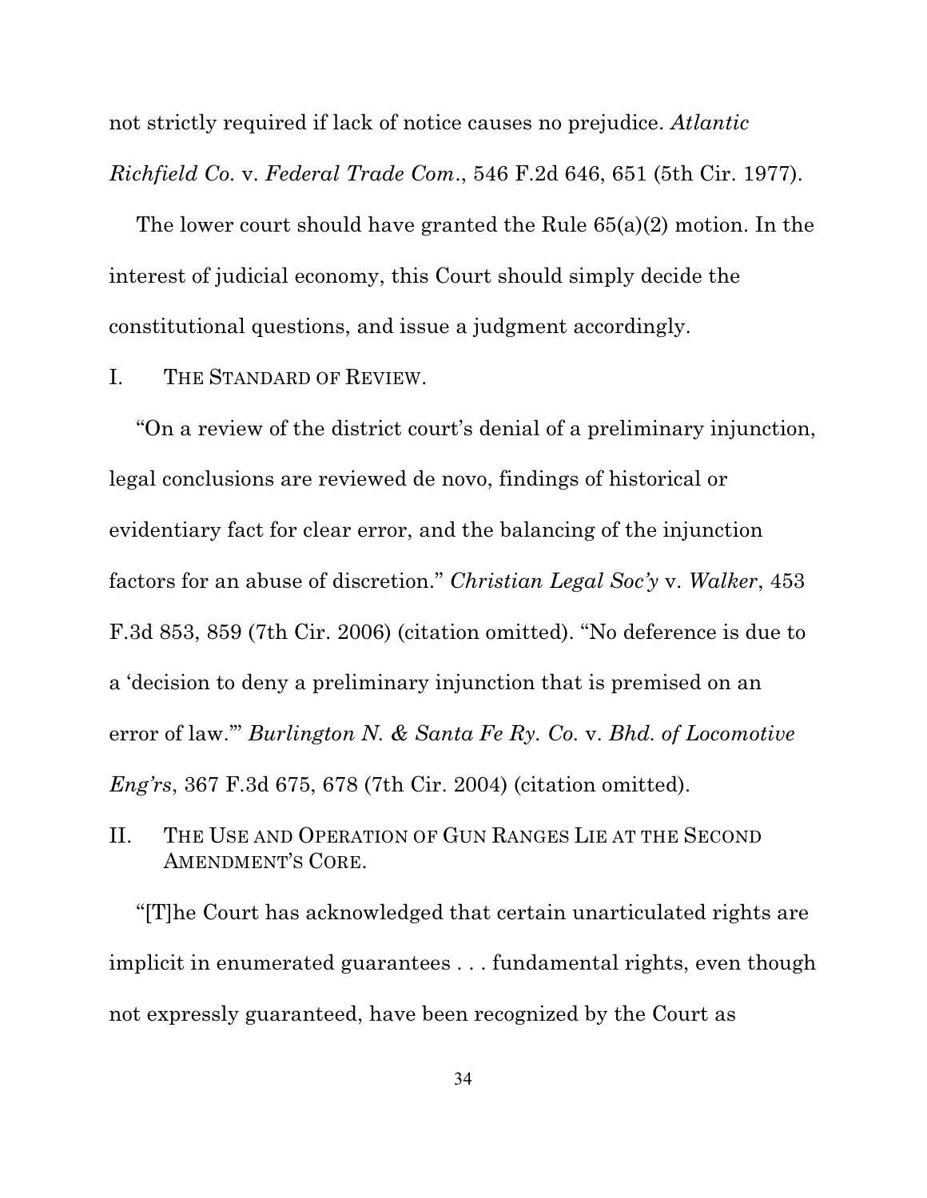not strictly required if lack of notice causes no prejudice. *Atlantic Richfield Co.* v. *Federal Trade Com.*, 546 F.2d 646, 651 (5th Cir. 1977).

The lower court should have granted the Rule 65(a)(2) motion. In the interest of judicial economy, this Court should simply decide the constitutional questions, and issue a judgment accordingly.

## I. The Standard of Review.

"On a review of the district court's denial of a preliminary injunction, legal conclusions are reviewed de novo, findings of historical or evidentiary fact for clear error, and the balancing of the injunction factors for an abuse of discretion." *Christian Legal Soc'y* v. *Walker*, 453 F.3d 853, 859 (7th Cir. 2006) (citation omitted). "No deference is due to a 'decision to deny a preliminary injunction that is premised on an error of law.'" *Burlington N. & Santa Fe Ry. Co.* v. *Bhd. of Locomotive Eng'rs*, 367 F.3d 675, 678 (7th Cir. 2004) (citation omitted).

## II. The Use and Operation of Gun Ranges Lie at the Second Amendment's Core.

"[T]he Court has acknowledged that certain unarticulated rights are implicit in enumerated guarantees . . . fundamental rights, even though not expressly guaranteed, have been recognized by the Court as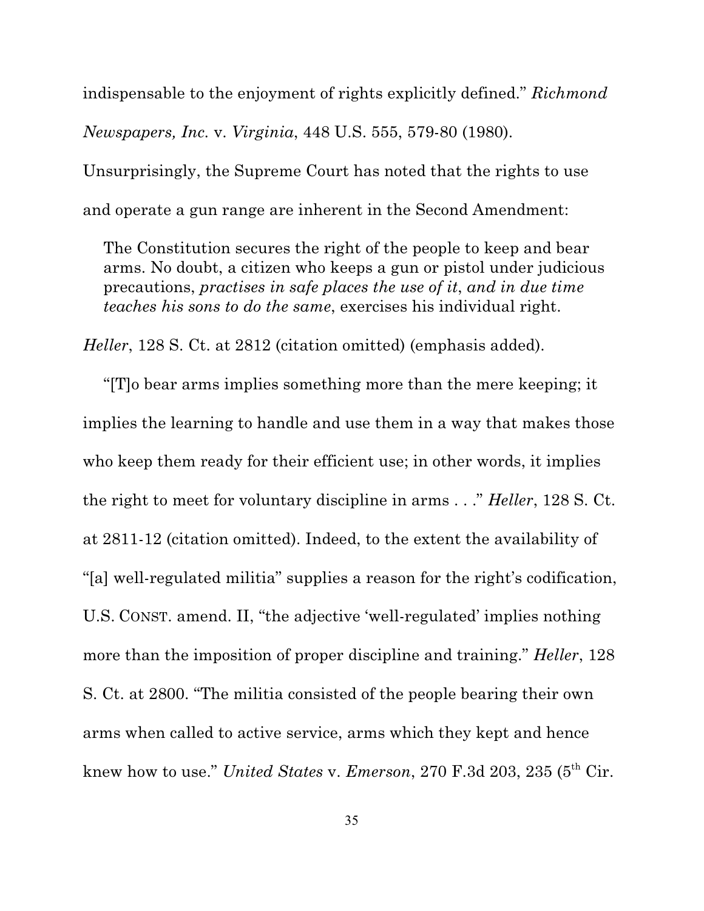indispensable to the enjoyment of rights explicitly defined." *Richmond Newspapers, Inc.* v. *Virginia*, 448 U.S. 555, 579-80 (1980). Unsurprisingly, the Supreme Court has noted that the rights to use and operate a gun range are inherent in the Second Amendment:

> The Constitution secures the right of the people to keep and bear arms. No doubt, a citizen who keeps a gun or pistol under judicious precautions, *practises in safe places the use of it*, *and in due time teaches his sons to do the same*, exercises his individual right.

*Heller*, 128 S. Ct. at 2812 (citation omitted) (emphasis added).

"[T]o bear arms implies something more than the mere keeping; it implies the learning to handle and use them in a way that makes those who keep them ready for their efficient use; in other words, it implies the right to meet for voluntary discipline in arms . . ." *Heller*, 128 S. Ct. at 2811-12 (citation omitted). Indeed, to the extent the availability of "[a] well-regulated militia" supplies a reason for the right's codification, U.S. CONST. amend. II, "the adjective 'well-regulated' implies nothing more than the imposition of proper discipline and training." *Heller*, 128 S. Ct. at 2800. "The militia consisted of the people bearing their own arms when called to active service, arms which they kept and hence knew how to use." *United States* v. *Emerson*, 270 F.3d 203, 235 (5th Cir.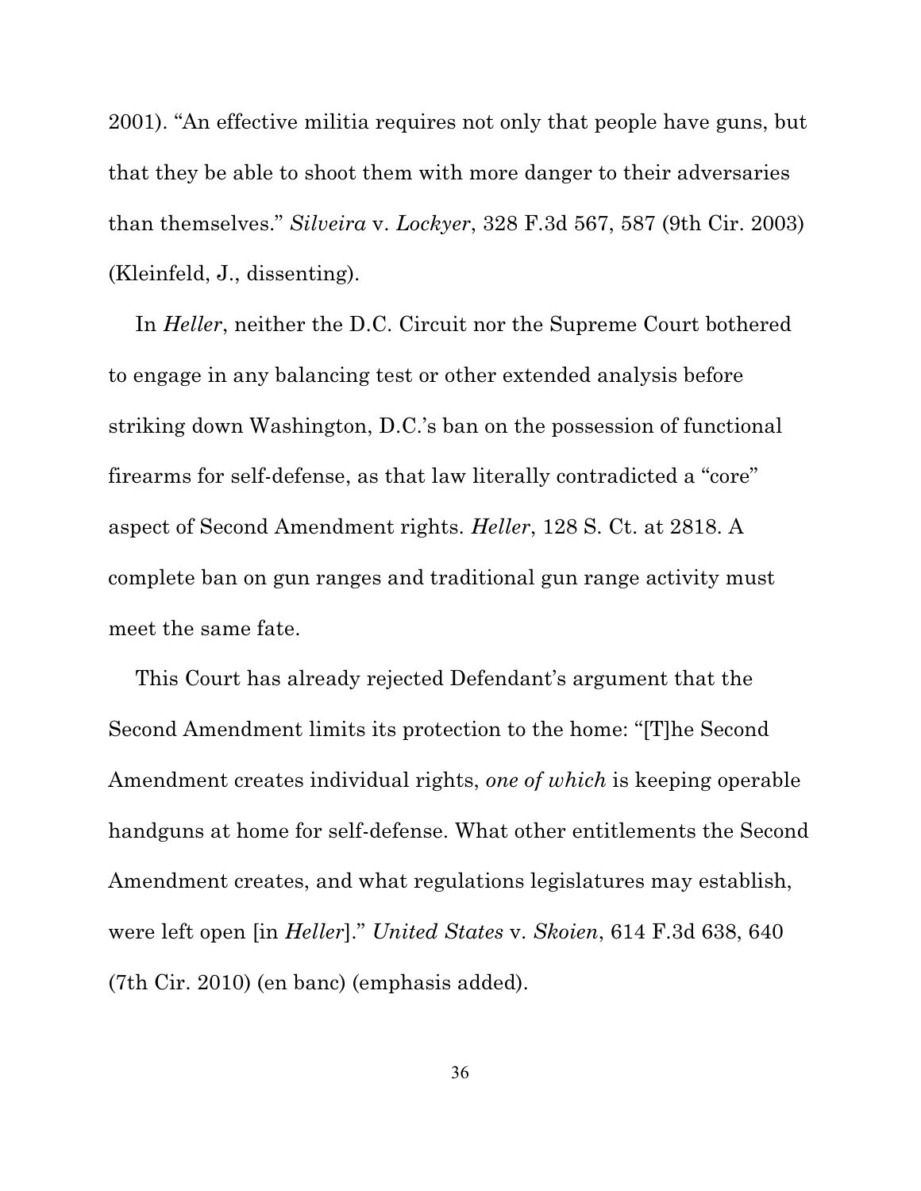2001). "An effective militia requires not only that people have guns, but that they be able to shoot them with more danger to their adversaries than themselves." *Silveira* v. *Lockyer*, 328 F.3d 567, 587 (9th Cir. 2003) (Kleinfeld, J., dissenting).

In *Heller*, neither the D.C. Circuit nor the Supreme Court bothered to engage in any balancing test or other extended analysis before striking down Washington, D.C.'s ban on the possession of functional firearms for self-defense, as that law literally contradicted a "core" aspect of Second Amendment rights. *Heller*, 128 S. Ct. at 2818. A complete ban on gun ranges and traditional gun range activity must meet the same fate.

This Court has already rejected Defendant's argument that the Second Amendment limits its protection to the home: "[T]he Second Amendment creates individual rights, *one of which* is keeping operable handguns at home for self-defense. What other entitlements the Second Amendment creates, and what regulations legislatures may establish, were left open [in *Heller*]." *United States* v. *Skoien*, 614 F.3d 638, 640 (7th Cir. 2010) (en banc) (emphasis added).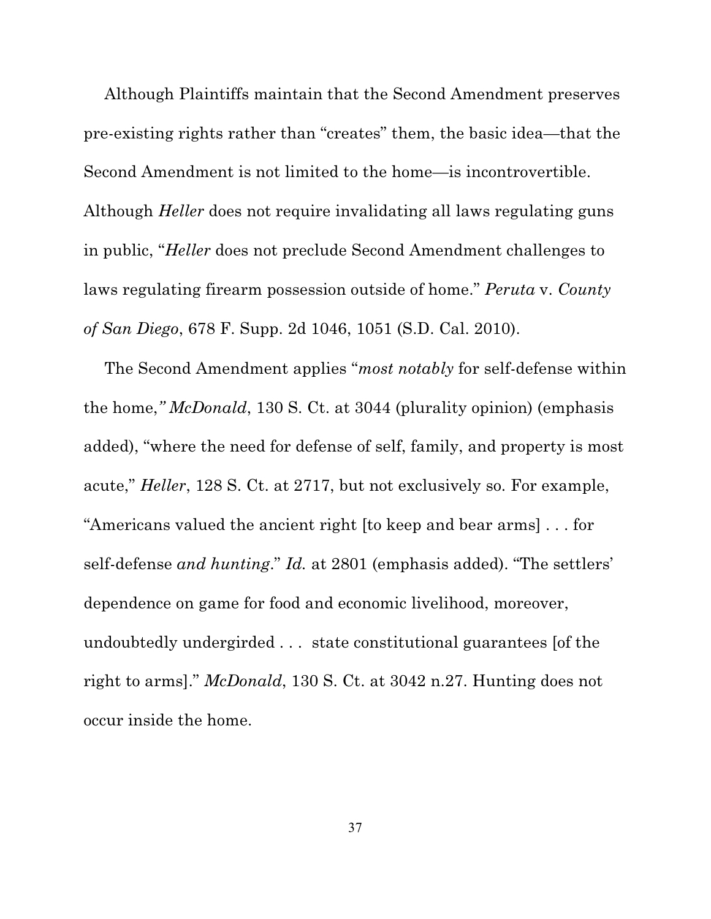Although Plaintiffs maintain that the Second Amendment preserves pre-existing rights rather than "creates" them, the basic idea—that the Second Amendment is not limited to the home—is incontrovertible. Although *Heller* does not require invalidating all laws regulating guns in public, "*Heller* does not preclude Second Amendment challenges to laws regulating firearm possession outside of home." *Peruta* v. *County of San Diego*, 678 F. Supp. 2d 1046, 1051 (S.D. Cal. 2010).

The Second Amendment applies "*most notably* for self-defense within the home,*" McDonald*, 130 S. Ct. at 3044 (plurality opinion) (emphasis added), "where the need for defense of self, family, and property is most acute," *Heller*, 128 S. Ct. at 2717, but not exclusively so. For example, "Americans valued the ancient right [to keep and bear arms] . . . for self-defense *and hunting*." *Id.* at 2801 (emphasis added). "The settlers' dependence on game for food and economic livelihood, moreover, undoubtedly undergirded . . . state constitutional guarantees [of the right to arms]." *McDonald*, 130 S. Ct. at 3042 n.27. Hunting does not occur inside the home.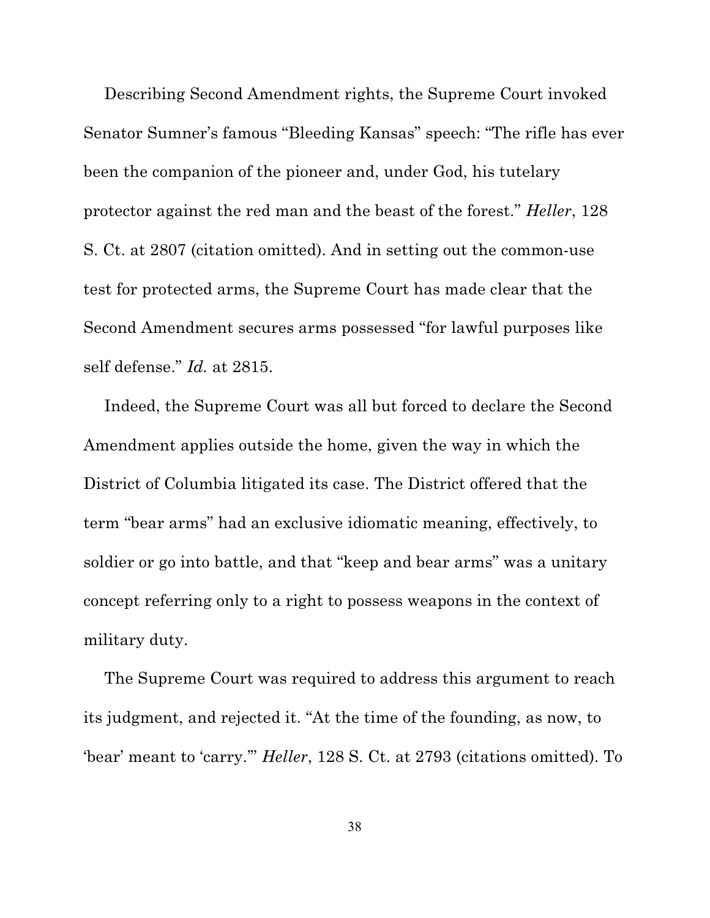Describing Second Amendment rights, the Supreme Court invoked Senator Sumner's famous "Bleeding Kansas" speech: "The rifle has ever been the companion of the pioneer and, under God, his tutelary protector against the red man and the beast of the forest." *Heller*, 128 S. Ct. at 2807 (citation omitted). And in setting out the common-use test for protected arms, the Supreme Court has made clear that the Second Amendment secures arms possessed "for lawful purposes like self defense." *Id.* at 2815.

Indeed, the Supreme Court was all but forced to declare the Second Amendment applies outside the home, given the way in which the District of Columbia litigated its case. The District offered that the term "bear arms" had an exclusive idiomatic meaning, effectively, to soldier or go into battle, and that "keep and bear arms" was a unitary concept referring only to a right to possess weapons in the context of military duty.

The Supreme Court was required to address this argument to reach its judgment, and rejected it. "At the time of the founding, as now, to 'bear' meant to 'carry.'" *Heller*, 128 S. Ct. at 2793 (citations omitted). To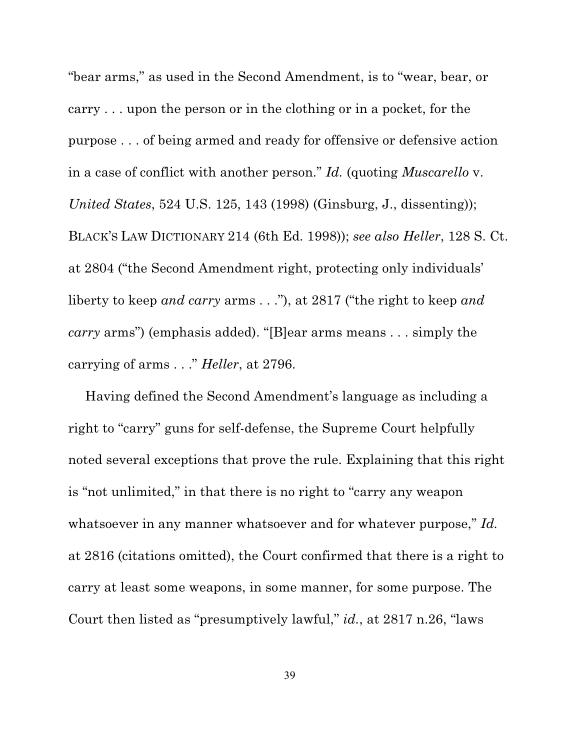"bear arms," as used in the Second Amendment, is to "wear, bear, or carry . . . upon the person or in the clothing or in a pocket, for the purpose . . . of being armed and ready for offensive or defensive action in a case of conflict with another person." *Id.* (quoting *Muscarello* v. *United States*, 524 U.S. 125, 143 (1998) (Ginsburg, J., dissenting)); BLACK'S LAW DICTIONARY 214 (6th Ed. 1998)); *see also Heller*, 128 S. Ct. at 2804 ("the Second Amendment right, protecting only individuals' liberty to keep *and carry* arms . . ."), at 2817 ("the right to keep *and carry* arms") (emphasis added). "[B]ear arms means . . . simply the carrying of arms . . ." *Heller*, at 2796.

Having defined the Second Amendment's language as including a right to "carry" guns for self-defense, the Supreme Court helpfully noted several exceptions that prove the rule. Explaining that this right is "not unlimited," in that there is no right to "carry any weapon whatsoever in any manner whatsoever and for whatever purpose," *Id.* at 2816 (citations omitted), the Court confirmed that there is a right to carry at least some weapons, in some manner, for some purpose. The Court then listed as "presumptively lawful," *id.*, at 2817 n.26, "laws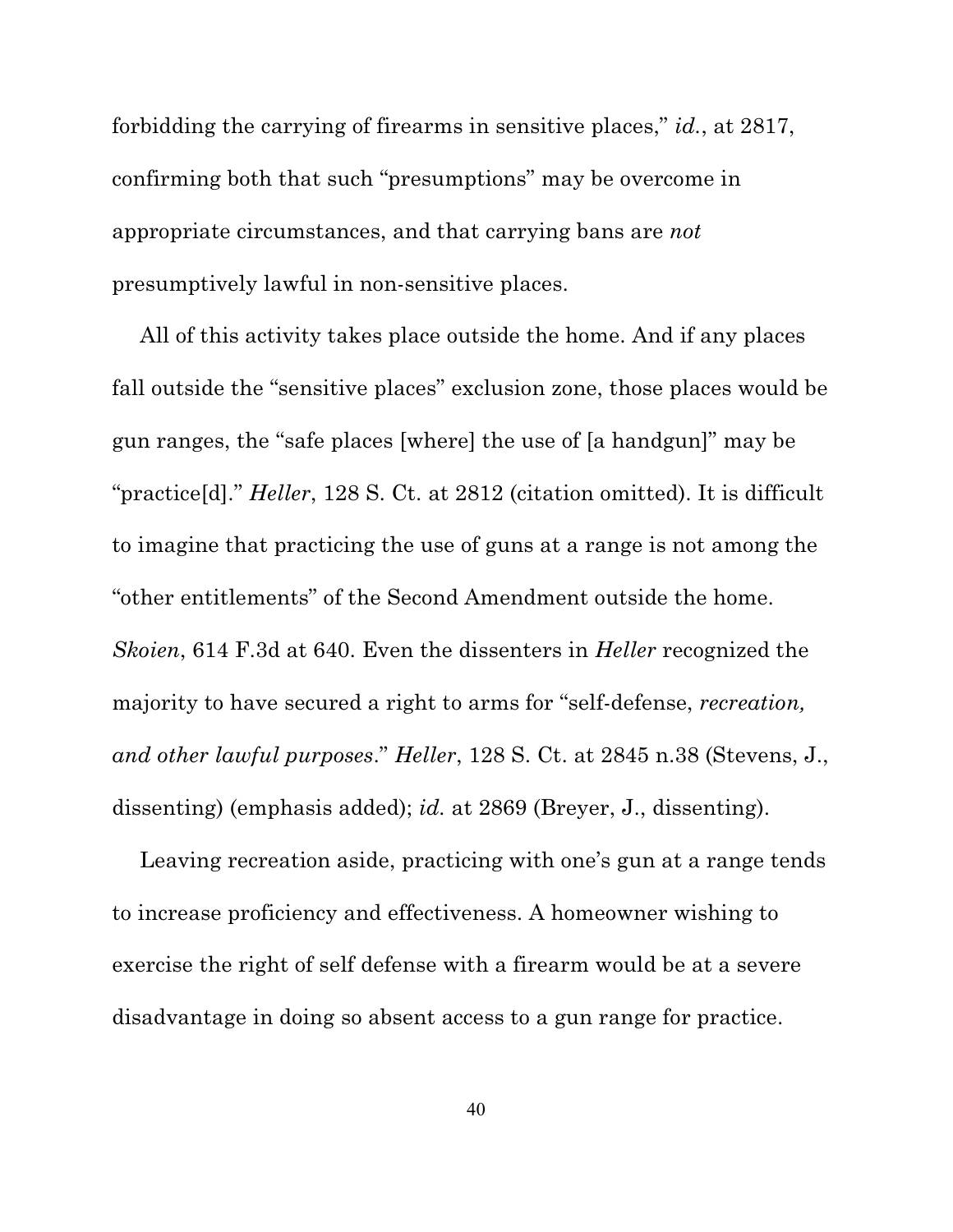forbidding the carrying of firearms in sensitive places," *id.*, at 2817, confirming both that such "presumptions" may be overcome in appropriate circumstances, and that carrying bans are *not* presumptively lawful in non-sensitive places.

All of this activity takes place outside the home. And if any places fall outside the "sensitive places" exclusion zone, those places would be gun ranges, the "safe places [where] the use of [a handgun]" may be "practice[d]." *Heller*, 128 S. Ct. at 2812 (citation omitted). It is difficult to imagine that practicing the use of guns at a range is not among the "other entitlements" of the Second Amendment outside the home. *Skoien*, 614 F.3d at 640. Even the dissenters in *Heller* recognized the majority to have secured a right to arms for "self-defense, *recreation, and other lawful purposes*." *Heller*, 128 S. Ct. at 2845 n.38 (Stevens, J., dissenting) (emphasis added); *id.* at 2869 (Breyer, J., dissenting).

Leaving recreation aside, practicing with one's gun at a range tends to increase proficiency and effectiveness. A homeowner wishing to exercise the right of self defense with a firearm would be at a severe disadvantage in doing so absent access to a gun range for practice.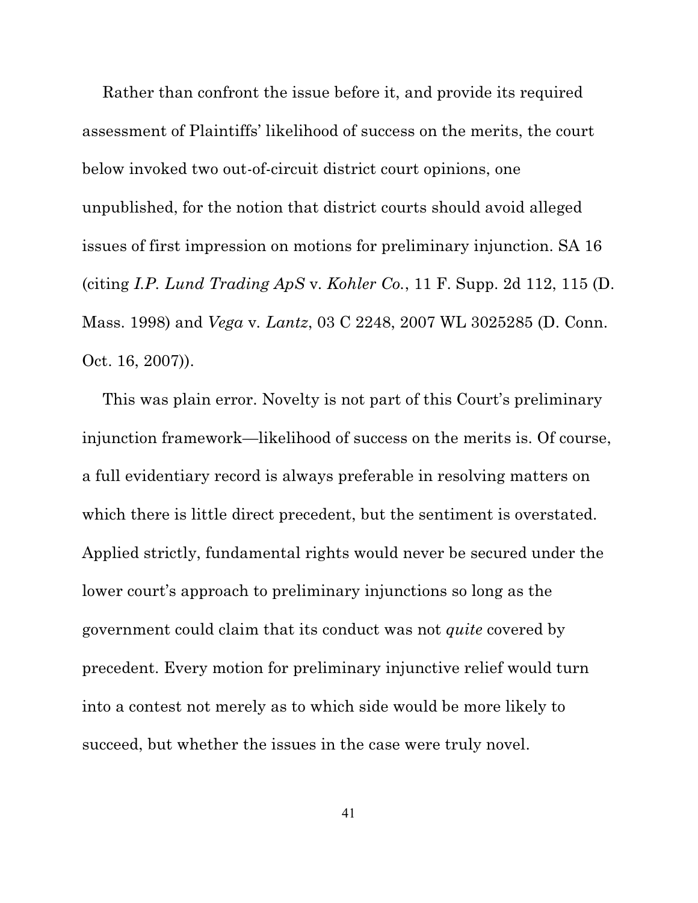Rather than confront the issue before it, and provide its required assessment of Plaintiffs' likelihood of success on the merits, the court below invoked two out-of-circuit district court opinions, one unpublished, for the notion that district courts should avoid alleged issues of first impression on motions for preliminary injunction. SA 16 (citing *I.P. Lund Trading ApS* v. *Kohler Co.*, 11 F. Supp. 2d 112, 115 (D. Mass. 1998) and *Vega* v. *Lantz*, 03 C 2248, 2007 WL 3025285 (D. Conn. Oct. 16, 2007)).

This was plain error. Novelty is not part of this Court's preliminary injunction framework—likelihood of success on the merits is. Of course, a full evidentiary record is always preferable in resolving matters on which there is little direct precedent, but the sentiment is overstated. Applied strictly, fundamental rights would never be secured under the lower court's approach to preliminary injunctions so long as the government could claim that its conduct was not *quite* covered by precedent. Every motion for preliminary injunctive relief would turn into a contest not merely as to which side would be more likely to succeed, but whether the issues in the case were truly novel.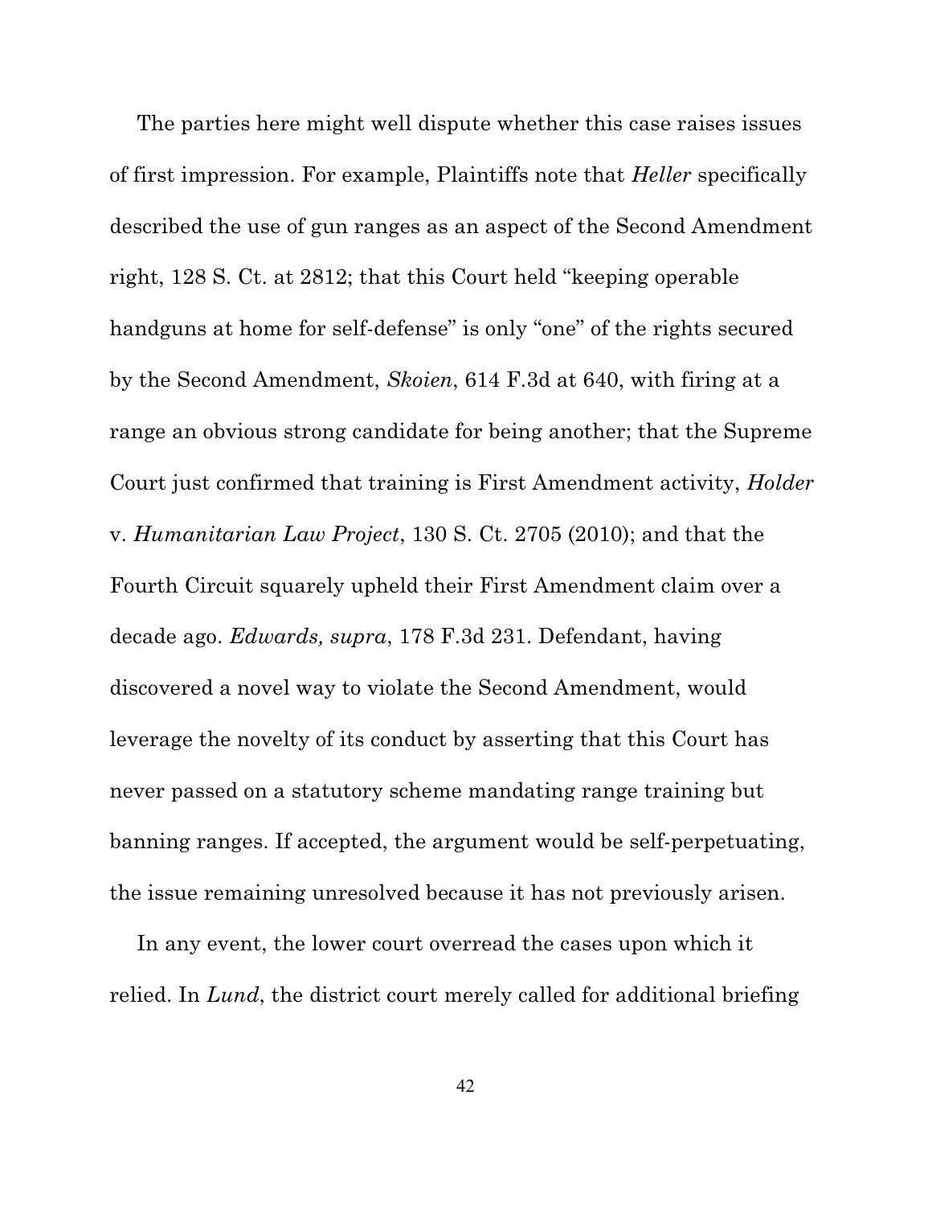The parties here might well dispute whether this case raises issues of first impression. For example, Plaintiffs note that *Heller* specifically described the use of gun ranges as an aspect of the Second Amendment right, 128 S. Ct. at 2812; that this Court held "keeping operable handguns at home for self-defense" is only "one" of the rights secured by the Second Amendment, *Skoien*, 614 F.3d at 640, with firing at a range an obvious strong candidate for being another; that the Supreme Court just confirmed that training is First Amendment activity, *Holder* v. *Humanitarian Law Project*, 130 S. Ct. 2705 (2010); and that the Fourth Circuit squarely upheld their First Amendment claim over a decade ago. *Edwards, supra*, 178 F.3d 231. Defendant, having discovered a novel way to violate the Second Amendment, would leverage the novelty of its conduct by asserting that this Court has never passed on a statutory scheme mandating range training but banning ranges. If accepted, the argument would be self-perpetuating, the issue remaining unresolved because it has not previously arisen.

In any event, the lower court overread the cases upon which it relied. In *Lund*, the district court merely called for additional briefing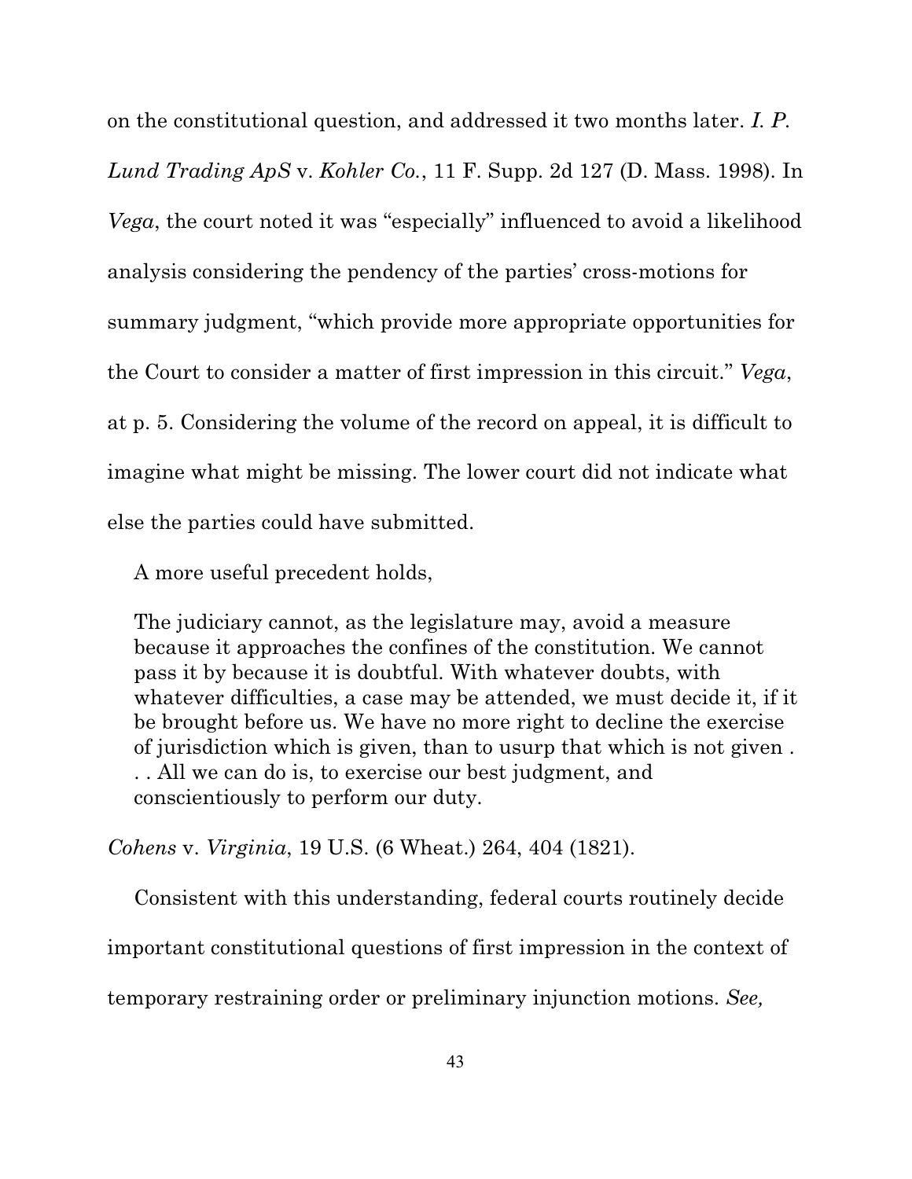on the constitutional question, and addressed it two months later. *I. P. Lund Trading ApS* v. *Kohler Co.*, 11 F. Supp. 2d 127 (D. Mass. 1998). In *Vega*, the court noted it was "especially" influenced to avoid a likelihood analysis considering the pendency of the parties' cross-motions for summary judgment, "which provide more appropriate opportunities for the Court to consider a matter of first impression in this circuit." *Vega*, at p. 5. Considering the volume of the record on appeal, it is difficult to imagine what might be missing. The lower court did not indicate what else the parties could have submitted.

A more useful precedent holds,

> The judiciary cannot, as the legislature may, avoid a measure because it approaches the confines of the constitution. We cannot pass it by because it is doubtful. With whatever doubts, with whatever difficulties, a case may be attended, we must decide it, if it be brought before us. We have no more right to decline the exercise of jurisdiction which is given, than to usurp that which is not given . . . All we can do is, to exercise our best judgment, and conscientiously to perform our duty.

*Cohens* v. *Virginia*, 19 U.S. (6 Wheat.) 264, 404 (1821).

Consistent with this understanding, federal courts routinely decide important constitutional questions of first impression in the context of temporary restraining order or preliminary injunction motions. *See,*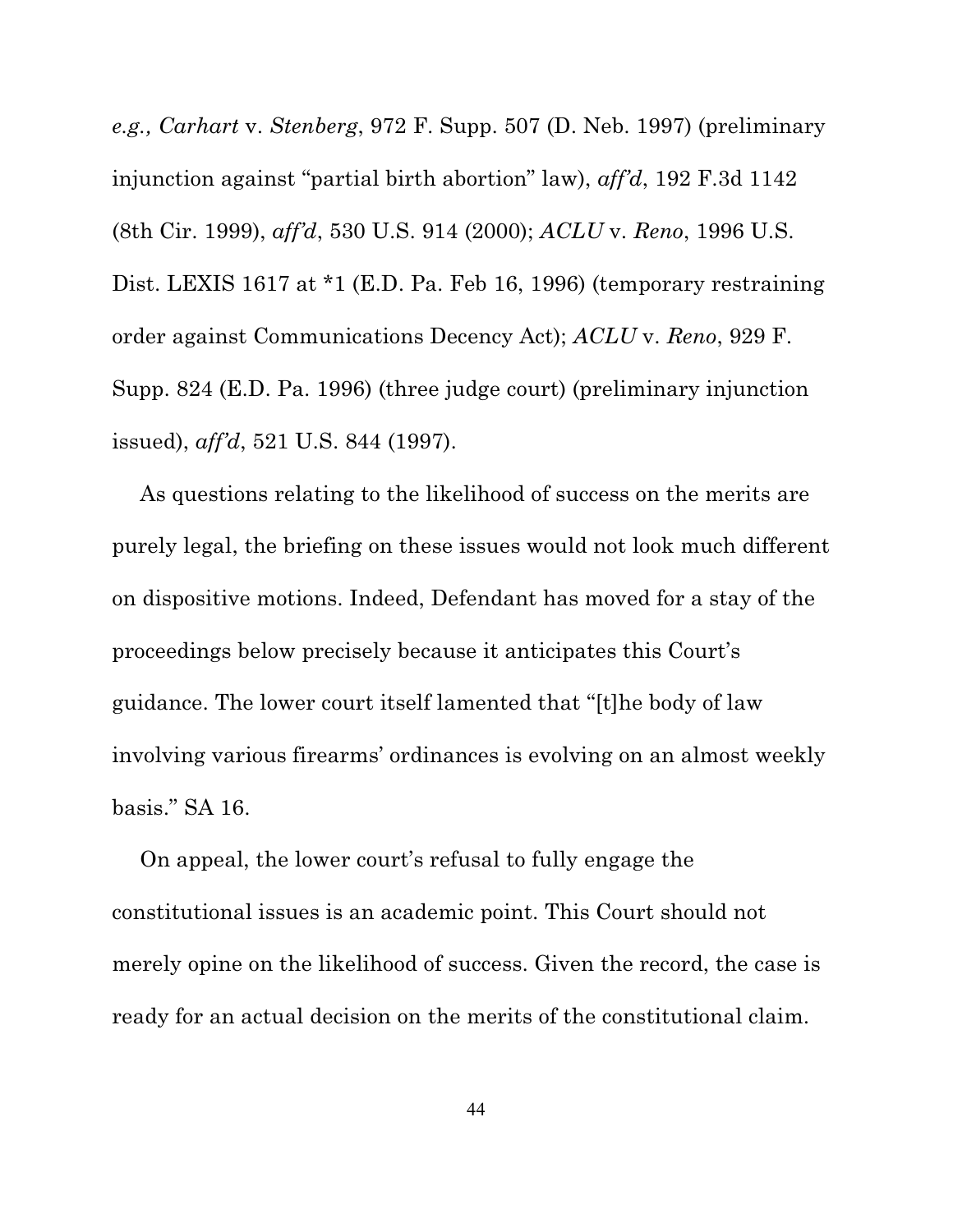*e.g., Carhart* v. *Stenberg*, 972 F. Supp. 507 (D. Neb. 1997) (preliminary injunction against "partial birth abortion" law), *aff'd*, 192 F.3d 1142 (8th Cir. 1999), *aff'd*, 530 U.S. 914 (2000); *ACLU* v. *Reno*, 1996 U.S. Dist. LEXIS 1617 at *1 (E.D. Pa. Feb 16, 1996) (temporary restraining order against Communications Decency Act); *ACLU* v. *Reno*, 929 F. Supp. 824 (E.D. Pa. 1996) (three judge court) (preliminary injunction issued), *aff'd*, 521 U.S. 844 (1997).

As questions relating to the likelihood of success on the merits are purely legal, the briefing on these issues would not look much different on dispositive motions. Indeed, Defendant has moved for a stay of the proceedings below precisely because it anticipates this Court's guidance. The lower court itself lamented that "[t]he body of law involving various firearms' ordinances is evolving on an almost weekly basis." SA 16.

On appeal, the lower court's refusal to fully engage the constitutional issues is an academic point. This Court should not merely opine on the likelihood of success. Given the record, the case is ready for an actual decision on the merits of the constitutional claim.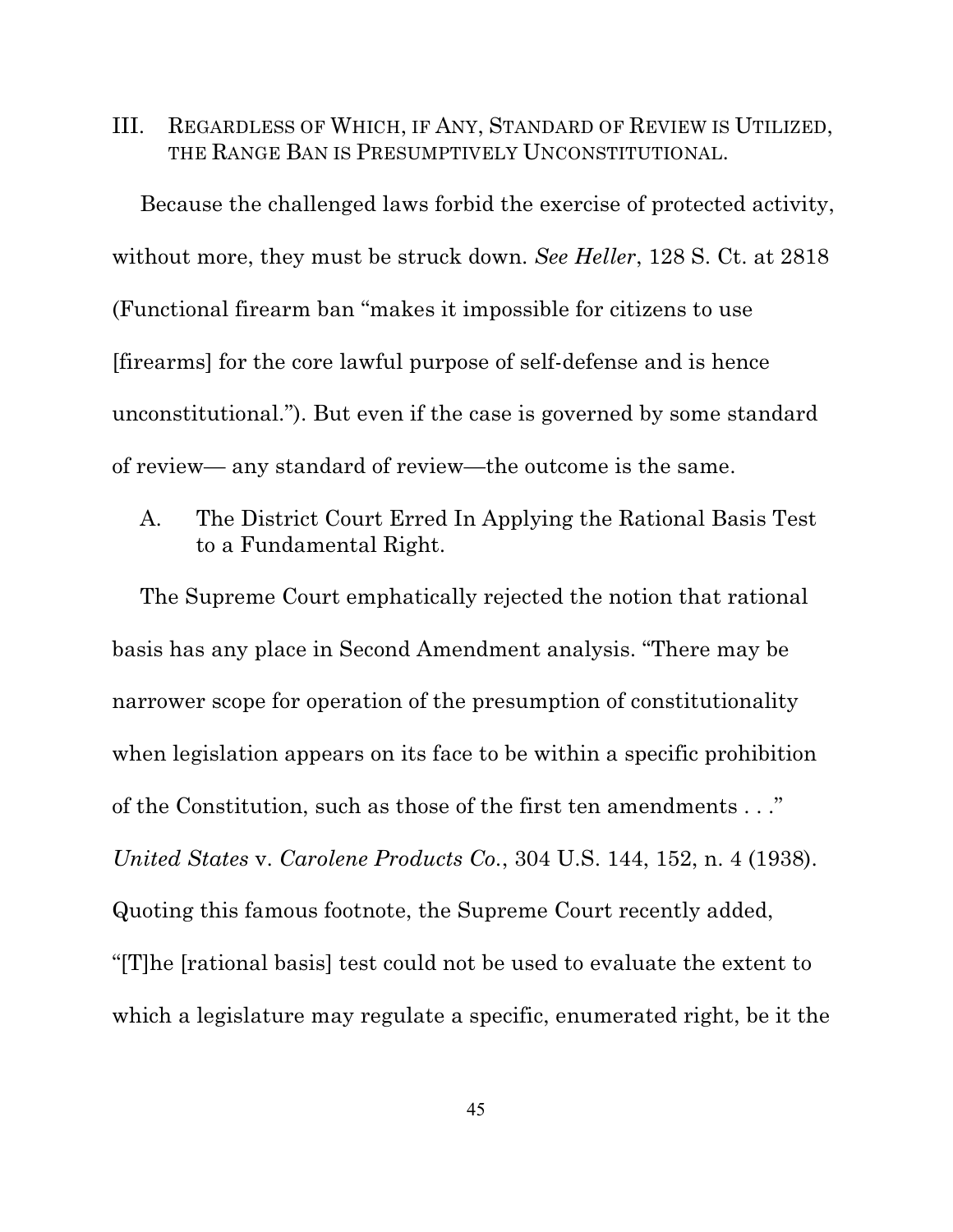## III. Regardless of Which, if Any, Standard of Review is Utilized, the Range Ban is Presumptively Unconstitutional.

Because the challenged laws forbid the exercise of protected activity, without more, they must be struck down. *See Heller*, 128 S. Ct. at 2818 (Functional firearm ban "makes it impossible for citizens to use [firearms] for the core lawful purpose of self-defense and is hence unconstitutional."). But even if the case is governed by some standard of review— any standard of review—the outcome is the same.

### A. The District Court Erred In Applying the Rational Basis Test to a Fundamental Right.

The Supreme Court emphatically rejected the notion that rational basis has any place in Second Amendment analysis. "There may be narrower scope for operation of the presumption of constitutionality when legislation appears on its face to be within a specific prohibition of the Constitution, such as those of the first ten amendments . . ." *United States* v. *Carolene Products Co.*, 304 U.S. 144, 152, n. 4 (1938). Quoting this famous footnote, the Supreme Court recently added, "[T]he [rational basis] test could not be used to evaluate the extent to which a legislature may regulate a specific, enumerated right, be it the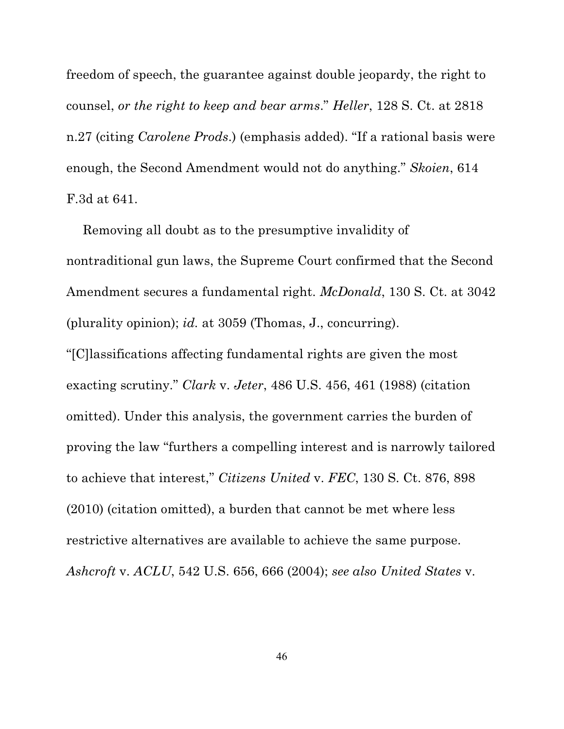freedom of speech, the guarantee against double jeopardy, the right to counsel, *or the right to keep and bear arms*." *Heller*, 128 S. Ct. at 2818 n.27 (citing *Carolene Prods*.) (emphasis added). "If a rational basis were enough, the Second Amendment would not do anything." *Skoien*, 614 F.3d at 641.

Removing all doubt as to the presumptive invalidity of nontraditional gun laws, the Supreme Court confirmed that the Second Amendment secures a fundamental right. *McDonald*, 130 S. Ct. at 3042 (plurality opinion); *id.* at 3059 (Thomas, J., concurring). "[C]lassifications affecting fundamental rights are given the most exacting scrutiny." *Clark* v. *Jeter*, 486 U.S. 456, 461 (1988) (citation omitted). Under this analysis, the government carries the burden of proving the law "furthers a compelling interest and is narrowly tailored to achieve that interest," *Citizens United* v. *FEC*, 130 S. Ct. 876, 898 (2010) (citation omitted), a burden that cannot be met where less restrictive alternatives are available to achieve the same purpose. *Ashcroft* v. *ACLU*, 542 U.S. 656, 666 (2004); *see also United States* v.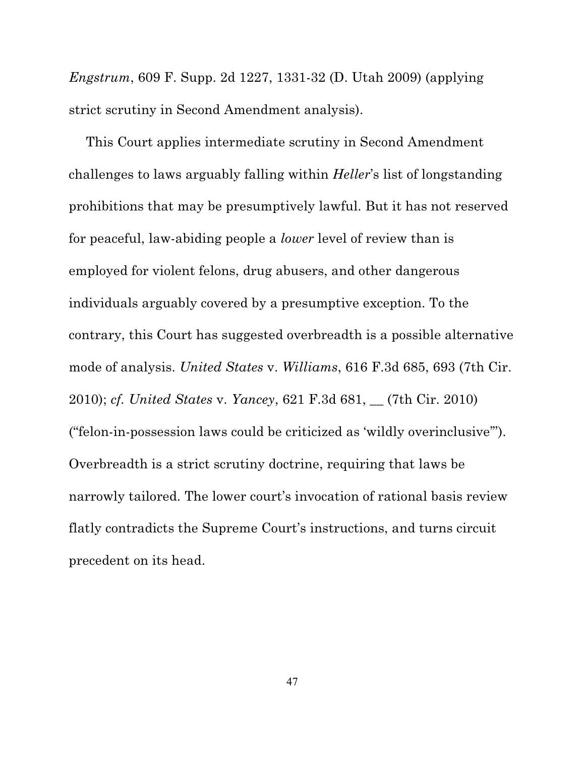*Engstrum*, 609 F. Supp. 2d 1227, 1331-32 (D. Utah 2009) (applying strict scrutiny in Second Amendment analysis).

This Court applies intermediate scrutiny in Second Amendment challenges to laws arguably falling within *Heller*'s list of longstanding prohibitions that may be presumptively lawful. But it has not reserved for peaceful, law-abiding people a *lower* level of review than is employed for violent felons, drug abusers, and other dangerous individuals arguably covered by a presumptive exception. To the contrary, this Court has suggested overbreadth is a possible alternative mode of analysis. *United States* v. *Williams*, 616 F.3d 685, 693 (7th Cir. 2010); *cf. United States* v. *Yancey*, 621 F.3d 681, __ (7th Cir. 2010) ("felon-in-possession laws could be criticized as 'wildly overinclusive'"). Overbreadth is a strict scrutiny doctrine, requiring that laws be narrowly tailored. The lower court's invocation of rational basis review flatly contradicts the Supreme Court's instructions, and turns circuit precedent on its head.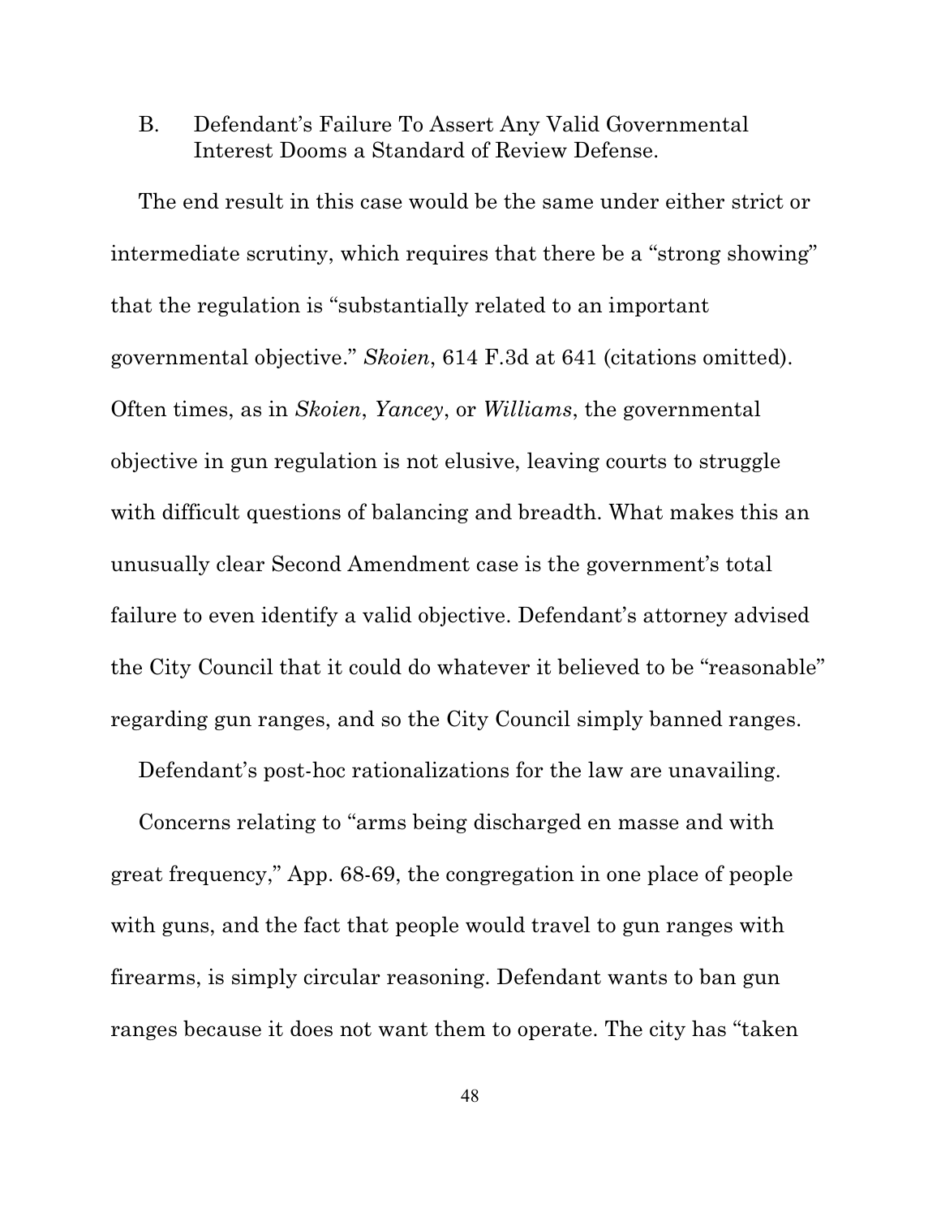### B. Defendant's Failure To Assert Any Valid Governmental Interest Dooms a Standard of Review Defense.

The end result in this case would be the same under either strict or intermediate scrutiny, which requires that there be a "strong showing" that the regulation is "substantially related to an important governmental objective." *Skoien*, 614 F.3d at 641 (citations omitted). Often times, as in *Skoien*, *Yancey*, or *Williams*, the governmental objective in gun regulation is not elusive, leaving courts to struggle with difficult questions of balancing and breadth. What makes this an unusually clear Second Amendment case is the government's total failure to even identify a valid objective. Defendant's attorney advised the City Council that it could do whatever it believed to be "reasonable" regarding gun ranges, and so the City Council simply banned ranges.

Defendant's post-hoc rationalizations for the law are unavailing.

Concerns relating to "arms being discharged en masse and with great frequency," App. 68-69, the congregation in one place of people with guns, and the fact that people would travel to gun ranges with firearms, is simply circular reasoning. Defendant wants to ban gun ranges because it does not want them to operate. The city has "taken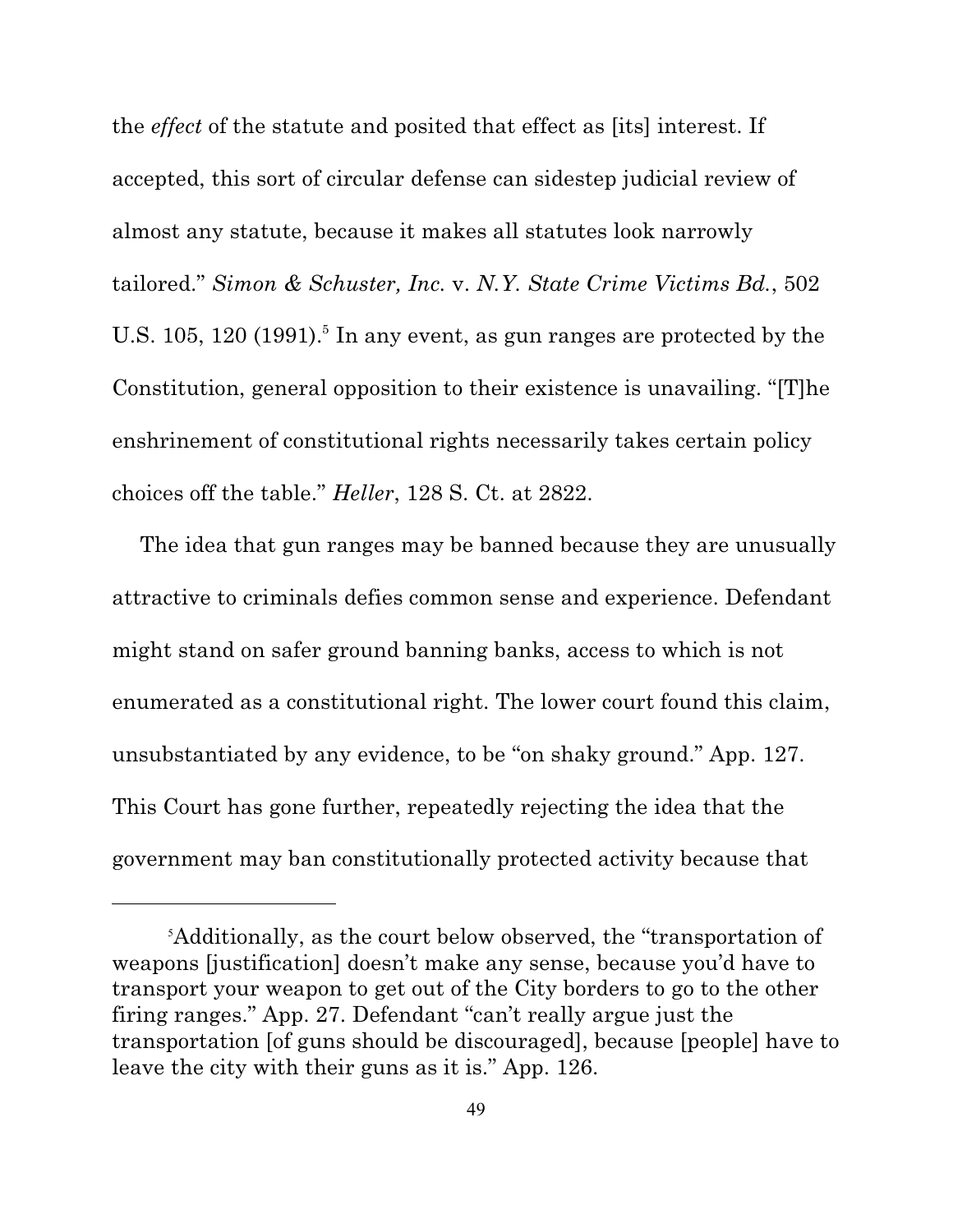the *effect* of the statute and posited that effect as [its] interest. If accepted, this sort of circular defense can sidestep judicial review of almost any statute, because it makes all statutes look narrowly tailored." *Simon & Schuster, Inc.* v. *N.Y. State Crime Victims Bd.*, 502 U.S. 105, 120 (1991).[5] In any event, as gun ranges are protected by the Constitution, general opposition to their existence is unavailing. "[T]he enshrinement of constitutional rights necessarily takes certain policy choices off the table." *Heller*, 128 S. Ct. at 2822.

The idea that gun ranges may be banned because they are unusually attractive to criminals defies common sense and experience. Defendant might stand on safer ground banning banks, access to which is not enumerated as a constitutional right. The lower court found this claim, unsubstantiated by any evidence, to be "on shaky ground." App. 127. This Court has gone further, repeatedly rejecting the idea that the government may ban constitutionally protected activity because that

---

[5] Additionally, as the court below observed, the "transportation of weapons [justification] doesn't make any sense, because you'd have to transport your weapon to get out of the City borders to go to the other firing ranges." App. 27. Defendant "can't really argue just the transportation [of guns should be discouraged], because [people] have to leave the city with their guns as it is." App. 126.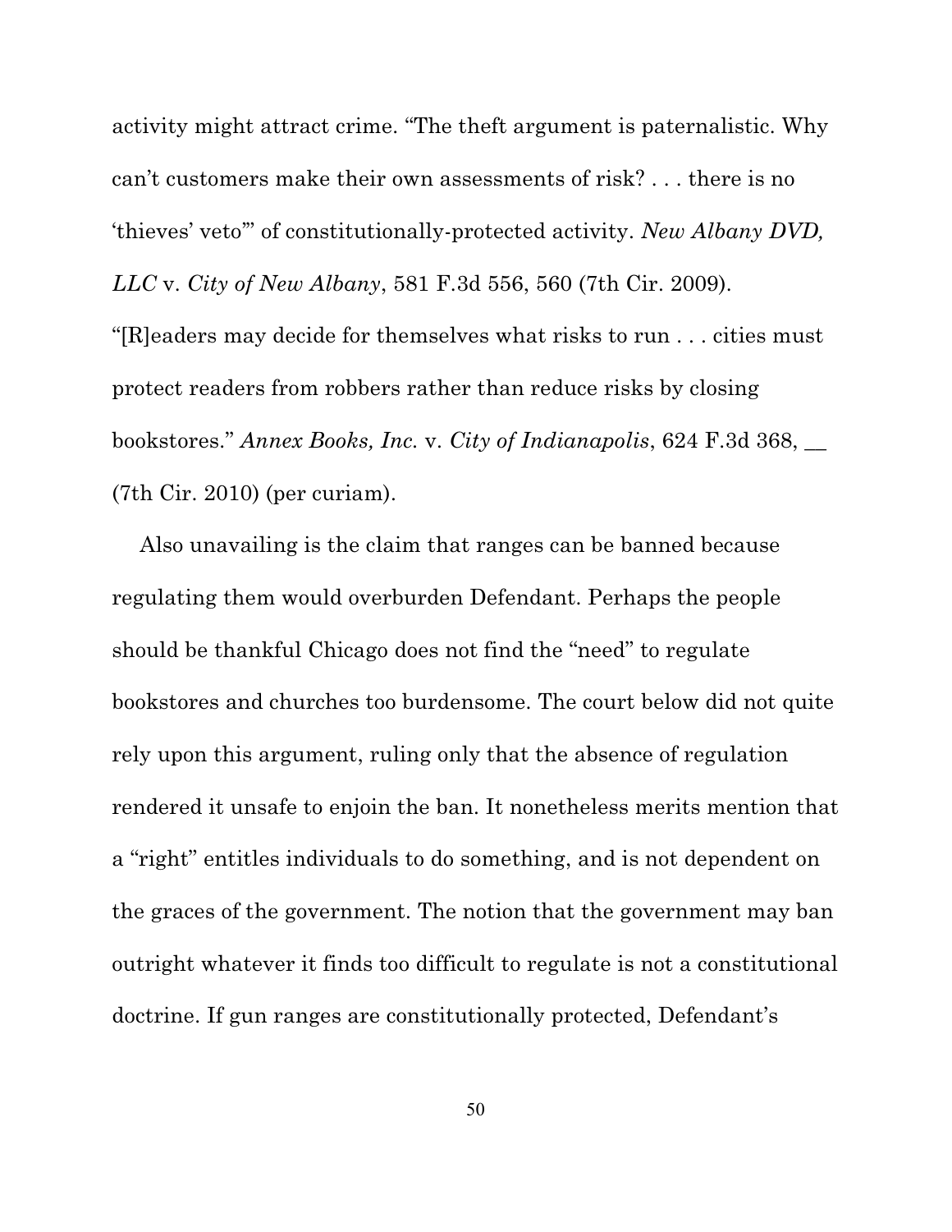activity might attract crime. "The theft argument is paternalistic. Why can't customers make their own assessments of risk? . . . there is no 'thieves' veto'" of constitutionally-protected activity. *New Albany DVD, LLC* v. *City of New Albany*, 581 F.3d 556, 560 (7th Cir. 2009). "[R]eaders may decide for themselves what risks to run . . . cities must protect readers from robbers rather than reduce risks by closing bookstores." *Annex Books, Inc.* v. *City of Indianapolis*, 624 F.3d 368, __ (7th Cir. 2010) (per curiam).

Also unavailing is the claim that ranges can be banned because regulating them would overburden Defendant. Perhaps the people should be thankful Chicago does not find the "need" to regulate bookstores and churches too burdensome. The court below did not quite rely upon this argument, ruling only that the absence of regulation rendered it unsafe to enjoin the ban. It nonetheless merits mention that a "right" entitles individuals to do something, and is not dependent on the graces of the government. The notion that the government may ban outright whatever it finds too difficult to regulate is not a constitutional doctrine. If gun ranges are constitutionally protected, Defendant's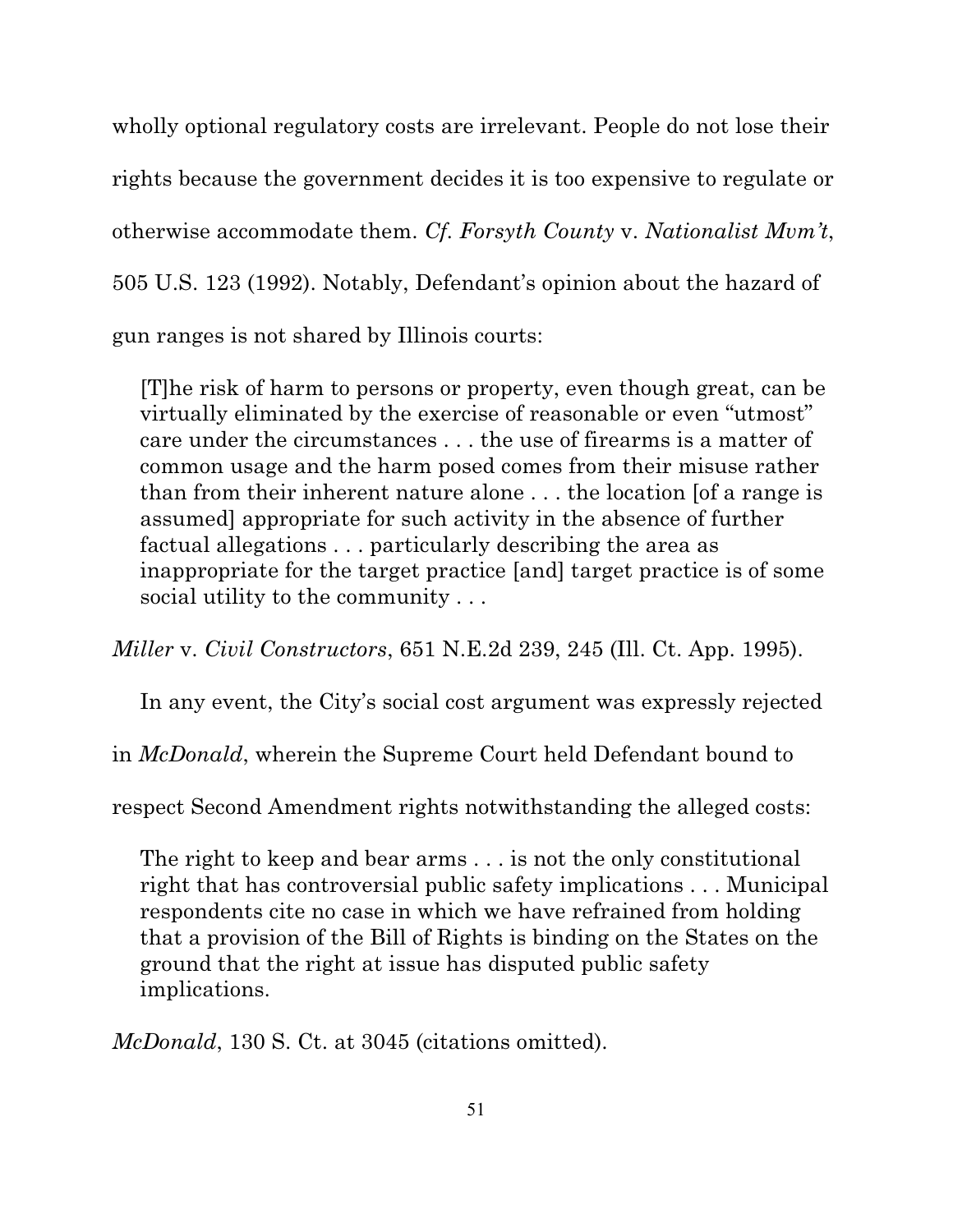wholly optional regulatory costs are irrelevant. People do not lose their rights because the government decides it is too expensive to regulate or otherwise accommodate them. *Cf. Forsyth County* v. *Nationalist Mvm't*, 505 U.S. 123 (1992). Notably, Defendant's opinion about the hazard of gun ranges is not shared by Illinois courts:

> [T]he risk of harm to persons or property, even though great, can be virtually eliminated by the exercise of reasonable or even "utmost" care under the circumstances . . . the use of firearms is a matter of common usage and the harm posed comes from their misuse rather than from their inherent nature alone . . . the location [of a range is assumed] appropriate for such activity in the absence of further factual allegations . . . particularly describing the area as inappropriate for the target practice [and] target practice is of some social utility to the community . . .

*Miller* v. *Civil Constructors*, 651 N.E.2d 239, 245 (Ill. Ct. App. 1995).

In any event, the City's social cost argument was expressly rejected in *McDonald*, wherein the Supreme Court held Defendant bound to respect Second Amendment rights notwithstanding the alleged costs:

> The right to keep and bear arms . . . is not the only constitutional right that has controversial public safety implications . . . Municipal respondents cite no case in which we have refrained from holding that a provision of the Bill of Rights is binding on the States on the ground that the right at issue has disputed public safety implications.

*McDonald*, 130 S. Ct. at 3045 (citations omitted).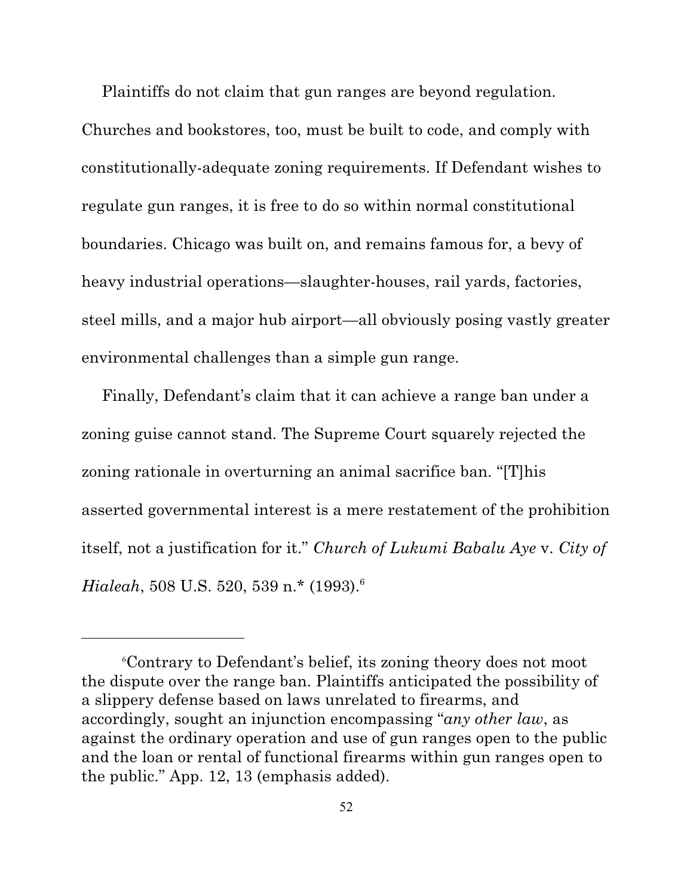Plaintiffs do not claim that gun ranges are beyond regulation. Churches and bookstores, too, must be built to code, and comply with constitutionally-adequate zoning requirements. If Defendant wishes to regulate gun ranges, it is free to do so within normal constitutional boundaries. Chicago was built on, and remains famous for, a bevy of heavy industrial operations—slaughter-houses, rail yards, factories, steel mills, and a major hub airport—all obviously posing vastly greater environmental challenges than a simple gun range.

Finally, Defendant's claim that it can achieve a range ban under a zoning guise cannot stand. The Supreme Court squarely rejected the zoning rationale in overturning an animal sacrifice ban. "[T]his asserted governmental interest is a mere restatement of the prohibition itself, not a justification for it." *Church of Lukumi Babalu Aye* v. *City of Hialeah*, 508 U.S. 520, 539 n.* (1993).[6]

---

[6] Contrary to Defendant's belief, its zoning theory does not moot the dispute over the range ban. Plaintiffs anticipated the possibility of a slippery defense based on laws unrelated to firearms, and accordingly, sought an injunction encompassing "*any other law*, as against the ordinary operation and use of gun ranges open to the public and the loan or rental of functional firearms within gun ranges open to the public." App. 12, 13 (emphasis added).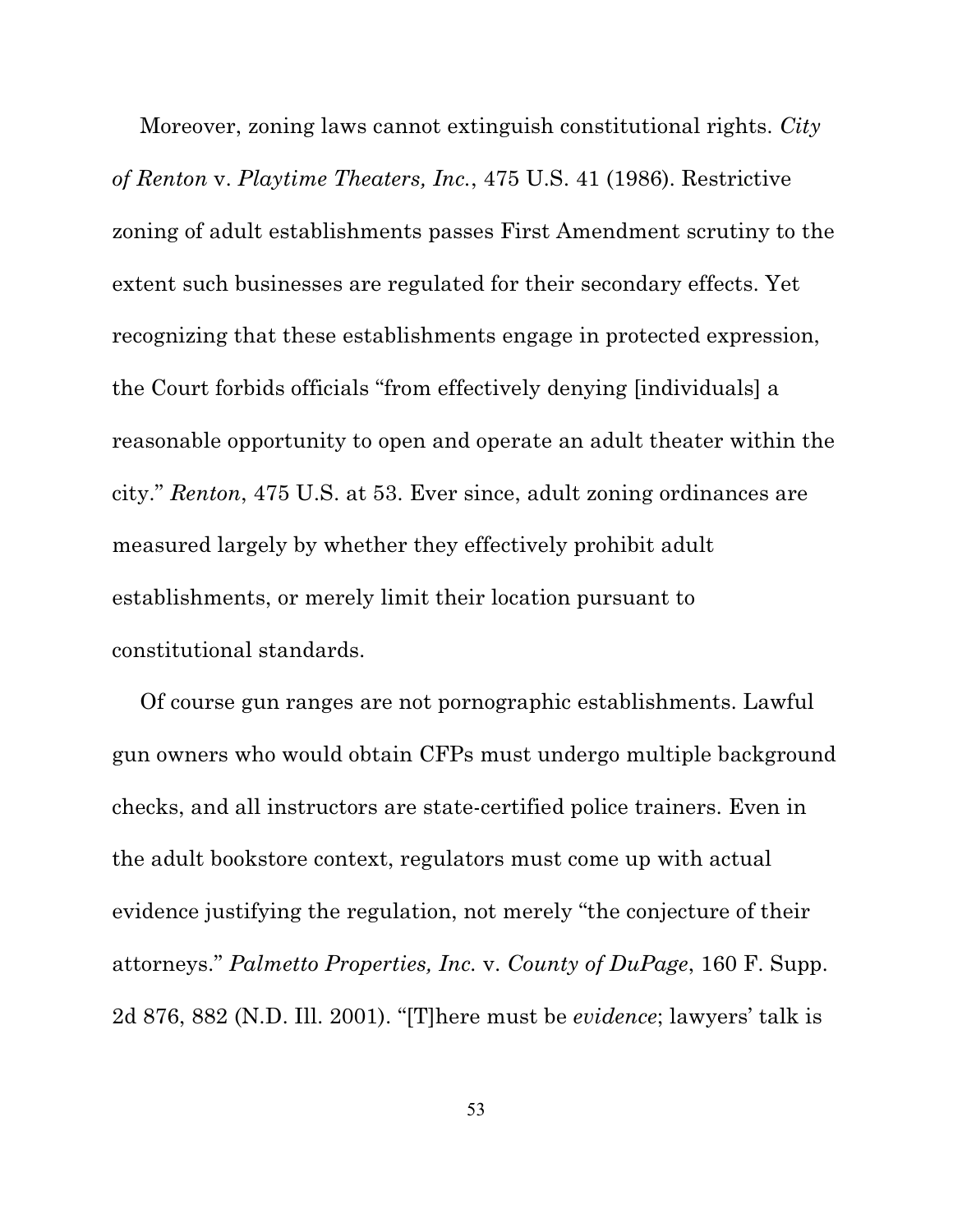Moreover, zoning laws cannot extinguish constitutional rights. *City of Renton* v. *Playtime Theaters, Inc.*, 475 U.S. 41 (1986). Restrictive zoning of adult establishments passes First Amendment scrutiny to the extent such businesses are regulated for their secondary effects. Yet recognizing that these establishments engage in protected expression, the Court forbids officials "from effectively denying [individuals] a reasonable opportunity to open and operate an adult theater within the city." *Renton*, 475 U.S. at 53. Ever since, adult zoning ordinances are measured largely by whether they effectively prohibit adult establishments, or merely limit their location pursuant to constitutional standards.

Of course gun ranges are not pornographic establishments. Lawful gun owners who would obtain CFPs must undergo multiple background checks, and all instructors are state-certified police trainers. Even in the adult bookstore context, regulators must come up with actual evidence justifying the regulation, not merely "the conjecture of their attorneys." *Palmetto Properties, Inc.* v. *County of DuPage*, 160 F. Supp. 2d 876, 882 (N.D. Ill. 2001). "[T]here must be *evidence*; lawyers' talk is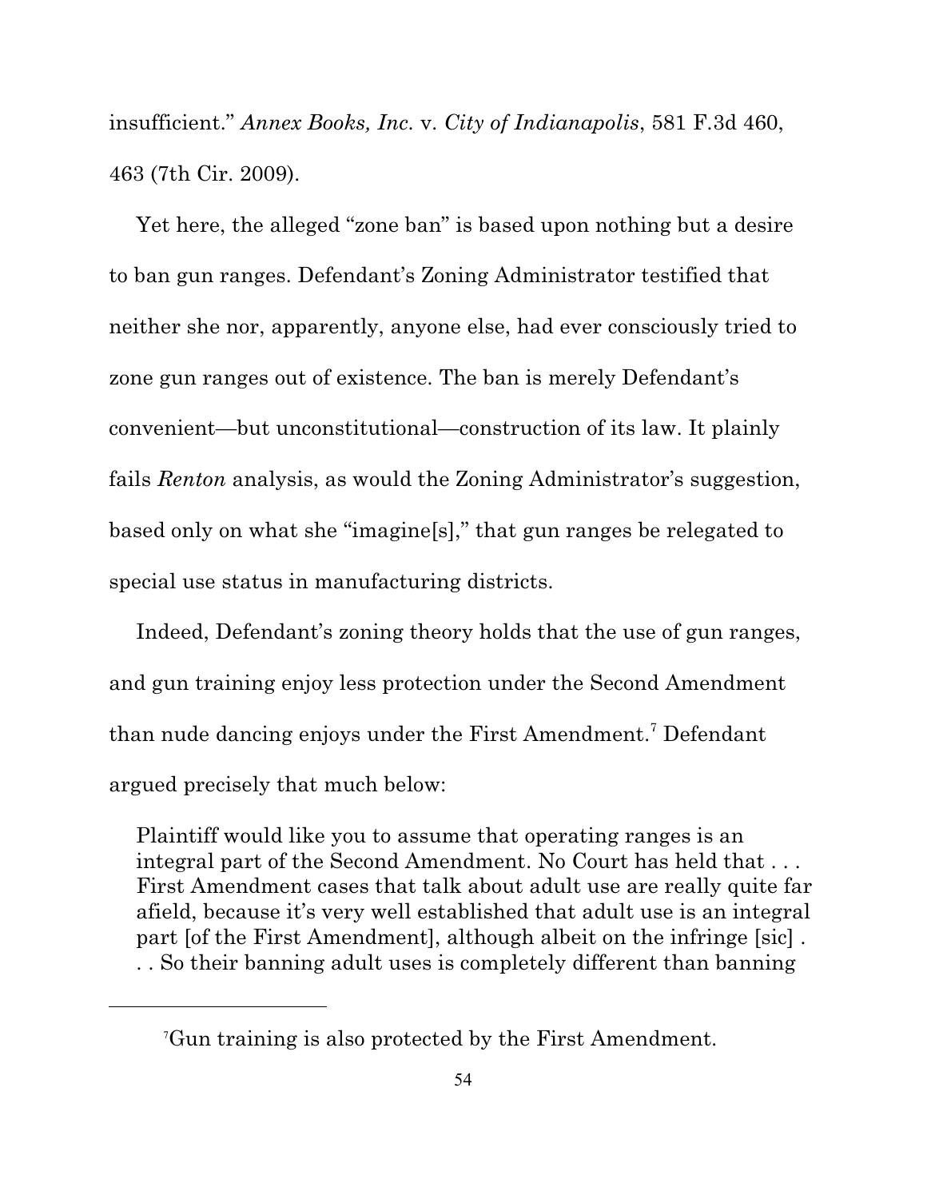insufficient." *Annex Books, Inc.* v. *City of Indianapolis*, 581 F.3d 460, 463 (7th Cir. 2009).

Yet here, the alleged "zone ban" is based upon nothing but a desire to ban gun ranges. Defendant's Zoning Administrator testified that neither she nor, apparently, anyone else, had ever consciously tried to zone gun ranges out of existence. The ban is merely Defendant's convenient—but unconstitutional—construction of its law. It plainly fails *Renton* analysis, as would the Zoning Administrator's suggestion, based only on what she "imagine[s]," that gun ranges be relegated to special use status in manufacturing districts.

Indeed, Defendant's zoning theory holds that the use of gun ranges, and gun training enjoy less protection under the Second Amendment than nude dancing enjoys under the First Amendment.[7] Defendant argued precisely that much below:

> Plaintiff would like you to assume that operating ranges is an integral part of the Second Amendment. No Court has held that . . . First Amendment cases that talk about adult use are really quite far afield, because it's very well established that adult use is an integral part [of the First Amendment], although albeit on the infringe [sic] . . . So their banning adult uses is completely different than banning

---

[7]Gun training is also protected by the First Amendment.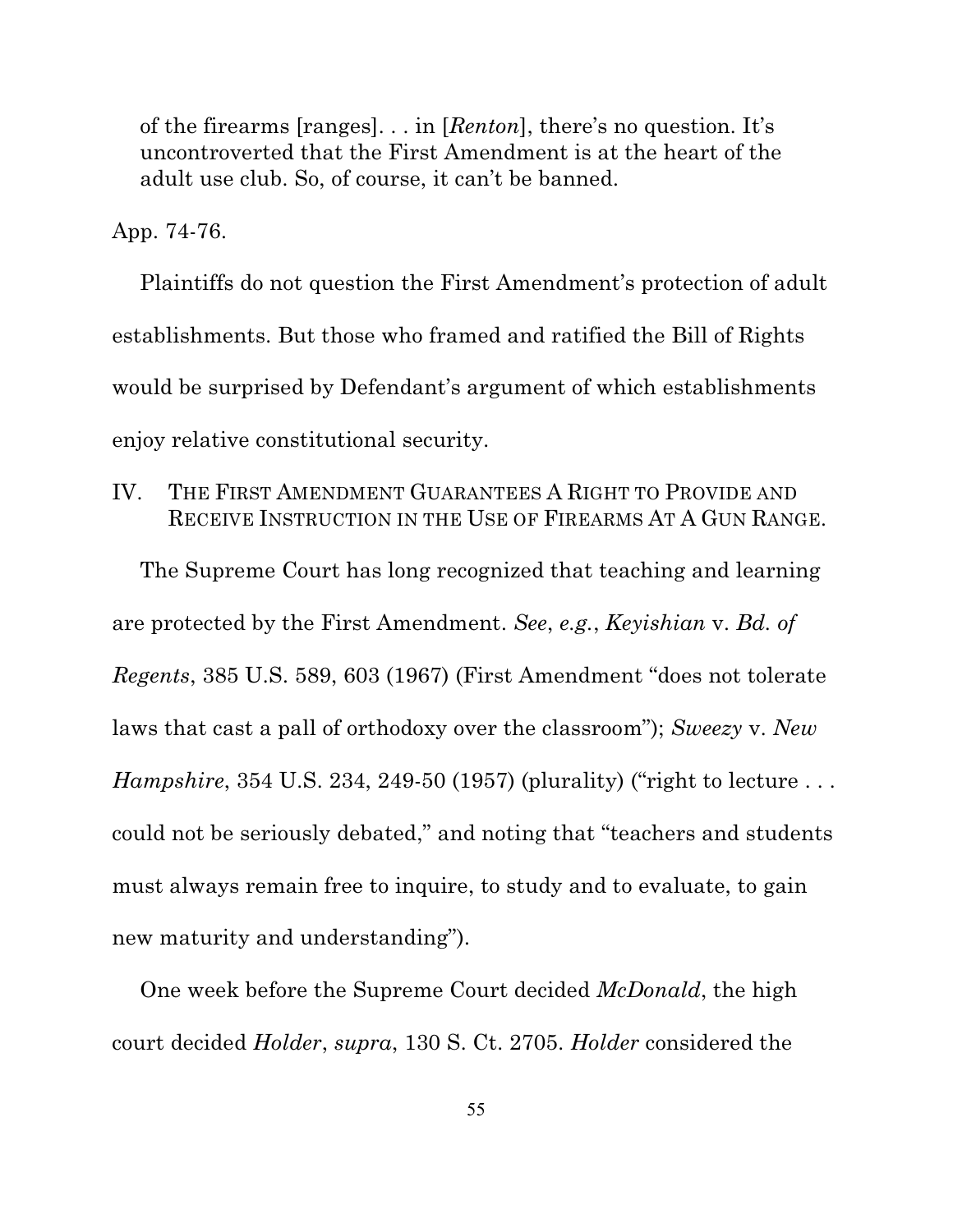> of the firearms [ranges]. . . in [*Renton*], there's no question. It's uncontroverted that the First Amendment is at the heart of the adult use club. So, of course, it can't be banned.

App. 74-76.

Plaintiffs do not question the First Amendment's protection of adult establishments. But those who framed and ratified the Bill of Rights would be surprised by Defendant's argument of which establishments enjoy relative constitutional security.

## IV. The First Amendment Guarantees A Right to Provide and Receive Instruction in the Use of Firearms At A Gun Range.

The Supreme Court has long recognized that teaching and learning are protected by the First Amendment. *See*, *e.g.*, *Keyishian* v. *Bd. of Regents*, 385 U.S. 589, 603 (1967) (First Amendment "does not tolerate laws that cast a pall of orthodoxy over the classroom"); *Sweezy* v. *New Hampshire*, 354 U.S. 234, 249-50 (1957) (plurality) ("right to lecture . . . could not be seriously debated," and noting that "teachers and students must always remain free to inquire, to study and to evaluate, to gain new maturity and understanding").

One week before the Supreme Court decided *McDonald*, the high court decided *Holder*, *supra*, 130 S. Ct. 2705. *Holder* considered the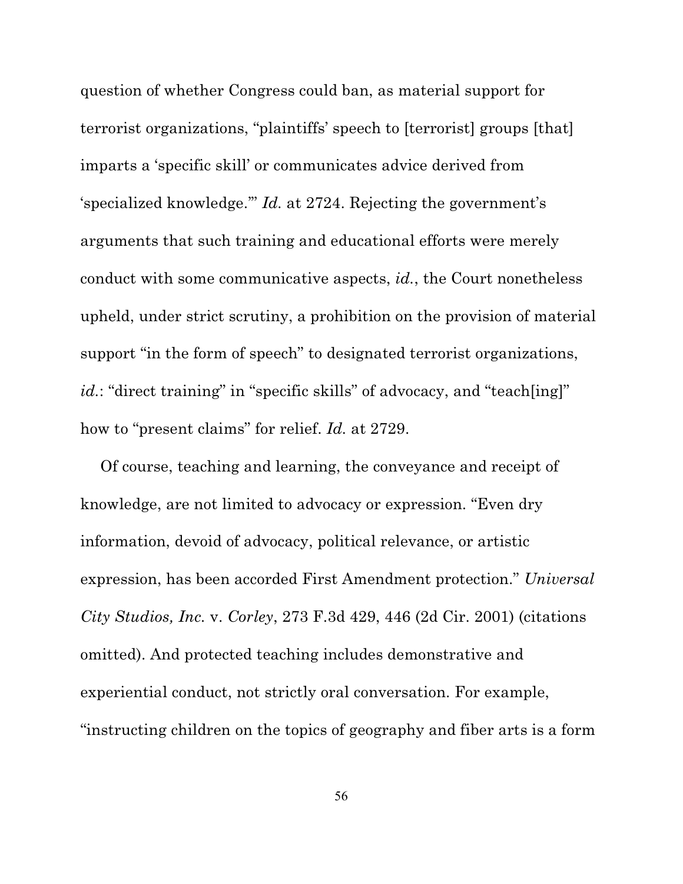question of whether Congress could ban, as material support for terrorist organizations, "plaintiffs' speech to [terrorist] groups [that] imparts a 'specific skill' or communicates advice derived from 'specialized knowledge.'" *Id.* at 2724. Rejecting the government's arguments that such training and educational efforts were merely conduct with some communicative aspects, *id.*, the Court nonetheless upheld, under strict scrutiny, a prohibition on the provision of material support "in the form of speech" to designated terrorist organizations, *id.*: "direct training" in "specific skills" of advocacy, and "teach[ing]" how to "present claims" for relief. *Id.* at 2729.

Of course, teaching and learning, the conveyance and receipt of knowledge, are not limited to advocacy or expression. "Even dry information, devoid of advocacy, political relevance, or artistic expression, has been accorded First Amendment protection." *Universal City Studios, Inc.* v. *Corley*, 273 F.3d 429, 446 (2d Cir. 2001) (citations omitted). And protected teaching includes demonstrative and experiential conduct, not strictly oral conversation. For example, "instructing children on the topics of geography and fiber arts is a form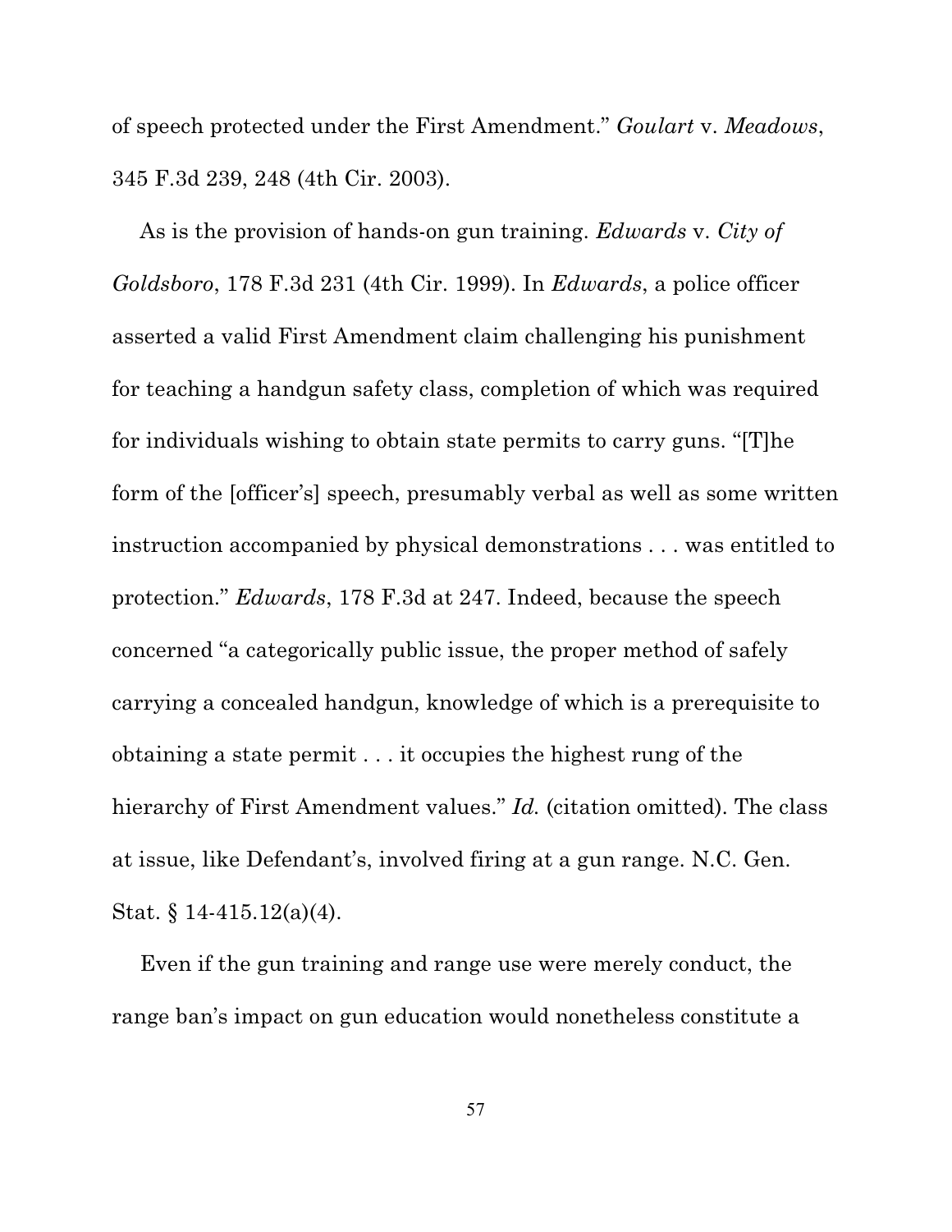of speech protected under the First Amendment." *Goulart* v. *Meadows*, 345 F.3d 239, 248 (4th Cir. 2003).

As is the provision of hands-on gun training. *Edwards* v. *City of Goldsboro*, 178 F.3d 231 (4th Cir. 1999). In *Edwards*, a police officer asserted a valid First Amendment claim challenging his punishment for teaching a handgun safety class, completion of which was required for individuals wishing to obtain state permits to carry guns. "[T]he form of the [officer's] speech, presumably verbal as well as some written instruction accompanied by physical demonstrations . . . was entitled to protection." *Edwards*, 178 F.3d at 247. Indeed, because the speech concerned "a categorically public issue, the proper method of safely carrying a concealed handgun, knowledge of which is a prerequisite to obtaining a state permit . . . it occupies the highest rung of the hierarchy of First Amendment values." *Id.* (citation omitted). The class at issue, like Defendant's, involved firing at a gun range. N.C. Gen. Stat. § 14-415.12(a)(4).

Even if the gun training and range use were merely conduct, the range ban's impact on gun education would nonetheless constitute a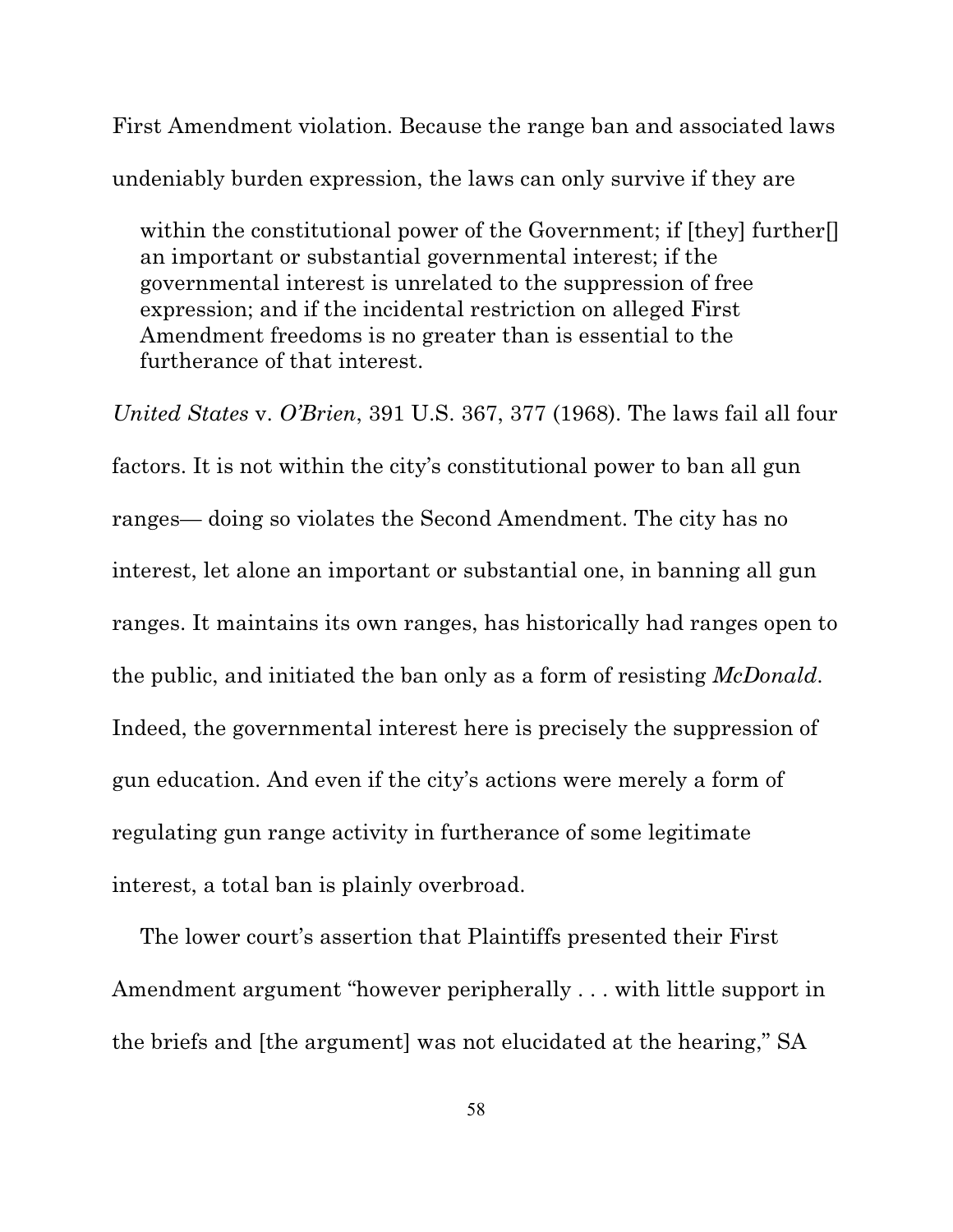First Amendment violation. Because the range ban and associated laws undeniably burden expression, the laws can only survive if they are

> within the constitutional power of the Government; if [they] further[] an important or substantial governmental interest; if the governmental interest is unrelated to the suppression of free expression; and if the incidental restriction on alleged First Amendment freedoms is no greater than is essential to the furtherance of that interest.

*United States* v. *O'Brien*, 391 U.S. 367, 377 (1968). The laws fail all four factors. It is not within the city's constitutional power to ban all gun ranges— doing so violates the Second Amendment. The city has no interest, let alone an important or substantial one, in banning all gun ranges. It maintains its own ranges, has historically had ranges open to the public, and initiated the ban only as a form of resisting *McDonald*. Indeed, the governmental interest here is precisely the suppression of gun education. And even if the city's actions were merely a form of regulating gun range activity in furtherance of some legitimate interest, a total ban is plainly overbroad.

The lower court's assertion that Plaintiffs presented their First Amendment argument "however peripherally . . . with little support in the briefs and [the argument] was not elucidated at the hearing," SA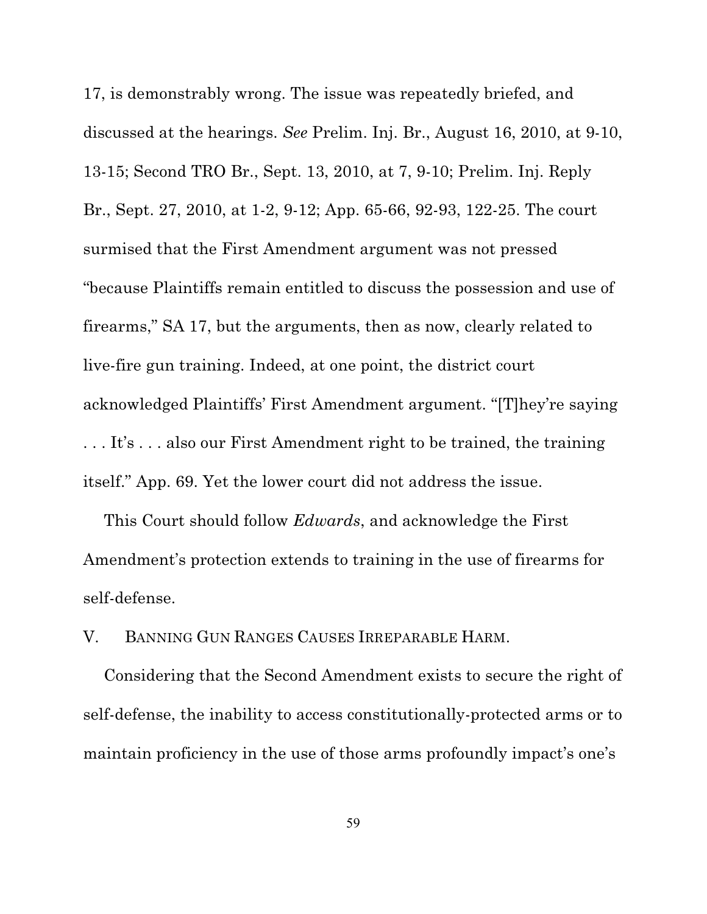17, is demonstrably wrong. The issue was repeatedly briefed, and discussed at the hearings. *See* Prelim. Inj. Br., August 16, 2010, at 9-10, 13-15; Second TRO Br., Sept. 13, 2010, at 7, 9-10; Prelim. Inj. Reply Br., Sept. 27, 2010, at 1-2, 9-12; App. 65-66, 92-93, 122-25. The court surmised that the First Amendment argument was not pressed "because Plaintiffs remain entitled to discuss the possession and use of firearms," SA 17, but the arguments, then as now, clearly related to live-fire gun training. Indeed, at one point, the district court acknowledged Plaintiffs' First Amendment argument. "[T]hey're saying . . . It's . . . also our First Amendment right to be trained, the training itself." App. 69. Yet the lower court did not address the issue.

This Court should follow *Edwards*, and acknowledge the First Amendment's protection extends to training in the use of firearms for self-defense.

## V. BANNING GUN RANGES CAUSES IRREPARABLE HARM.

Considering that the Second Amendment exists to secure the right of self-defense, the inability to access constitutionally-protected arms or to maintain proficiency in the use of those arms profoundly impact's one's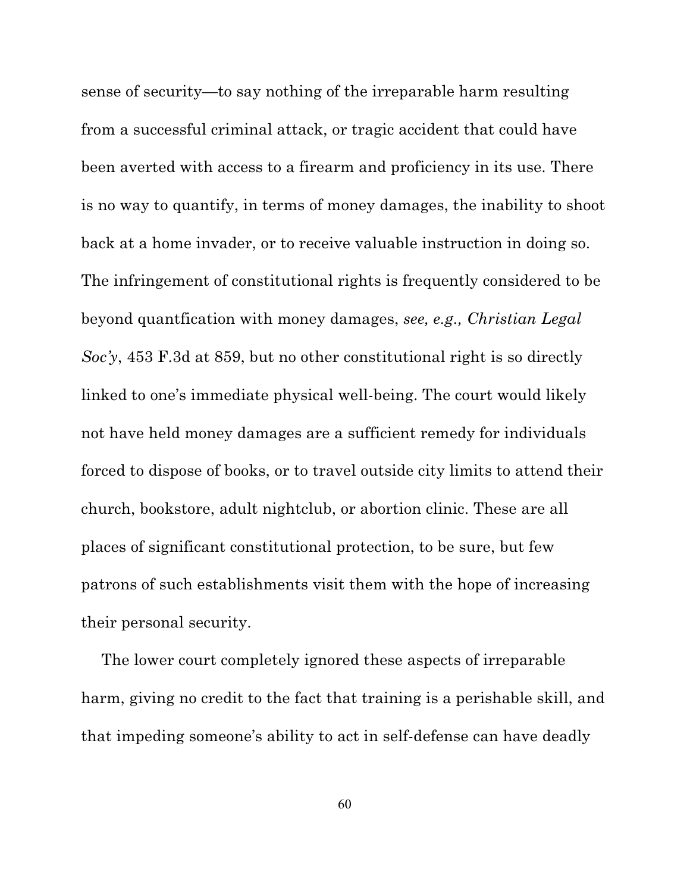sense of security—to say nothing of the irreparable harm resulting from a successful criminal attack, or tragic accident that could have been averted with access to a firearm and proficiency in its use. There is no way to quantify, in terms of money damages, the inability to shoot back at a home invader, or to receive valuable instruction in doing so. The infringement of constitutional rights is frequently considered to be beyond quantfication with money damages, *see, e.g., Christian Legal Soc'y*, 453 F.3d at 859, but no other constitutional right is so directly linked to one's immediate physical well-being. The court would likely not have held money damages are a sufficient remedy for individuals forced to dispose of books, or to travel outside city limits to attend their church, bookstore, adult nightclub, or abortion clinic. These are all places of significant constitutional protection, to be sure, but few patrons of such establishments visit them with the hope of increasing their personal security.

The lower court completely ignored these aspects of irreparable harm, giving no credit to the fact that training is a perishable skill, and that impeding someone's ability to act in self-defense can have deadly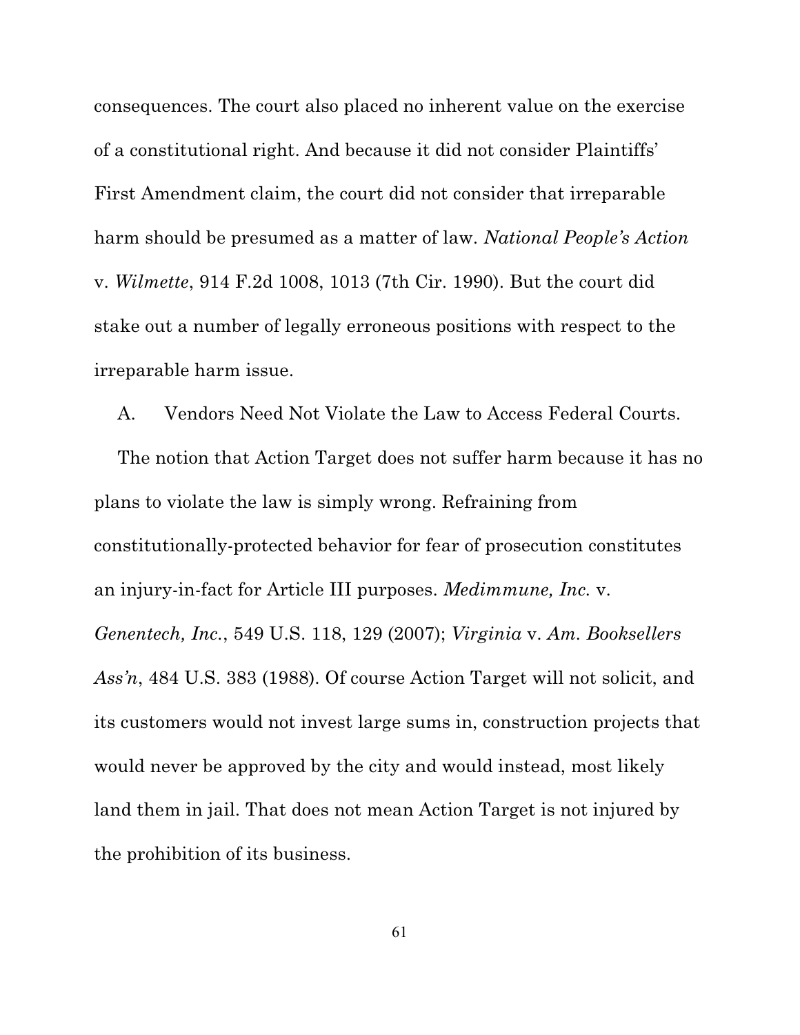consequences. The court also placed no inherent value on the exercise of a constitutional right. And because it did not consider Plaintiffs' First Amendment claim, the court did not consider that irreparable harm should be presumed as a matter of law. *National People's Action* v. *Wilmette*, 914 F.2d 1008, 1013 (7th Cir. 1990). But the court did stake out a number of legally erroneous positions with respect to the irreparable harm issue.

### A. Vendors Need Not Violate the Law to Access Federal Courts.

The notion that Action Target does not suffer harm because it has no plans to violate the law is simply wrong. Refraining from constitutionally-protected behavior for fear of prosecution constitutes an injury-in-fact for Article III purposes. *Medimmune, Inc.* v. *Genentech, Inc.*, 549 U.S. 118, 129 (2007); *Virginia* v. *Am. Booksellers Ass'n*, 484 U.S. 383 (1988). Of course Action Target will not solicit, and its customers would not invest large sums in, construction projects that would never be approved by the city and would instead, most likely land them in jail. That does not mean Action Target is not injured by the prohibition of its business.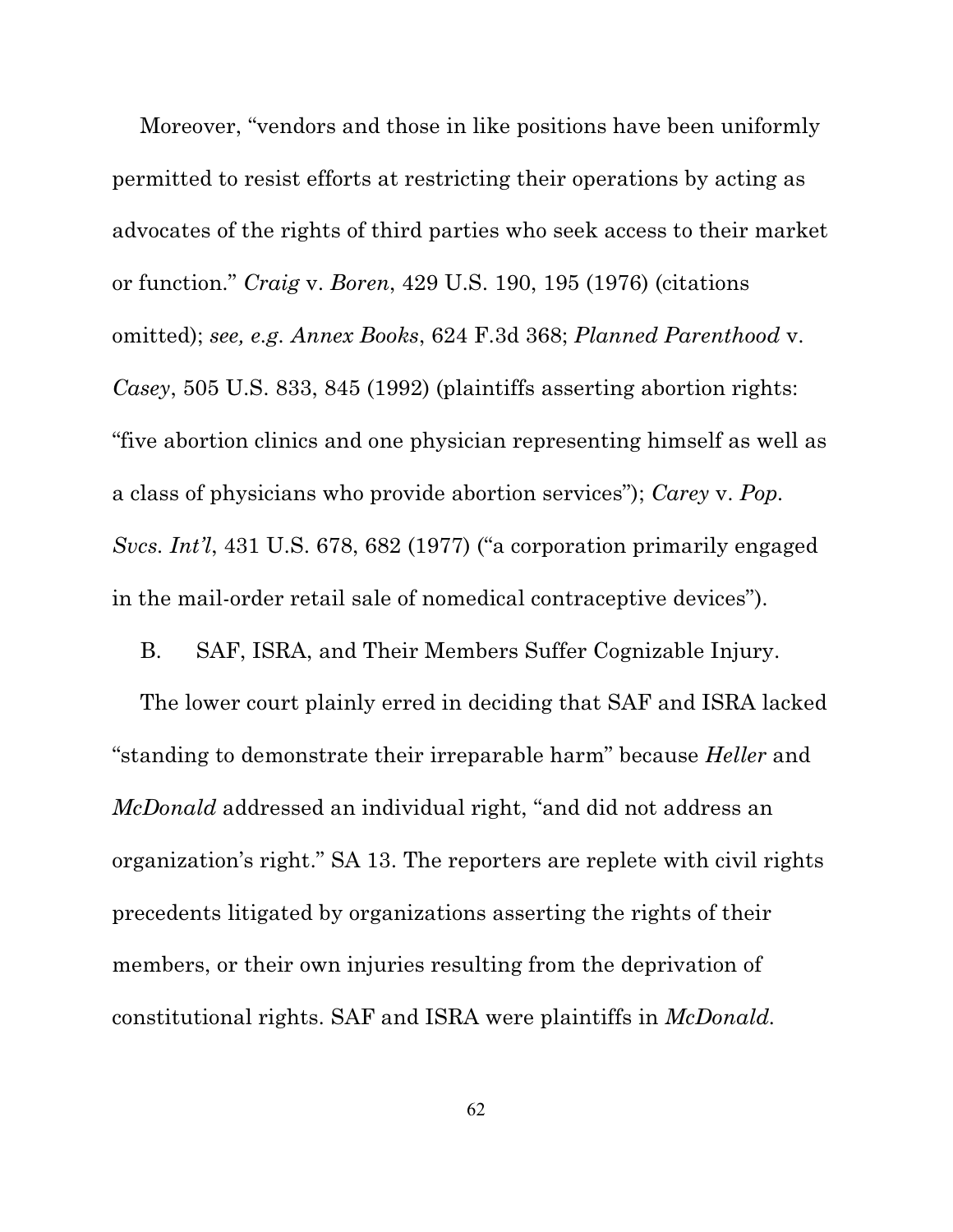Moreover, "vendors and those in like positions have been uniformly permitted to resist efforts at restricting their operations by acting as advocates of the rights of third parties who seek access to their market or function." *Craig* v. *Boren*, 429 U.S. 190, 195 (1976) (citations omitted); *see, e.g. Annex Books*, 624 F.3d 368; *Planned Parenthood* v. *Casey*, 505 U.S. 833, 845 (1992) (plaintiffs asserting abortion rights: "five abortion clinics and one physician representing himself as well as a class of physicians who provide abortion services"); *Carey* v. *Pop. Svcs. Int'l*, 431 U.S. 678, 682 (1977) ("a corporation primarily engaged in the mail-order retail sale of nomedical contraceptive devices").

B. SAF, ISRA, and Their Members Suffer Cognizable Injury.

The lower court plainly erred in deciding that SAF and ISRA lacked "standing to demonstrate their irreparable harm" because *Heller* and *McDonald* addressed an individual right, "and did not address an organization's right." SA 13. The reporters are replete with civil rights precedents litigated by organizations asserting the rights of their members, or their own injuries resulting from the deprivation of constitutional rights. SAF and ISRA were plaintiffs in *McDonald*.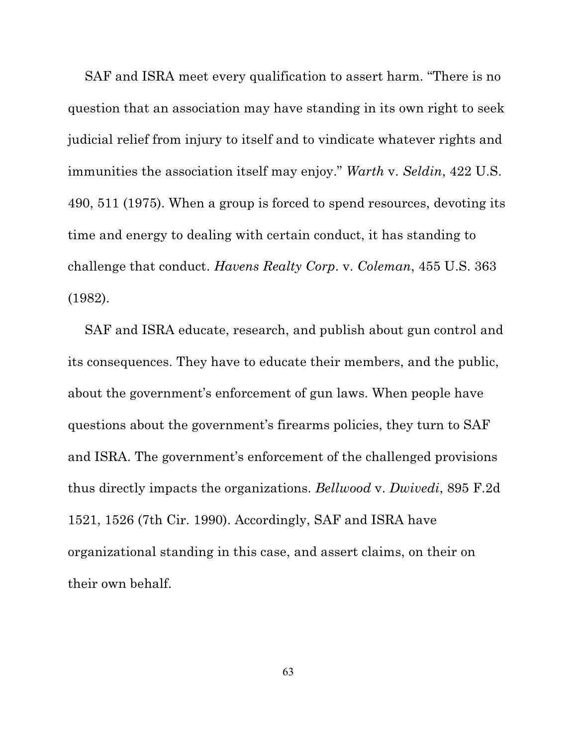SAF and ISRA meet every qualification to assert harm. "There is no question that an association may have standing in its own right to seek judicial relief from injury to itself and to vindicate whatever rights and immunities the association itself may enjoy." *Warth* v. *Seldin*, 422 U.S. 490, 511 (1975). When a group is forced to spend resources, devoting its time and energy to dealing with certain conduct, it has standing to challenge that conduct. *Havens Realty Corp*. v. *Coleman*, 455 U.S. 363 (1982).

SAF and ISRA educate, research, and publish about gun control and its consequences. They have to educate their members, and the public, about the government's enforcement of gun laws. When people have questions about the government's firearms policies, they turn to SAF and ISRA. The government's enforcement of the challenged provisions thus directly impacts the organizations. *Bellwood* v. *Dwivedi*, 895 F.2d 1521, 1526 (7th Cir. 1990). Accordingly, SAF and ISRA have organizational standing in this case, and assert claims, on their on their own behalf.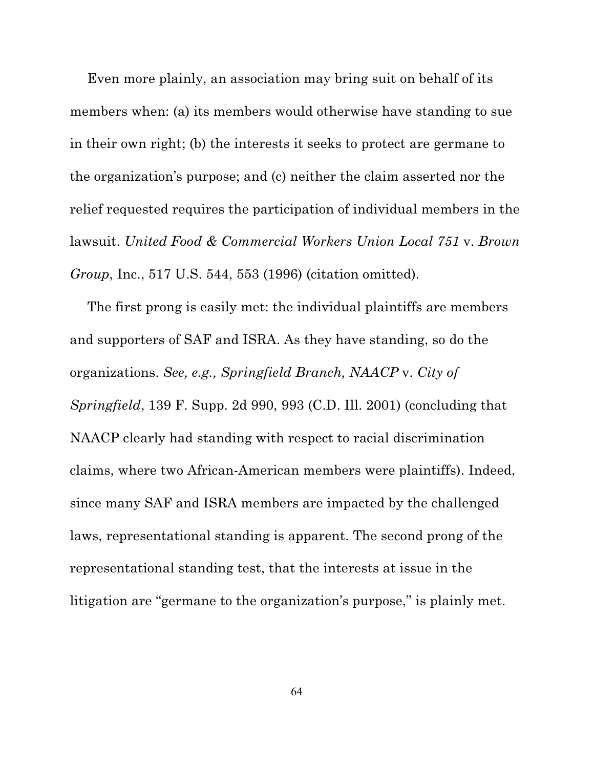Even more plainly, an association may bring suit on behalf of its members when: (a) its members would otherwise have standing to sue in their own right; (b) the interests it seeks to protect are germane to the organization's purpose; and (c) neither the claim asserted nor the relief requested requires the participation of individual members in the lawsuit. *United Food & Commercial Workers Union Local 751* v. *Brown Group*, Inc., 517 U.S. 544, 553 (1996) (citation omitted).

The first prong is easily met: the individual plaintiffs are members and supporters of SAF and ISRA. As they have standing, so do the organizations. *See, e.g., Springfield Branch, NAACP* v. *City of Springfield*, 139 F. Supp. 2d 990, 993 (C.D. Ill. 2001) (concluding that NAACP clearly had standing with respect to racial discrimination claims, where two African-American members were plaintiffs). Indeed, since many SAF and ISRA members are impacted by the challenged laws, representational standing is apparent. The second prong of the representational standing test, that the interests at issue in the litigation are "germane to the organization's purpose," is plainly met.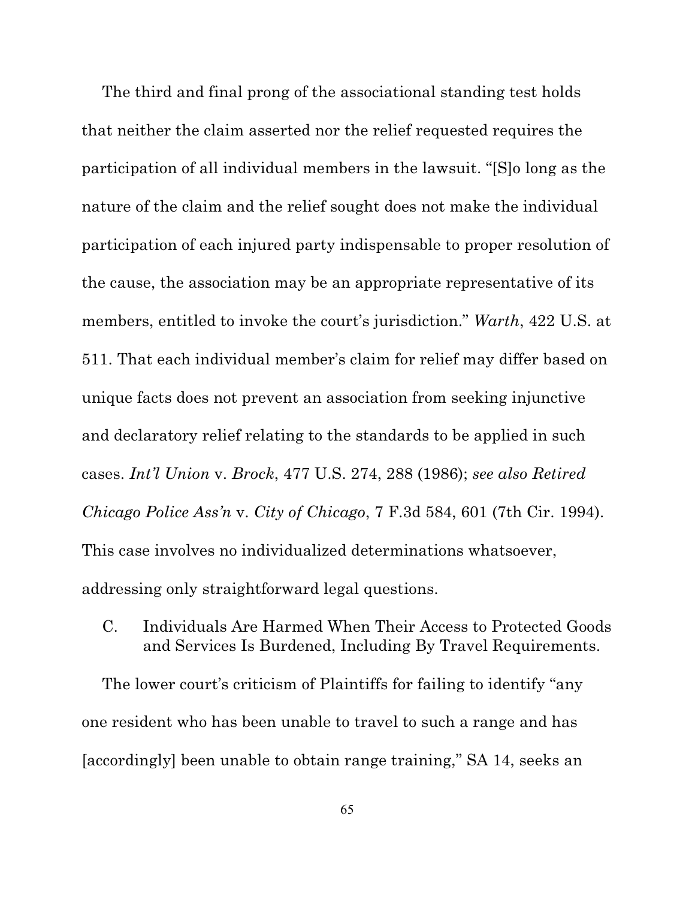The third and final prong of the associational standing test holds that neither the claim asserted nor the relief requested requires the participation of all individual members in the lawsuit. "[S]o long as the nature of the claim and the relief sought does not make the individual participation of each injured party indispensable to proper resolution of the cause, the association may be an appropriate representative of its members, entitled to invoke the court's jurisdiction." *Warth*, 422 U.S. at 511. That each individual member's claim for relief may differ based on unique facts does not prevent an association from seeking injunctive and declaratory relief relating to the standards to be applied in such cases. *Int'l Union* v. *Brock*, 477 U.S. 274, 288 (1986); *see also Retired Chicago Police Ass'n* v. *City of Chicago*, 7 F.3d 584, 601 (7th Cir. 1994). This case involves no individualized determinations whatsoever, addressing only straightforward legal questions.

### C. Individuals Are Harmed When Their Access to Protected Goods and Services Is Burdened, Including By Travel Requirements.

The lower court's criticism of Plaintiffs for failing to identify "any one resident who has been unable to travel to such a range and has [accordingly] been unable to obtain range training," SA 14, seeks an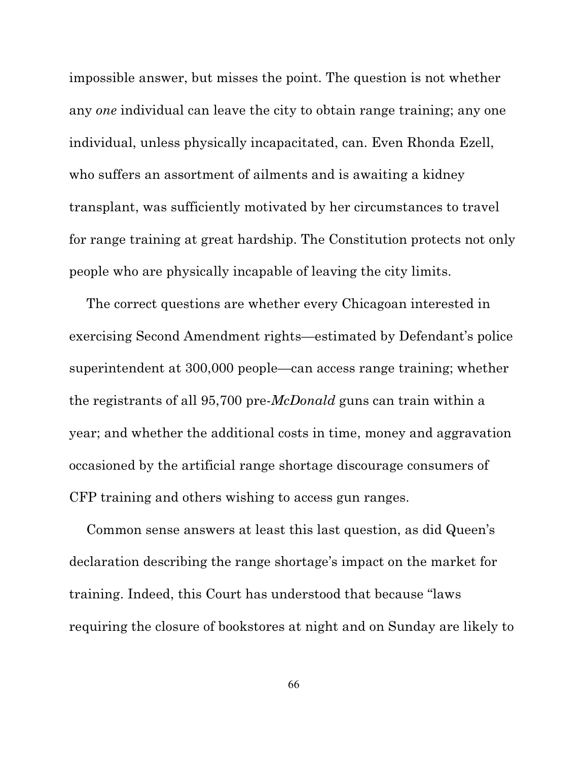impossible answer, but misses the point. The question is not whether any *one* individual can leave the city to obtain range training; any one individual, unless physically incapacitated, can. Even Rhonda Ezell, who suffers an assortment of ailments and is awaiting a kidney transplant, was sufficiently motivated by her circumstances to travel for range training at great hardship. The Constitution protects not only people who are physically incapable of leaving the city limits.

The correct questions are whether every Chicagoan interested in exercising Second Amendment rights—estimated by Defendant's police superintendent at 300,000 people—can access range training; whether the registrants of all 95,700 pre-*McDonald* guns can train within a year; and whether the additional costs in time, money and aggravation occasioned by the artificial range shortage discourage consumers of CFP training and others wishing to access gun ranges.

Common sense answers at least this last question, as did Queen's declaration describing the range shortage's impact on the market for training. Indeed, this Court has understood that because "laws requiring the closure of bookstores at night and on Sunday are likely to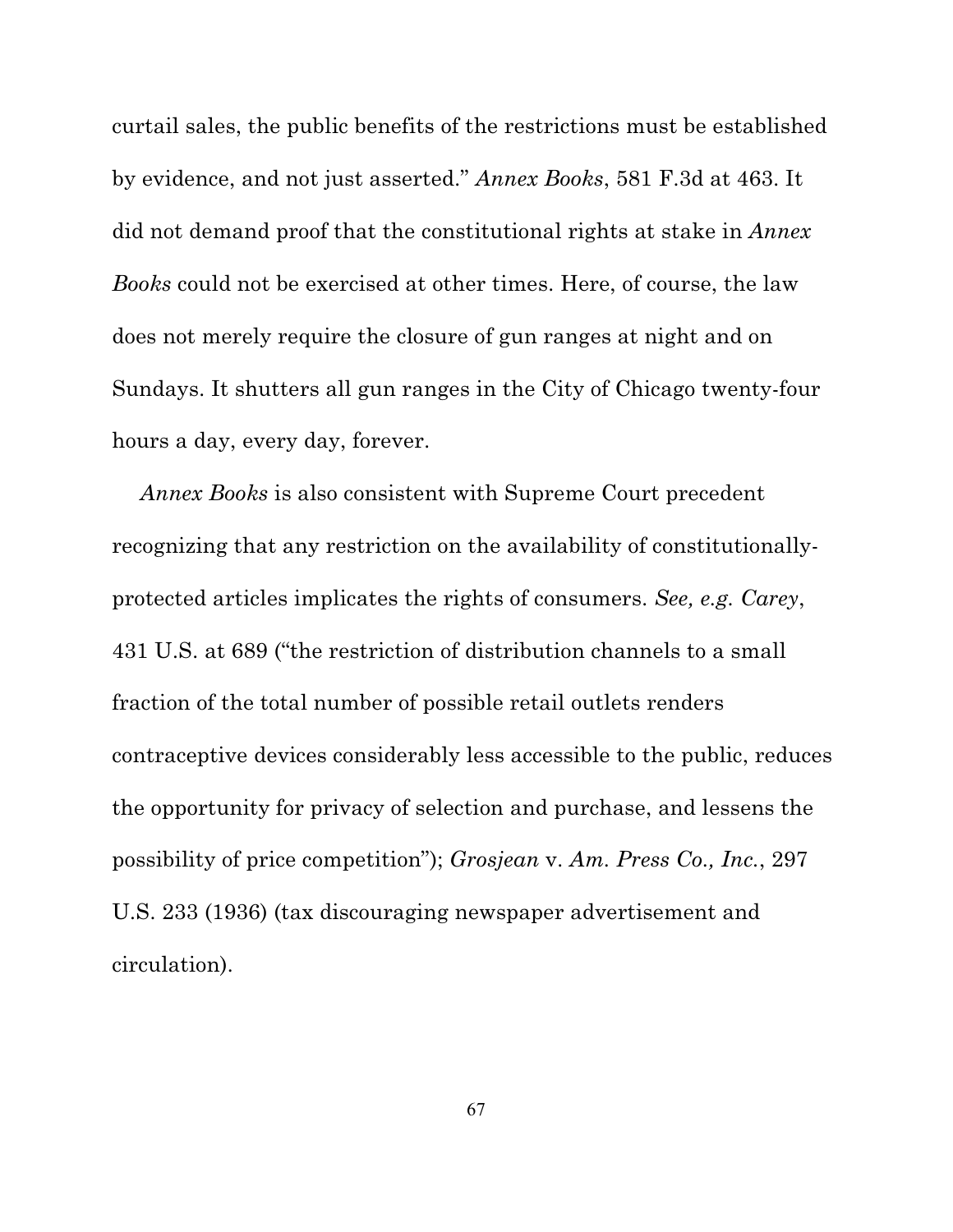curtail sales, the public benefits of the restrictions must be established by evidence, and not just asserted." *Annex Books*, 581 F.3d at 463. It did not demand proof that the constitutional rights at stake in *Annex Books* could not be exercised at other times. Here, of course, the law does not merely require the closure of gun ranges at night and on Sundays. It shutters all gun ranges in the City of Chicago twenty-four hours a day, every day, forever.

*Annex Books* is also consistent with Supreme Court precedent recognizing that any restriction on the availability of constitutionally-protected articles implicates the rights of consumers. *See, e.g. Carey*, 431 U.S. at 689 ("the restriction of distribution channels to a small fraction of the total number of possible retail outlets renders contraceptive devices considerably less accessible to the public, reduces the opportunity for privacy of selection and purchase, and lessens the possibility of price competition"); *Grosjean* v. *Am. Press Co., Inc.*, 297 U.S. 233 (1936) (tax discouraging newspaper advertisement and circulation).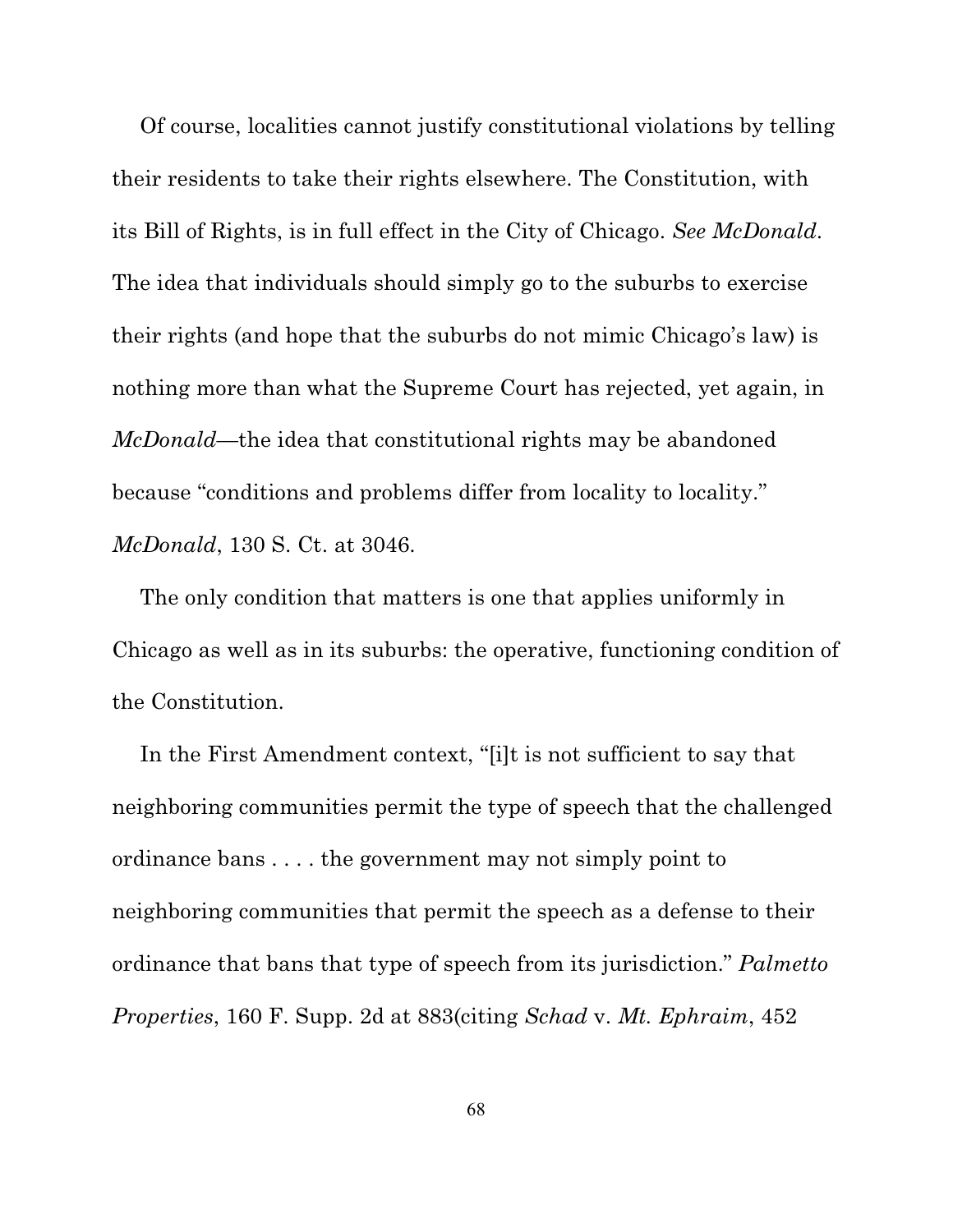Of course, localities cannot justify constitutional violations by telling their residents to take their rights elsewhere. The Constitution, with its Bill of Rights, is in full effect in the City of Chicago. *See McDonald*. The idea that individuals should simply go to the suburbs to exercise their rights (and hope that the suburbs do not mimic Chicago's law) is nothing more than what the Supreme Court has rejected, yet again, in *McDonald*—the idea that constitutional rights may be abandoned because "conditions and problems differ from locality to locality." *McDonald*, 130 S. Ct. at 3046.

The only condition that matters is one that applies uniformly in Chicago as well as in its suburbs: the operative, functioning condition of the Constitution.

In the First Amendment context, "[i]t is not sufficient to say that neighboring communities permit the type of speech that the challenged ordinance bans . . . . the government may not simply point to neighboring communities that permit the speech as a defense to their ordinance that bans that type of speech from its jurisdiction." *Palmetto Properties*, 160 F. Supp. 2d at 883(citing *Schad* v. *Mt. Ephraim*, 452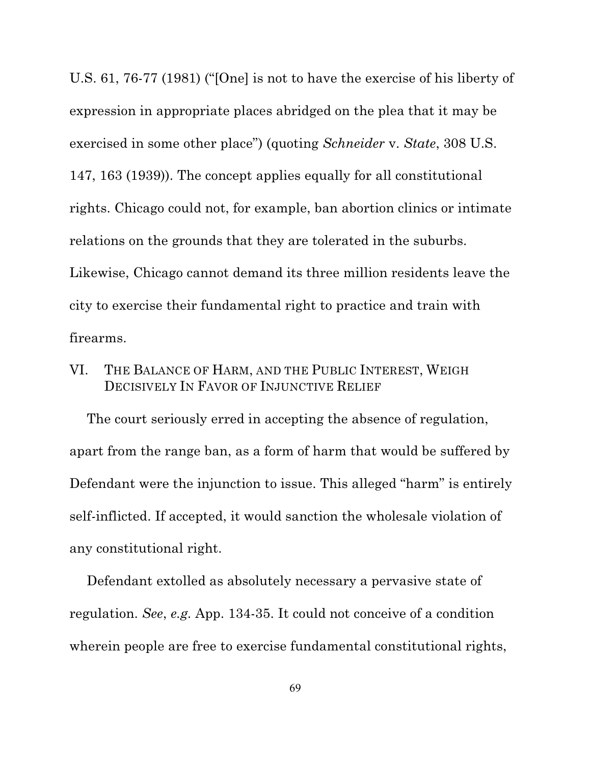U.S. 61, 76-77 (1981) ("[One] is not to have the exercise of his liberty of expression in appropriate places abridged on the plea that it may be exercised in some other place") (quoting *Schneider* v. *State*, 308 U.S. 147, 163 (1939)). The concept applies equally for all constitutional rights. Chicago could not, for example, ban abortion clinics or intimate relations on the grounds that they are tolerated in the suburbs. Likewise, Chicago cannot demand its three million residents leave the city to exercise their fundamental right to practice and train with firearms.

## VI. THE BALANCE OF HARM, AND THE PUBLIC INTEREST, WEIGH DECISIVELY IN FAVOR OF INJUNCTIVE RELIEF

The court seriously erred in accepting the absence of regulation, apart from the range ban, as a form of harm that would be suffered by Defendant were the injunction to issue. This alleged "harm" is entirely self-inflicted. If accepted, it would sanction the wholesale violation of any constitutional right.

Defendant extolled as absolutely necessary a pervasive state of regulation. *See*, *e.g.* App. 134-35. It could not conceive of a condition wherein people are free to exercise fundamental constitutional rights,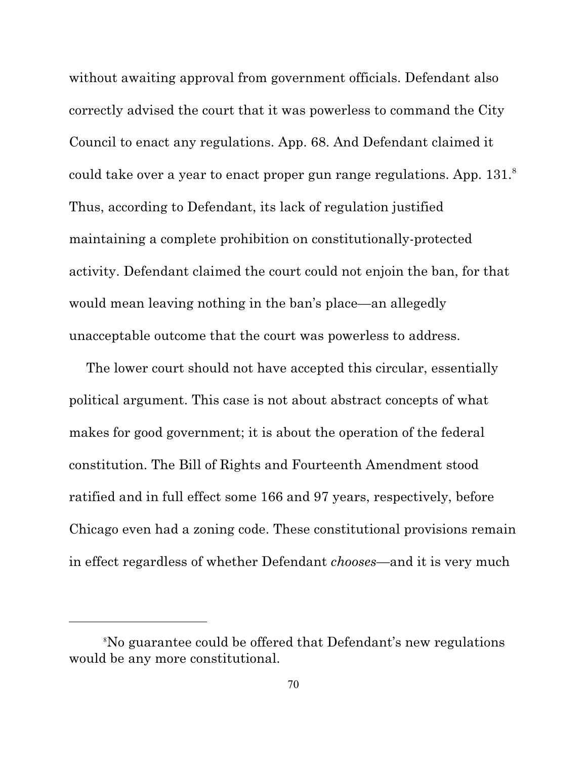without awaiting approval from government officials. Defendant also correctly advised the court that it was powerless to command the City Council to enact any regulations. App. 68. And Defendant claimed it could take over a year to enact proper gun range regulations. App. 131.[8] Thus, according to Defendant, its lack of regulation justified maintaining a complete prohibition on constitutionally-protected activity. Defendant claimed the court could not enjoin the ban, for that would mean leaving nothing in the ban's place—an allegedly unacceptable outcome that the court was powerless to address.

The lower court should not have accepted this circular, essentially political argument. This case is not about abstract concepts of what makes for good government; it is about the operation of the federal constitution. The Bill of Rights and Fourteenth Amendment stood ratified and in full effect some 166 and 97 years, respectively, before Chicago even had a zoning code. These constitutional provisions remain in effect regardless of whether Defendant *chooses*—and it is very much

---

[8]No guarantee could be offered that Defendant's new regulations would be any more constitutional.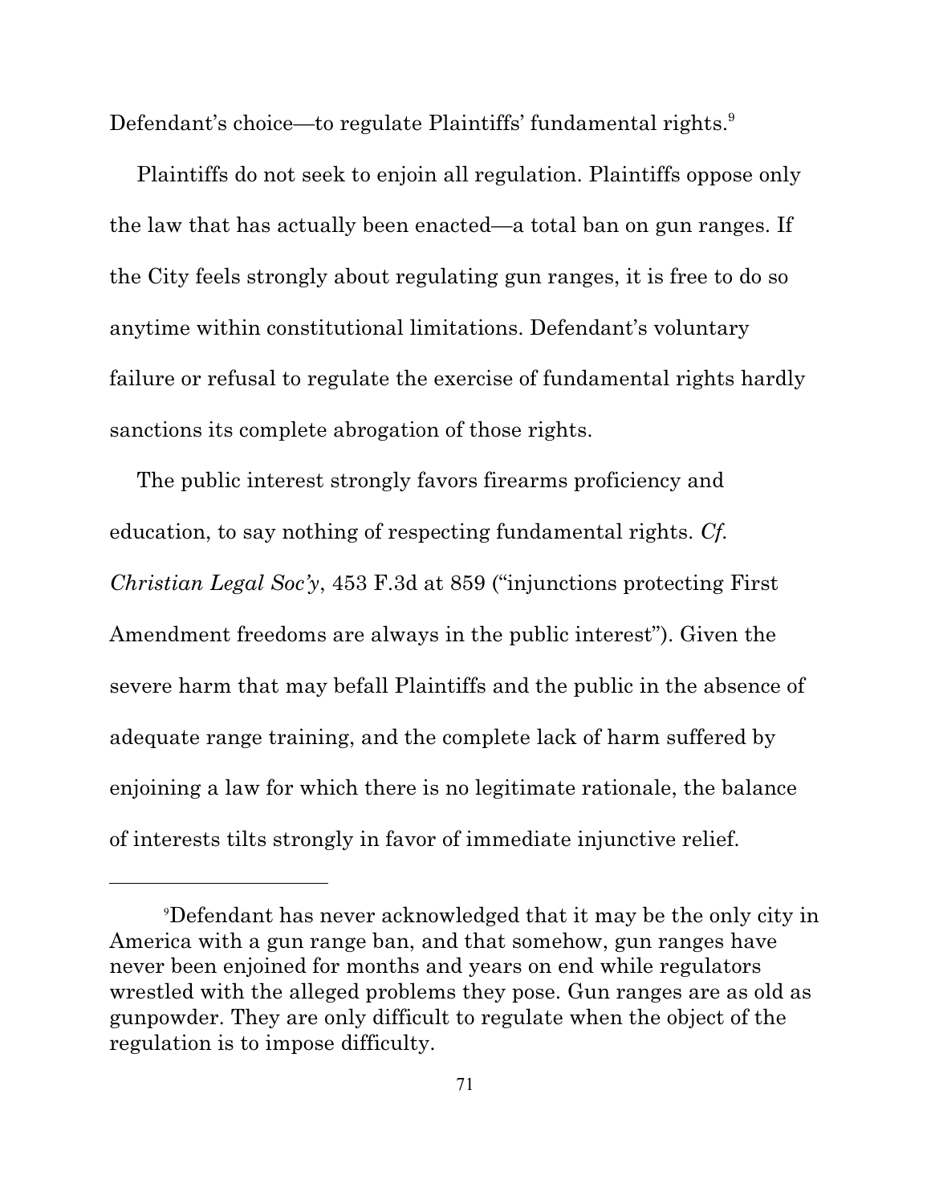Defendant's choice—to regulate Plaintiffs' fundamental rights.[9]

Plaintiffs do not seek to enjoin all regulation. Plaintiffs oppose only the law that has actually been enacted—a total ban on gun ranges. If the City feels strongly about regulating gun ranges, it is free to do so anytime within constitutional limitations. Defendant's voluntary failure or refusal to regulate the exercise of fundamental rights hardly sanctions its complete abrogation of those rights.

The public interest strongly favors firearms proficiency and education, to say nothing of respecting fundamental rights. *Cf. Christian Legal Soc'y*, 453 F.3d at 859 ("injunctions protecting First Amendment freedoms are always in the public interest"). Given the severe harm that may befall Plaintiffs and the public in the absence of adequate range training, and the complete lack of harm suffered by enjoining a law for which there is no legitimate rationale, the balance of interests tilts strongly in favor of immediate injunctive relief.

---

[9]Defendant has never acknowledged that it may be the only city in America with a gun range ban, and that somehow, gun ranges have never been enjoined for months and years on end while regulators wrestled with the alleged problems they pose. Gun ranges are as old as gunpowder. They are only difficult to regulate when the object of the regulation is to impose difficulty.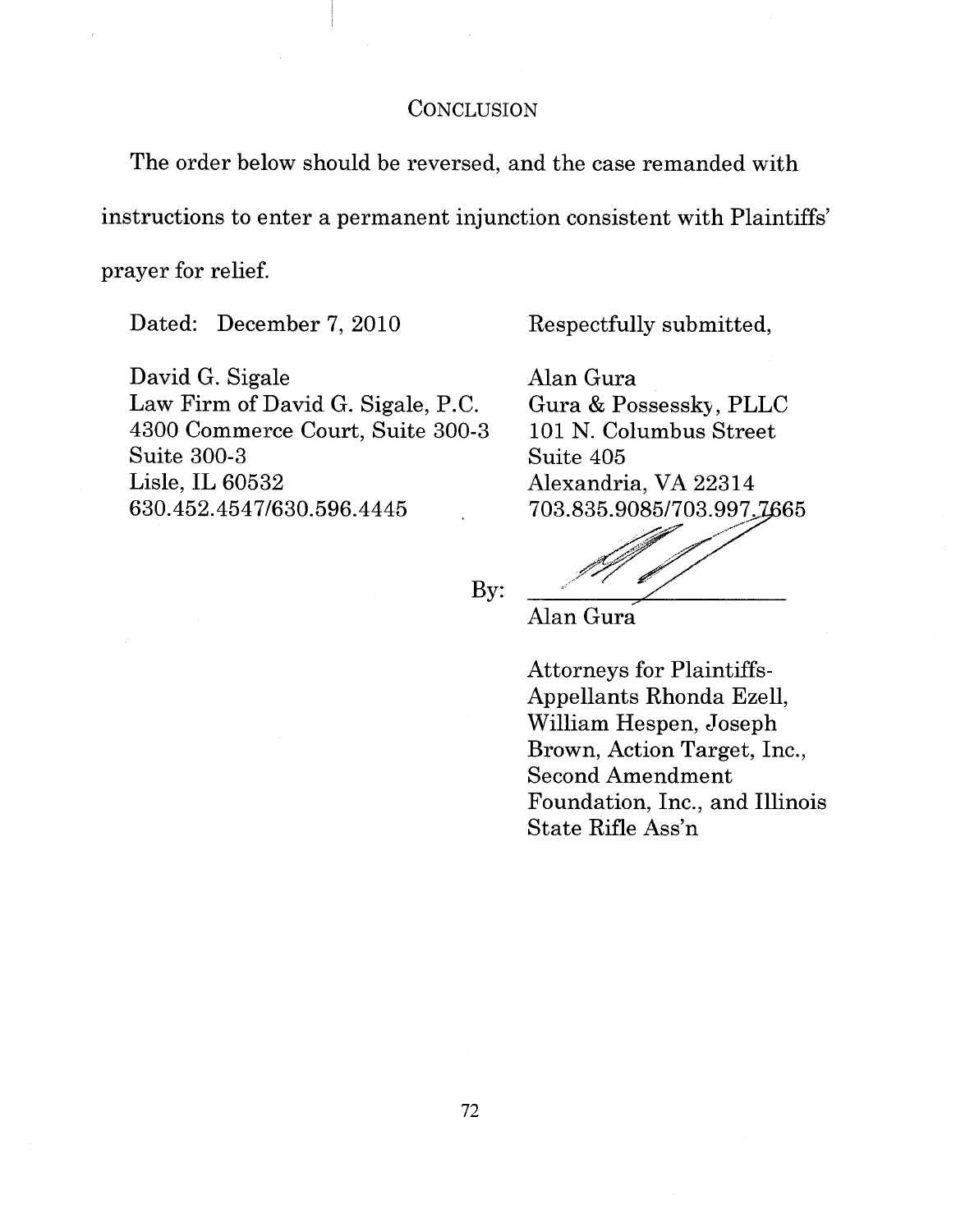## CONCLUSION

The order below should be reversed, and the case remanded with instructions to enter a permanent injunction consistent with Plaintiffs' prayer for relief.

Dated: December 7, 2010

Respectfully submitted,

David G. Sigale
Law Firm of David G. Sigale, P.C.
4300 Commerce Court, Suite 300-3
Suite 300-3
Lisle, IL 60532
630.452.4547/630.596.4445

Alan Gura
Gura & Possessky, PLLC
101 N. Columbus Street
Suite 405
Alexandria, VA 22314
703.835.9085/703.997.7665

By: ______________________
Alan Gura

Attorneys for Plaintiffs-Appellants Rhonda Ezell, William Hespen, Joseph Brown, Action Target, Inc., Second Amendment Foundation, Inc., and Illinois State Rifle Ass'n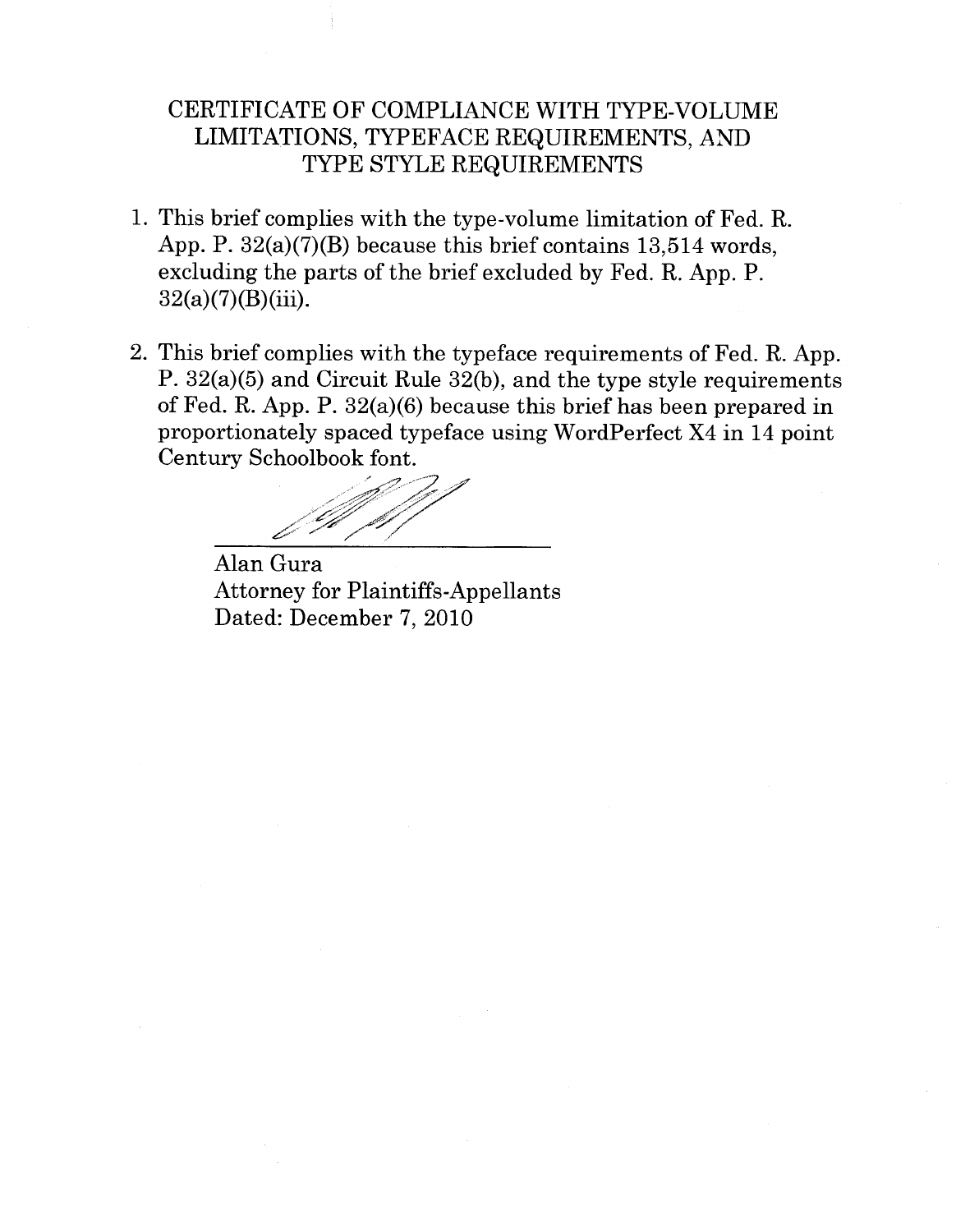## CERTIFICATE OF COMPLIANCE WITH TYPE-VOLUME LIMITATIONS, TYPEFACE REQUIREMENTS, AND TYPE STYLE REQUIREMENTS

1. This brief complies with the type-volume limitation of Fed. R. App. P. 32(a)(7)(B) because this brief contains 13,514 words, excluding the parts of the brief excluded by Fed. R. App. P. 32(a)(7)(B)(iii).

2. This brief complies with the typeface requirements of Fed. R. App. P. 32(a)(5) and Circuit Rule 32(b), and the type style requirements of Fed. R. App. P. 32(a)(6) because this brief has been prepared in proportionately spaced typeface using WordPerfect X4 in 14 point Century Schoolbook font.

Alan Gura
Attorney for Plaintiffs-Appellants
Dated: December 7, 2010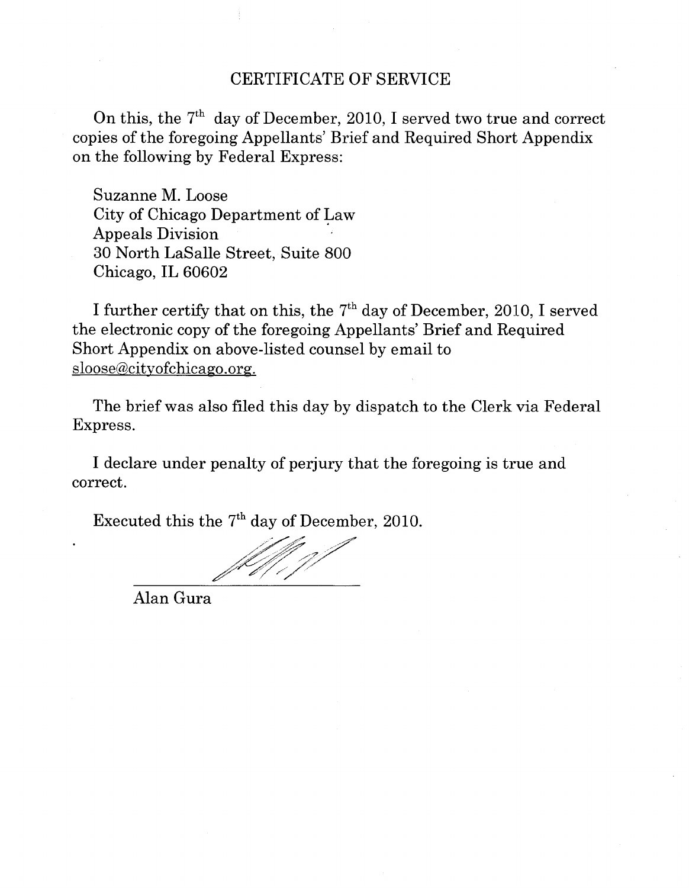# CERTIFICATE OF SERVICE

On this, the 7th day of December, 2010, I served two true and correct copies of the foregoing Appellants' Brief and Required Short Appendix on the following by Federal Express:

Suzanne M. Loose
City of Chicago Department of Law
Appeals Division
30 North LaSalle Street, Suite 800
Chicago, IL 60602

I further certify that on this, the 7th day of December, 2010, I served the electronic copy of the foregoing Appellants' Brief and Required Short Appendix on above-listed counsel by email to sloose@cityofchicago.org.

The brief was also filed this day by dispatch to the Clerk via Federal Express.

I declare under penalty of perjury that the foregoing is true and correct.

Executed this the 7th day of December, 2010.

Alan Gura